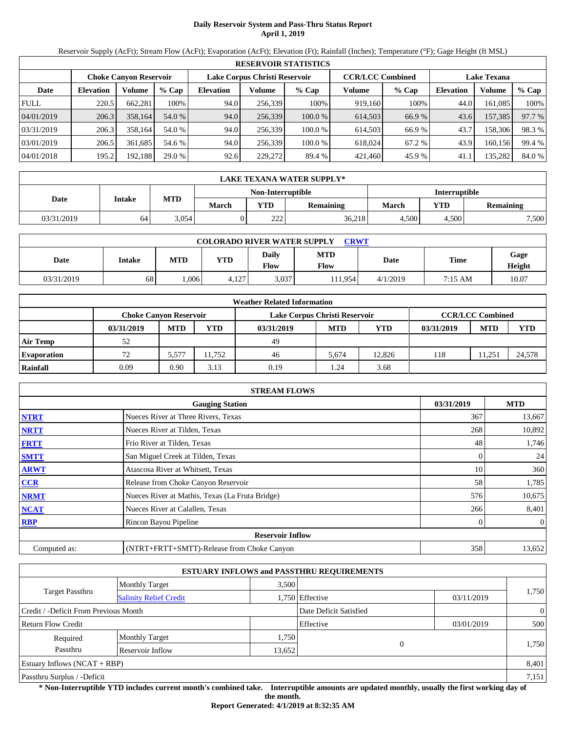# Daily Reservoir System and Pass-Thru Status Report
## April 1, 2019

Reservoir Supply (AcFt); Stream Flow (AcFt); Evaporation (AcFt); Elevation (Ft); Rainfall (Inches); Temperature (°F); Gage Height (ft MSL)

| RESERVOIR STATISTICS | | | | | | | | | | | |
|---|---|---|---|---|---|---|---|---|---|---|---|
| | Choke Canyon Reservoir | | | Lake Corpus Christi Reservoir | | | CCR/LCC Combined | | Lake Texana | | |
| Date | Elevation | Volume | % Cap | Elevation | Volume | % Cap | Volume | % Cap | Elevation | Volume | % Cap |
| FULL | 220.5 | 662,281 | 100% | 94.0 | 256,339 | 100% | 919,160 | 100% | 44.0 | 161,085 | 100% |
| 04/01/2019 | 206.3 | 358,164 | 54.0 % | 94.0 | 256,339 | 100.0 % | 614,503 | 66.9 % | 43.6 | 157,385 | 97.7 % |
| 03/31/2019 | 206.3 | 358,164 | 54.0 % | 94.0 | 256,339 | 100.0 % | 614,503 | 66.9 % | 43.7 | 158,306 | 98.3 % |
| 03/01/2019 | 206.5 | 361,685 | 54.6 % | 94.0 | 256,339 | 100.0 % | 618,024 | 67.2 % | 43.9 | 160,156 | 99.4 % |
| 04/01/2018 | 195.2 | 192,188 | 29.0 % | 92.6 | 229,272 | 89.4 % | 421,460 | 45.9 % | 41.1 | 135,282 | 84.0 % |

| LAKE TEXANA WATER SUPPLY* | | | | | | | | |
|---|---|---|---|---|---|---|---|---|
| Date | Intake | MTD | Non-Interruptible | | | Interruptible | | |
| | | | March | YTD | Remaining | March | YTD | Remaining |
| 03/31/2019 | 64 | 3,054 | 0 | 222 | 36,218 | 4,500 | 4,500 | 7,500 |

| COLORADO RIVER WATER SUPPLY CRWT | | | | | | | | |
|---|---|---|---|---|---|---|---|---|
| Date | Intake | MTD | YTD | Daily Flow | MTD Flow | Date | Time | Gage Height |
| 03/31/2019 | 68 | 1,006 | 4,127 | 3,037 | 111,954 | 4/1/2019 | 7:15 AM | 10.07 |

| Weather Related Information | | | | | | | | | |
|---|---|---|---|---|---|---|---|---|---|
| | Choke Canyon Reservoir | | | Lake Corpus Christi Reservoir | | | CCR/LCC Combined | | |
| | 03/31/2019 | MTD | YTD | 03/31/2019 | MTD | YTD | 03/31/2019 | MTD | YTD |
| Air Temp | 52 | | | 49 | | | | | |
| Evaporation | 72 | 5,577 | 11,752 | 46 | 5,674 | 12,826 | 118 | 11,251 | 24,578 |
| Rainfall | 0.09 | 0.90 | 3.13 | 0.19 | 1.24 | 3.68 | | | |

| STREAM FLOWS | | | |
|---|---|---|---|
| | Gauging Station | 03/31/2019 | MTD |
| NTRT | Nueces River at Three Rivers, Texas | 367 | 13,667 |
| NRTT | Nueces River at Tilden, Texas | 268 | 10,892 |
| FRTT | Frio River at Tilden, Texas | 48 | 1,746 |
| SMTT | San Miguel Creek at Tilden, Texas | 0 | 24 |
| ARWT | Atascosa River at Whitsett, Texas | 10 | 360 |
| CCR | Release from Choke Canyon Reservoir | 58 | 1,785 |
| NRMT | Nueces River at Mathis, Texas (La Fruta Bridge) | 576 | 10,675 |
| NCAT | Nueces River at Calallen, Texas | 266 | 8,401 |
| RBP | Rincon Bayou Pipeline | 0 | 0 |
| **Reservoir Inflow** | | | |
| Computed as: | (NTRT+FRTT+SMTT)-Release from Choke Canyon | 358 | 13,652 |

| ESTUARY INFLOWS and PASSTHRU REQUIREMENTS | | | | | |
|---|---|---|---|---|---|
| Target Passthru | Monthly Target | 3,500 | | | 1,750 |
| | Salinity Relief Credit | 1,750 | Effective | 03/11/2019 | |
| Credit / -Deficit From Previous Month | | | Date Deficit Satisfied | | 0 |
| Return Flow Credit | | | Effective | 03/01/2019 | 500 |
| Required Passthru | Monthly Target | 1,750 | 0 | | 1,750 |
| | Reservoir Inflow | 13,652 | | | |
| Estuary Inflows (NCAT + RBP) | | | | | 8,401 |
| Passthru Surplus / -Deficit | | | | | 7,151 |

**\* Non-Interruptible YTD includes current month's combined take. Interruptible amounts are updated monthly, usually the first working day of the month.**

**Report Generated: 4/1/2019 at 8:32:35 AM**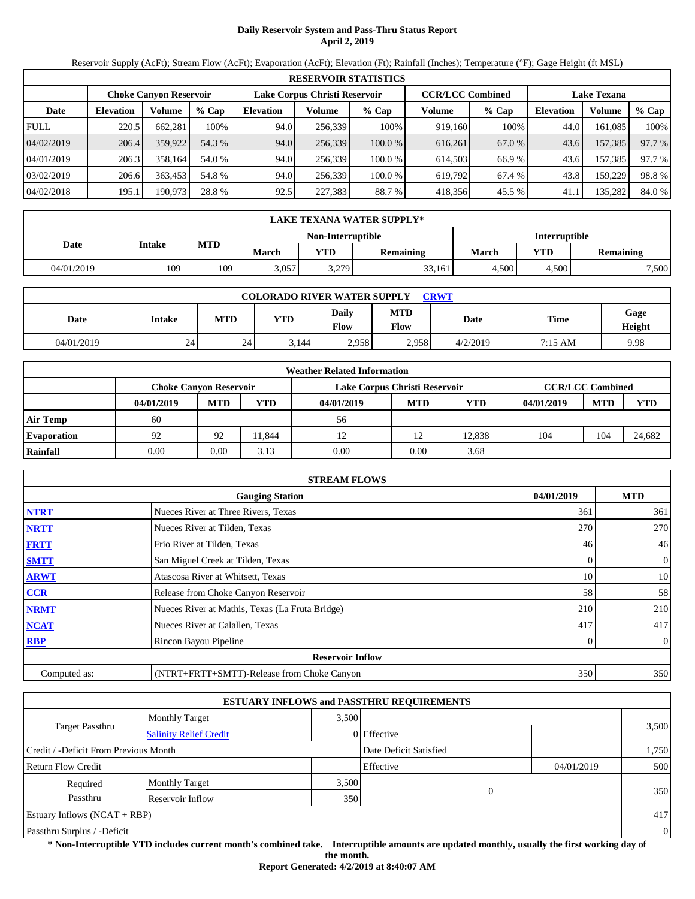# Daily Reservoir System and Pass-Thru Status Report
**April 2, 2019**

Reservoir Supply (AcFt); Stream Flow (AcFt); Evaporation (AcFt); Elevation (Ft); Rainfall (Inches); Temperature (°F); Gage Height (ft MSL)

| RESERVOIR STATISTICS | | | | | | | | | | | |
|---|---|---|---|---|---|---|---|---|---|---|---|
| | Choke Canyon Reservoir | | | Lake Corpus Christi Reservoir | | | CCR/LCC Combined | | Lake Texana | | |
| Date | Elevation | Volume | % Cap | Elevation | Volume | % Cap | Volume | % Cap | Elevation | Volume | % Cap |
| FULL | 220.5 | 662,281 | 100% | 94.0 | 256,339 | 100% | 919,160 | 100% | 44.0 | 161,085 | 100% |
| 04/02/2019 | 206.4 | 359,922 | 54.3 % | 94.0 | 256,339 | 100.0 % | 616,261 | 67.0 % | 43.6 | 157,385 | 97.7 % |
| 04/01/2019 | 206.3 | 358,164 | 54.0 % | 94.0 | 256,339 | 100.0 % | 614,503 | 66.9 % | 43.6 | 157,385 | 97.7 % |
| 03/02/2019 | 206.6 | 363,453 | 54.8 % | 94.0 | 256,339 | 100.0 % | 619,792 | 67.4 % | 43.8 | 159,229 | 98.8 % |
| 04/02/2018 | 195.1 | 190,973 | 28.8 % | 92.5 | 227,383 | 88.7 % | 418,356 | 45.5 % | 41.1 | 135,282 | 84.0 % |

| LAKE TEXANA WATER SUPPLY* | | | | | | | | |
|---|---|---|---|---|---|---|---|---|
| Date | Intake | MTD | Non-Interruptible | | | Interruptible | | |
| | | | March | YTD | Remaining | March | YTD | Remaining |
| 04/01/2019 | 109 | 109 | 3,057 | 3,279 | 33,161 | 4,500 | 4,500 | 7,500 |

| COLORADO RIVER WATER SUPPLY CRWT | | | | | | | | |
|---|---|---|---|---|---|---|---|---|
| Date | Intake | MTD | YTD | Daily Flow | MTD Flow | Date | Time | Gage Height |
| 04/01/2019 | 24 | 24 | 3,144 | 2,958 | 2,958 | 4/2/2019 | 7:15 AM | 9.98 |

| Weather Related Information | | | | | | | | | |
|---|---|---|---|---|---|---|---|---|---|
| | Choke Canyon Reservoir | | | Lake Corpus Christi Reservoir | | | CCR/LCC Combined | | |
| | 04/01/2019 | MTD | YTD | 04/01/2019 | MTD | YTD | 04/01/2019 | MTD | YTD |
| Air Temp | 60 | | | 56 | | | | | |
| Evaporation | 92 | 92 | 11,844 | 12 | 12 | 12,838 | 104 | 104 | 24,682 |
| Rainfall | 0.00 | 0.00 | 3.13 | 0.00 | 0.00 | 3.68 | | | |

| STREAM FLOWS | | | |
|---|---|---|---|
| | Gauging Station | 04/01/2019 | MTD |
| NTRT | Nueces River at Three Rivers, Texas | 361 | 361 |
| NRTT | Nueces River at Tilden, Texas | 270 | 270 |
| FRTT | Frio River at Tilden, Texas | 46 | 46 |
| SMTT | San Miguel Creek at Tilden, Texas | 0 | 0 |
| ARWT | Atascosa River at Whitsett, Texas | 10 | 10 |
| CCR | Release from Choke Canyon Reservoir | 58 | 58 |
| NRMT | Nueces River at Mathis, Texas (La Fruta Bridge) | 210 | 210 |
| NCAT | Nueces River at Calallen, Texas | 417 | 417 |
| RBP | Rincon Bayou Pipeline | 0 | 0 |
| | **Reservoir Inflow** | | |
| Computed as: | (NTRT+FRTT+SMTT)-Release from Choke Canyon | 350 | 350 |

| ESTUARY INFLOWS and PASSTHRU REQUIREMENTS | | | | | |
|---|---|---|---|---|---|
| Target Passthru | Monthly Target | 3,500 | | | 3,500 |
| | Salinity Relief Credit | 0 | Effective | | |
| Credit / -Deficit From Previous Month | | | Date Deficit Satisfied | | 1,750 |
| Return Flow Credit | | | Effective | 04/01/2019 | 500 |
| Required Passthru | Monthly Target | 3,500 | 0 | | 350 |
| | Reservoir Inflow | 350 | | | |
| Estuary Inflows (NCAT + RBP) | | | | | 417 |
| Passthru Surplus / -Deficit | | | | | 0 |

**\* Non-Interruptible YTD includes current month's combined take. Interruptible amounts are updated monthly, usually the first working day of the month.**

**Report Generated: 4/2/2019 at 8:40:07 AM**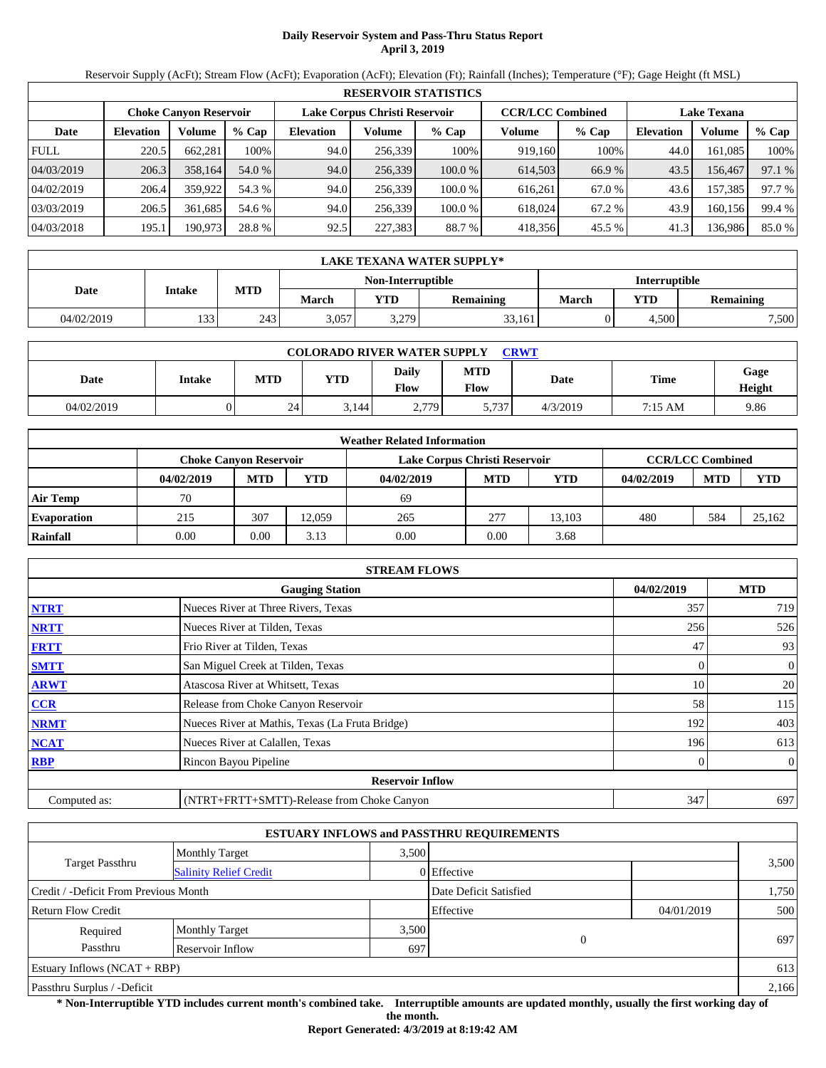# Daily Reservoir System and Pass-Thru Status Report
**April 3, 2019**

Reservoir Supply (AcFt); Stream Flow (AcFt); Evaporation (AcFt); Elevation (Ft); Rainfall (Inches); Temperature (°F); Gage Height (ft MSL)

| RESERVOIR STATISTICS | | | | | | | | | | | |
|---|---|---|---|---|---|---|---|---|---|---|---|
| | Choke Canyon Reservoir | | | Lake Corpus Christi Reservoir | | | CCR/LCC Combined | | Lake Texana | | |
| Date | Elevation | Volume | % Cap | Elevation | Volume | % Cap | Volume | % Cap | Elevation | Volume | % Cap |
| FULL | 220.5 | 662,281 | 100% | 94.0 | 256,339 | 100% | 919,160 | 100% | 44.0 | 161,085 | 100% |
| 04/03/2019 | 206.3 | 358,164 | 54.0 % | 94.0 | 256,339 | 100.0 % | 614,503 | 66.9 % | 43.5 | 156,467 | 97.1 % |
| 04/02/2019 | 206.4 | 359,922 | 54.3 % | 94.0 | 256,339 | 100.0 % | 616,261 | 67.0 % | 43.6 | 157,385 | 97.7 % |
| 03/03/2019 | 206.5 | 361,685 | 54.6 % | 94.0 | 256,339 | 100.0 % | 618,024 | 67.2 % | 43.9 | 160,156 | 99.4 % |
| 04/03/2018 | 195.1 | 190,973 | 28.8 % | 92.5 | 227,383 | 88.7 % | 418,356 | 45.5 % | 41.3 | 136,986 | 85.0 % |

| LAKE TEXANA WATER SUPPLY* | | | | | | | | |
|---|---|---|---|---|---|---|---|---|
| Date | Intake | MTD | Non-Interruptible | | | Interruptible | | |
| | | | March | YTD | Remaining | March | YTD | Remaining |
| 04/02/2019 | 133 | 243 | 3,057 | 3,279 | 33,161 | 0 | 4,500 | 7,500 |

| COLORADO RIVER WATER SUPPLY CRWT | | | | | | | | |
|---|---|---|---|---|---|---|---|---|
| Date | Intake | MTD | YTD | Daily Flow | MTD Flow | Date | Time | Gage Height |
| 04/02/2019 | 0 | 24 | 3,144 | 2,779 | 5,737 | 4/3/2019 | 7:15 AM | 9.86 |

| Weather Related Information | | | | | | | | | |
|---|---|---|---|---|---|---|---|---|---|
| | Choke Canyon Reservoir | | | Lake Corpus Christi Reservoir | | | CCR/LCC Combined | | |
| | 04/02/2019 | MTD | YTD | 04/02/2019 | MTD | YTD | 04/02/2019 | MTD | YTD |
| Air Temp | 70 | | | 69 | | | | | |
| Evaporation | 215 | 307 | 12,059 | 265 | 277 | 13,103 | 480 | 584 | 25,162 |
| Rainfall | 0.00 | 0.00 | 3.13 | 0.00 | 0.00 | 3.68 | | | |

| STREAM FLOWS | | | |
|---|---|---|---|
| | Gauging Station | 04/02/2019 | MTD |
| NTRT | Nueces River at Three Rivers, Texas | 357 | 719 |
| NRTT | Nueces River at Tilden, Texas | 256 | 526 |
| FRTT | Frio River at Tilden, Texas | 47 | 93 |
| SMTT | San Miguel Creek at Tilden, Texas | 0 | 0 |
| ARWT | Atascosa River at Whitsett, Texas | 10 | 20 |
| CCR | Release from Choke Canyon Reservoir | 58 | 115 |
| NRMT | Nueces River at Mathis, Texas (La Fruta Bridge) | 192 | 403 |
| NCAT | Nueces River at Calallen, Texas | 196 | 613 |
| RBP | Rincon Bayou Pipeline | 0 | 0 |
| **Reservoir Inflow** | | | |
| Computed as: | (NTRT+FRTT+SMTT)-Release from Choke Canyon | 347 | 697 |

| ESTUARY INFLOWS and PASSTHRU REQUIREMENTS | | | | | |
|---|---|---|---|---|---|
| Target Passthru | Monthly Target | 3,500 | | | 3,500 |
| | Salinity Relief Credit | 0 | Effective | | |
| Credit / -Deficit From Previous Month | | | Date Deficit Satisfied | | 1,750 |
| Return Flow Credit | | | Effective | 04/01/2019 | 500 |
| Required Passthru | Monthly Target | 3,500 | 0 | | 697 |
| | Reservoir Inflow | 697 | | | |
| Estuary Inflows (NCAT + RBP) | | | | | 613 |
| Passthru Surplus / -Deficit | | | | | 2,166 |

**\* Non-Interruptible YTD includes current month's combined take. Interruptible amounts are updated monthly, usually the first working day of the month.**

**Report Generated: 4/3/2019 at 8:19:42 AM**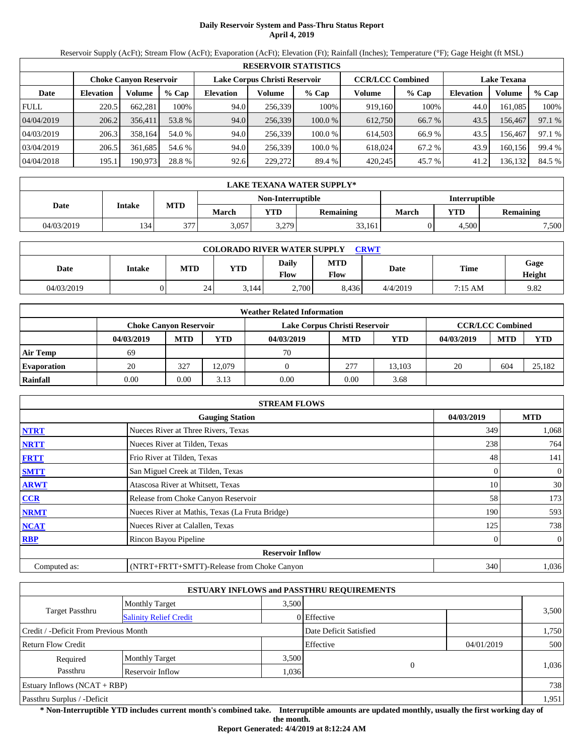# Daily Reservoir System and Pass-Thru Status Report
**April 4, 2019**

Reservoir Supply (AcFt); Stream Flow (AcFt); Evaporation (AcFt); Elevation (Ft); Rainfall (Inches); Temperature (°F); Gage Height (ft MSL)

| RESERVOIR STATISTICS | | | | | | | | | | | |
|---|---|---|---|---|---|---|---|---|---|---|---|
| | Choke Canyon Reservoir | | | Lake Corpus Christi Reservoir | | | CCR/LCC Combined | | Lake Texana | | |
| Date | Elevation | Volume | % Cap | Elevation | Volume | % Cap | Volume | % Cap | Elevation | Volume | % Cap |
| FULL | 220.5 | 662,281 | 100% | 94.0 | 256,339 | 100% | 919,160 | 100% | 44.0 | 161,085 | 100% |
| 04/04/2019 | 206.2 | 356,411 | 53.8 % | 94.0 | 256,339 | 100.0 % | 612,750 | 66.7 % | 43.5 | 156,467 | 97.1 % |
| 04/03/2019 | 206.3 | 358,164 | 54.0 % | 94.0 | 256,339 | 100.0 % | 614,503 | 66.9 % | 43.5 | 156,467 | 97.1 % |
| 03/04/2019 | 206.5 | 361,685 | 54.6 % | 94.0 | 256,339 | 100.0 % | 618,024 | 67.2 % | 43.9 | 160,156 | 99.4 % |
| 04/04/2018 | 195.1 | 190,973 | 28.8 % | 92.6 | 229,272 | 89.4 % | 420,245 | 45.7 % | 41.2 | 136,132 | 84.5 % |

| LAKE TEXANA WATER SUPPLY* | | | | | | | | |
|---|---|---|---|---|---|---|---|---|
| Date | Intake | MTD | Non-Interruptible | | | Interruptible | | |
| | | | March | YTD | Remaining | March | YTD | Remaining |
| 04/03/2019 | 134 | 377 | 3,057 | 3,279 | 33,161 | 0 | 4,500 | 7,500 |

| COLORADO RIVER WATER SUPPLY CRWT | | | | | | | | |
|---|---|---|---|---|---|---|---|---|
| Date | Intake | MTD | YTD | Daily Flow | MTD Flow | Date | Time | Gage Height |
| 04/03/2019 | 0 | 24 | 3,144 | 2,700 | 8,436 | 4/4/2019 | 7:15 AM | 9.82 |

| Weather Related Information | | | | | | | | | |
|---|---|---|---|---|---|---|---|---|---|
| | Choke Canyon Reservoir | | | Lake Corpus Christi Reservoir | | | CCR/LCC Combined | | |
| | 04/03/2019 | MTD | YTD | 04/03/2019 | MTD | YTD | 04/03/2019 | MTD | YTD |
| Air Temp | 69 | | | 70 | | | | | |
| Evaporation | 20 | 327 | 12,079 | 0 | 277 | 13,103 | 20 | 604 | 25,182 |
| Rainfall | 0.00 | 0.00 | 3.13 | 0.00 | 0.00 | 3.68 | | | |

| STREAM FLOWS | | | |
|---|---|---|---|
| | Gauging Station | 04/03/2019 | MTD |
| NTRT | Nueces River at Three Rivers, Texas | 349 | 1,068 |
| NRTT | Nueces River at Tilden, Texas | 238 | 764 |
| FRTT | Frio River at Tilden, Texas | 48 | 141 |
| SMTT | San Miguel Creek at Tilden, Texas | 0 | 0 |
| ARWT | Atascosa River at Whitsett, Texas | 10 | 30 |
| CCR | Release from Choke Canyon Reservoir | 58 | 173 |
| NRMT | Nueces River at Mathis, Texas (La Fruta Bridge) | 190 | 593 |
| NCAT | Nueces River at Calallen, Texas | 125 | 738 |
| RBP | Rincon Bayou Pipeline | 0 | 0 |
| **Reservoir Inflow** | | | |
| Computed as: | (NTRT+FRTT+SMTT)-Release from Choke Canyon | 340 | 1,036 |

| ESTUARY INFLOWS and PASSTHRU REQUIREMENTS | | | | | |
|---|---|---|---|---|---|
| Target Passthru | Monthly Target | 3,500 | | | 3,500 |
| | Salinity Relief Credit | 0 | Effective | | |
| Credit / -Deficit From Previous Month | | | Date Deficit Satisfied | | 1,750 |
| Return Flow Credit | | | Effective | 04/01/2019 | 500 |
| Required Passthru | Monthly Target | 3,500 | 0 | | 1,036 |
| | Reservoir Inflow | 1,036 | | | |
| Estuary Inflows (NCAT + RBP) | | | | | 738 |
| Passthru Surplus / -Deficit | | | | | 1,951 |

**\* Non-Interruptible YTD includes current month's combined take. Interruptible amounts are updated monthly, usually the first working day of the month.**

**Report Generated: 4/4/2019 at 8:12:24 AM**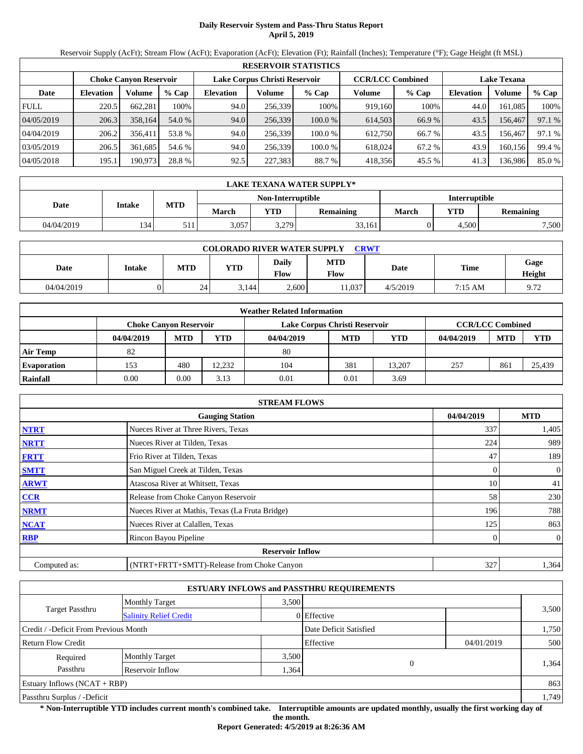# Daily Reservoir System and Pass-Thru Status Report
## April 5, 2019

Reservoir Supply (AcFt); Stream Flow (AcFt); Evaporation (AcFt); Elevation (Ft); Rainfall (Inches); Temperature (°F); Gage Height (ft MSL)

| RESERVOIR STATISTICS | | | | | | | | | | | |
|---|---|---|---|---|---|---|---|---|---|---|---|
| | Choke Canyon Reservoir | | | Lake Corpus Christi Reservoir | | | CCR/LCC Combined | | Lake Texana | | |
| Date | Elevation | Volume | % Cap | Elevation | Volume | % Cap | Volume | % Cap | Elevation | Volume | % Cap |
| FULL | 220.5 | 662,281 | 100% | 94.0 | 256,339 | 100% | 919,160 | 100% | 44.0 | 161,085 | 100% |
| 04/05/2019 | 206.3 | 358,164 | 54.0 % | 94.0 | 256,339 | 100.0 % | 614,503 | 66.9 % | 43.5 | 156,467 | 97.1 % |
| 04/04/2019 | 206.2 | 356,411 | 53.8 % | 94.0 | 256,339 | 100.0 % | 612,750 | 66.7 % | 43.5 | 156,467 | 97.1 % |
| 03/05/2019 | 206.5 | 361,685 | 54.6 % | 94.0 | 256,339 | 100.0 % | 618,024 | 67.2 % | 43.9 | 160,156 | 99.4 % |
| 04/05/2018 | 195.1 | 190,973 | 28.8 % | 92.5 | 227,383 | 88.7 % | 418,356 | 45.5 % | 41.3 | 136,986 | 85.0 % |

| LAKE TEXANA WATER SUPPLY* | | | | | | | | |
|---|---|---|---|---|---|---|---|---|
| Date | Intake | MTD | Non-Interruptible | | | Interruptible | | |
| | | | March | YTD | Remaining | March | YTD | Remaining |
| 04/04/2019 | 134 | 511 | 3,057 | 3,279 | 33,161 | 0 | 4,500 | 7,500 |

| COLORADO RIVER WATER SUPPLY CRWT | | | | | | | | |
|---|---|---|---|---|---|---|---|---|
| Date | Intake | MTD | YTD | Daily Flow | MTD Flow | Date | Time | Gage Height |
| 04/04/2019 | 0 | 24 | 3,144 | 2,600 | 11,037 | 4/5/2019 | 7:15 AM | 9.72 |

| Weather Related Information | | | | | | | | | |
|---|---|---|---|---|---|---|---|---|---|
| | Choke Canyon Reservoir | | | Lake Corpus Christi Reservoir | | | CCR/LCC Combined | | |
| | 04/04/2019 | MTD | YTD | 04/04/2019 | MTD | YTD | 04/04/2019 | MTD | YTD |
| Air Temp | 82 | | | 80 | | | | | |
| Evaporation | 153 | 480 | 12,232 | 104 | 381 | 13,207 | 257 | 861 | 25,439 |
| Rainfall | 0.00 | 0.00 | 3.13 | 0.01 | 0.01 | 3.69 | | | |

| STREAM FLOWS | | | |
|---|---|---|---|
| | Gauging Station | 04/04/2019 | MTD |
| NTRT | Nueces River at Three Rivers, Texas | 337 | 1,405 |
| NRTT | Nueces River at Tilden, Texas | 224 | 989 |
| FRTT | Frio River at Tilden, Texas | 47 | 189 |
| SMTT | San Miguel Creek at Tilden, Texas | 0 | 0 |
| ARWT | Atascosa River at Whitsett, Texas | 10 | 41 |
| CCR | Release from Choke Canyon Reservoir | 58 | 230 |
| NRMT | Nueces River at Mathis, Texas (La Fruta Bridge) | 196 | 788 |
| NCAT | Nueces River at Calallen, Texas | 125 | 863 |
| RBP | Rincon Bayou Pipeline | 0 | 0 |
| **Reservoir Inflow** | | | |
| Computed as: | (NTRT+FRTT+SMTT)-Release from Choke Canyon | 327 | 1,364 |

| ESTUARY INFLOWS and PASSTHRU REQUIREMENTS | | | | | |
|---|---|---|---|---|---|
| Target Passthru | Monthly Target | 3,500 | | | 3,500 |
| | Salinity Relief Credit | 0 | Effective | | |
| Credit / -Deficit From Previous Month | | | Date Deficit Satisfied | | 1,750 |
| Return Flow Credit | | | Effective | 04/01/2019 | 500 |
| Required Passthru | Monthly Target | 3,500 | 0 | | 1,364 |
| | Reservoir Inflow | 1,364 | | | |
| Estuary Inflows (NCAT + RBP) | | | | | 863 |
| Passthru Surplus / -Deficit | | | | | 1,749 |

**\* Non-Interruptible YTD includes current month's combined take. Interruptible amounts are updated monthly, usually the first working day of the month.**

**Report Generated: 4/5/2019 at 8:26:36 AM**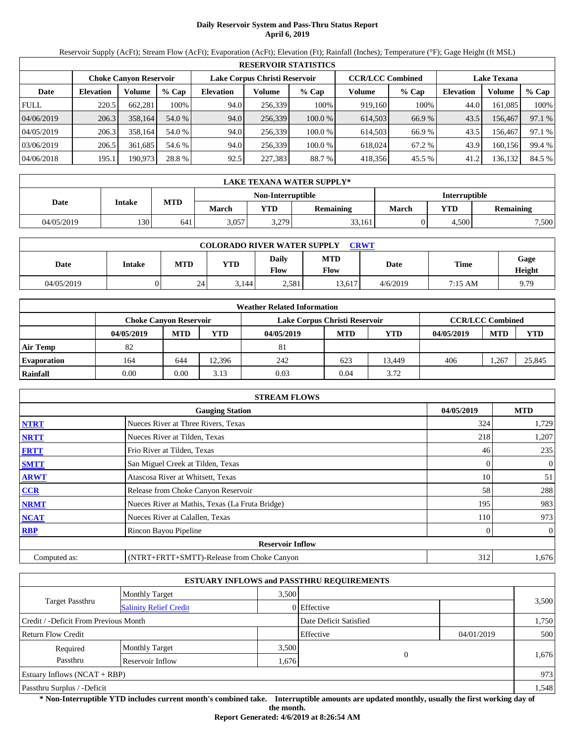# Daily Reservoir System and Pass-Thru Status Report
**April 6, 2019**

Reservoir Supply (AcFt); Stream Flow (AcFt); Evaporation (AcFt); Elevation (Ft); Rainfall (Inches); Temperature (°F); Gage Height (ft MSL)

| RESERVOIR STATISTICS | | | | | | | | | | | |
|---|---|---|---|---|---|---|---|---|---|---|---|
| | Choke Canyon Reservoir | | | Lake Corpus Christi Reservoir | | | CCR/LCC Combined | | Lake Texana | | |
| Date | Elevation | Volume | % Cap | Elevation | Volume | % Cap | Volume | % Cap | Elevation | Volume | % Cap |
| FULL | 220.5 | 662,281 | 100% | 94.0 | 256,339 | 100% | 919,160 | 100% | 44.0 | 161,085 | 100% |
| 04/06/2019 | 206.3 | 358,164 | 54.0 % | 94.0 | 256,339 | 100.0 % | 614,503 | 66.9 % | 43.5 | 156,467 | 97.1 % |
| 04/05/2019 | 206.3 | 358,164 | 54.0 % | 94.0 | 256,339 | 100.0 % | 614,503 | 66.9 % | 43.5 | 156,467 | 97.1 % |
| 03/06/2019 | 206.5 | 361,685 | 54.6 % | 94.0 | 256,339 | 100.0 % | 618,024 | 67.2 % | 43.9 | 160,156 | 99.4 % |
| 04/06/2018 | 195.1 | 190,973 | 28.8 % | 92.5 | 227,383 | 88.7 % | 418,356 | 45.5 % | 41.2 | 136,132 | 84.5 % |

| LAKE TEXANA WATER SUPPLY* | | | | | | | | |
|---|---|---|---|---|---|---|---|---|
| Date | Intake | MTD | Non-Interruptible | | | Interruptible | | |
| | | | March | YTD | Remaining | March | YTD | Remaining |
| 04/05/2019 | 130 | 641 | 3,057 | 3,279 | 33,161 | 0 | 4,500 | 7,500 |

| COLORADO RIVER WATER SUPPLY CRWT | | | | | | | | |
|---|---|---|---|---|---|---|---|---|
| Date | Intake | MTD | YTD | Daily Flow | MTD Flow | Date | Time | Gage Height |
| 04/05/2019 | 0 | 24 | 3,144 | 2,581 | 13,617 | 4/6/2019 | 7:15 AM | 9.79 |

| Weather Related Information | | | | | | | | | |
|---|---|---|---|---|---|---|---|---|---|
| | Choke Canyon Reservoir | | | Lake Corpus Christi Reservoir | | | CCR/LCC Combined | | |
| | 04/05/2019 | MTD | YTD | 04/05/2019 | MTD | YTD | 04/05/2019 | MTD | YTD |
| Air Temp | 82 | | | 81 | | | | | |
| Evaporation | 164 | 644 | 12,396 | 242 | 623 | 13,449 | 406 | 1,267 | 25,845 |
| Rainfall | 0.00 | 0.00 | 3.13 | 0.03 | 0.04 | 3.72 | | | |

| STREAM FLOWS | | | |
|---|---|---|---|
| | Gauging Station | 04/05/2019 | MTD |
| NTRT | Nueces River at Three Rivers, Texas | 324 | 1,729 |
| NRTT | Nueces River at Tilden, Texas | 218 | 1,207 |
| FRTT | Frio River at Tilden, Texas | 46 | 235 |
| SMTT | San Miguel Creek at Tilden, Texas | 0 | 0 |
| ARWT | Atascosa River at Whitsett, Texas | 10 | 51 |
| CCR | Release from Choke Canyon Reservoir | 58 | 288 |
| NRMT | Nueces River at Mathis, Texas (La Fruta Bridge) | 195 | 983 |
| NCAT | Nueces River at Calallen, Texas | 110 | 973 |
| RBP | Rincon Bayou Pipeline | 0 | 0 |
| | **Reservoir Inflow** | | |
| Computed as: | (NTRT+FRTT+SMTT)-Release from Choke Canyon | 312 | 1,676 |

| ESTUARY INFLOWS and PASSTHRU REQUIREMENTS | | | | | |
|---|---|---|---|---|---|
| Target Passthru | Monthly Target | 3,500 | | | 3,500 |
| | Salinity Relief Credit | 0 | Effective | | |
| Credit / -Deficit From Previous Month | | | Date Deficit Satisfied | | 1,750 |
| Return Flow Credit | | | Effective | 04/01/2019 | 500 |
| Required Passthru | Monthly Target | 3,500 | 0 | | 1,676 |
| | Reservoir Inflow | 1,676 | | | |
| Estuary Inflows (NCAT + RBP) | | | | | 973 |
| Passthru Surplus / -Deficit | | | | | 1,548 |

**\* Non-Interruptible YTD includes current month's combined take. Interruptible amounts are updated monthly, usually the first working day of the month.**

**Report Generated: 4/6/2019 at 8:26:54 AM**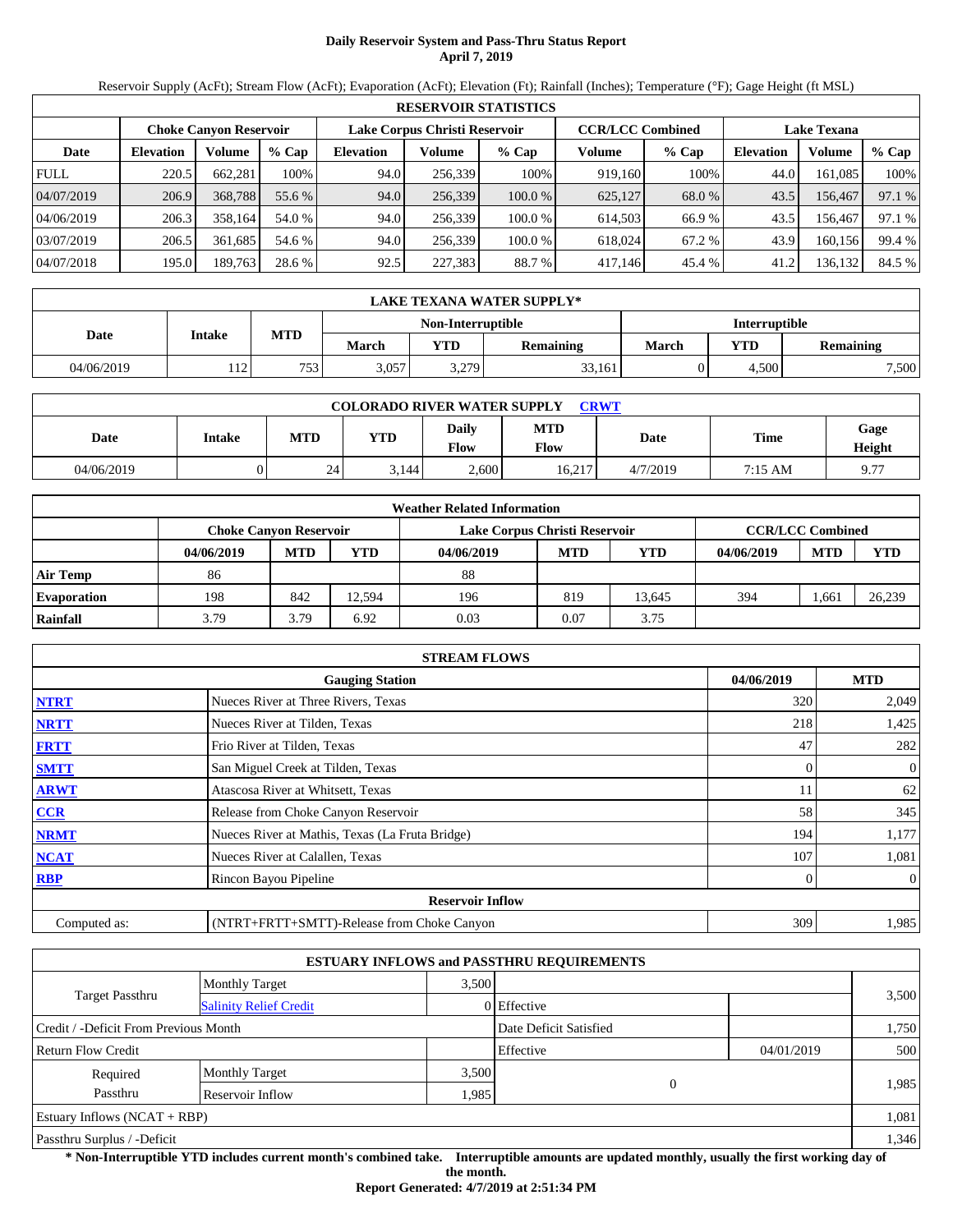# Daily Reservoir System and Pass-Thru Status Report
## April 7, 2019

Reservoir Supply (AcFt); Stream Flow (AcFt); Evaporation (AcFt); Elevation (Ft); Rainfall (Inches); Temperature (°F); Gage Height (ft MSL)

| RESERVOIR STATISTICS | | | | | | | | | | | |
|---|---|---|---|---|---|---|---|---|---|---|---|
| | Choke Canyon Reservoir | | | Lake Corpus Christi Reservoir | | | CCR/LCC Combined | | Lake Texana | | |
| Date | Elevation | Volume | % Cap | Elevation | Volume | % Cap | Volume | % Cap | Elevation | Volume | % Cap |
| FULL | 220.5 | 662,281 | 100% | 94.0 | 256,339 | 100% | 919,160 | 100% | 44.0 | 161,085 | 100% |
| 04/07/2019 | 206.9 | 368,788 | 55.6 % | 94.0 | 256,339 | 100.0 % | 625,127 | 68.0 % | 43.5 | 156,467 | 97.1 % |
| 04/06/2019 | 206.3 | 358,164 | 54.0 % | 94.0 | 256,339 | 100.0 % | 614,503 | 66.9 % | 43.5 | 156,467 | 97.1 % |
| 03/07/2019 | 206.5 | 361,685 | 54.6 % | 94.0 | 256,339 | 100.0 % | 618,024 | 67.2 % | 43.9 | 160,156 | 99.4 % |
| 04/07/2018 | 195.0 | 189,763 | 28.6 % | 92.5 | 227,383 | 88.7 % | 417,146 | 45.4 % | 41.2 | 136,132 | 84.5 % |

| LAKE TEXANA WATER SUPPLY* | | | | | | | | |
|---|---|---|---|---|---|---|---|---|
| Date | Intake | MTD | Non-Interruptible | | | Interruptible | | |
| | | | March | YTD | Remaining | March | YTD | Remaining |
| 04/06/2019 | 112 | 753 | 3,057 | 3,279 | 33,161 | 0 | 4,500 | 7,500 |

| COLORADO RIVER WATER SUPPLY CRWT | | | | | | | | |
|---|---|---|---|---|---|---|---|---|
| Date | Intake | MTD | YTD | Daily Flow | MTD Flow | Date | Time | Gage Height |
| 04/06/2019 | 0 | 24 | 3,144 | 2,600 | 16,217 | 4/7/2019 | 7:15 AM | 9.77 |

| Weather Related Information | | | | | | | | | |
|---|---|---|---|---|---|---|---|---|---|
| | Choke Canyon Reservoir | | | Lake Corpus Christi Reservoir | | | CCR/LCC Combined | | |
| | 04/06/2019 | MTD | YTD | 04/06/2019 | MTD | YTD | 04/06/2019 | MTD | YTD |
| Air Temp | 86 | | | 88 | | | | | |
| Evaporation | 198 | 842 | 12,594 | 196 | 819 | 13,645 | 394 | 1,661 | 26,239 |
| Rainfall | 3.79 | 3.79 | 6.92 | 0.03 | 0.07 | 3.75 | | | |

| STREAM FLOWS | | | |
|---|---|---|---|
| | Gauging Station | 04/06/2019 | MTD |
| NTRT | Nueces River at Three Rivers, Texas | 320 | 2,049 |
| NRTT | Nueces River at Tilden, Texas | 218 | 1,425 |
| FRTT | Frio River at Tilden, Texas | 47 | 282 |
| SMTT | San Miguel Creek at Tilden, Texas | 0 | 0 |
| ARWT | Atascosa River at Whitsett, Texas | 11 | 62 |
| CCR | Release from Choke Canyon Reservoir | 58 | 345 |
| NRMT | Nueces River at Mathis, Texas (La Fruta Bridge) | 194 | 1,177 |
| NCAT | Nueces River at Calallen, Texas | 107 | 1,081 |
| RBP | Rincon Bayou Pipeline | 0 | 0 |
| | Reservoir Inflow | | |
| Computed as: | (NTRT+FRTT+SMTT)-Release from Choke Canyon | 309 | 1,985 |

| ESTUARY INFLOWS and PASSTHRU REQUIREMENTS | | | | | |
|---|---|---|---|---|---|
| Target Passthru | Monthly Target | 3,500 | | | 3,500 |
| | Salinity Relief Credit | 0 | Effective | | |
| Credit / -Deficit From Previous Month | | | Date Deficit Satisfied | | 1,750 |
| Return Flow Credit | | | Effective | 04/01/2019 | 500 |
| Required Passthru | Monthly Target | 3,500 | 0 | | 1,985 |
| | Reservoir Inflow | 1,985 | | | |
| Estuary Inflows (NCAT + RBP) | | | | | 1,081 |
| Passthru Surplus / -Deficit | | | | | 1,346 |

**\* Non-Interruptible YTD includes current month's combined take. Interruptible amounts are updated monthly, usually the first working day of the month.**

**Report Generated: 4/7/2019 at 2:51:34 PM**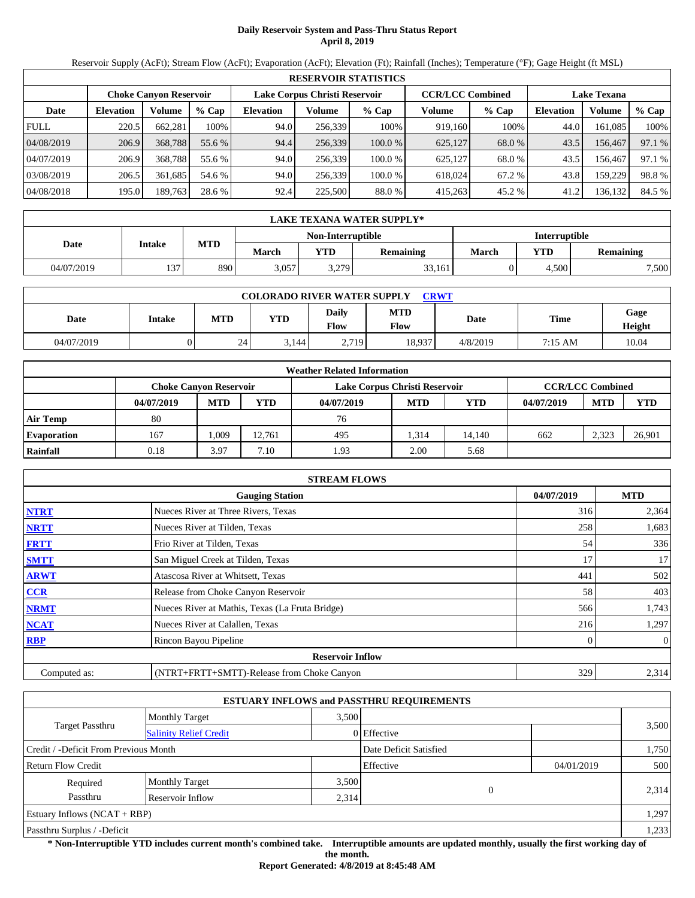# Daily Reservoir System and Pass-Thru Status Report
## April 8, 2019

Reservoir Supply (AcFt); Stream Flow (AcFt); Evaporation (AcFt); Elevation (Ft); Rainfall (Inches); Temperature (°F); Gage Height (ft MSL)

| RESERVOIR STATISTICS | | | | | | | | | | |
|---|---|---|---|---|---|---|---|---|---|---|
| | Choke Canyon Reservoir | | | Lake Corpus Christi Reservoir | | | CCR/LCC Combined | | Lake Texana | | |
| Date | Elevation | Volume | % Cap | Elevation | Volume | % Cap | Volume | % Cap | Elevation | Volume | % Cap |
| FULL | 220.5 | 662,281 | 100% | 94.0 | 256,339 | 100% | 919,160 | 100% | 44.0 | 161,085 | 100% |
| 04/08/2019 | 206.9 | 368,788 | 55.6 % | 94.4 | 256,339 | 100.0 % | 625,127 | 68.0 % | 43.5 | 156,467 | 97.1 % |
| 04/07/2019 | 206.9 | 368,788 | 55.6 % | 94.0 | 256,339 | 100.0 % | 625,127 | 68.0 % | 43.5 | 156,467 | 97.1 % |
| 03/08/2019 | 206.5 | 361,685 | 54.6 % | 94.0 | 256,339 | 100.0 % | 618,024 | 67.2 % | 43.8 | 159,229 | 98.8 % |
| 04/08/2018 | 195.0 | 189,763 | 28.6 % | 92.4 | 225,500 | 88.0 % | 415,263 | 45.2 % | 41.2 | 136,132 | 84.5 % |

| LAKE TEXANA WATER SUPPLY* | | | | | | | | |
|---|---|---|---|---|---|---|---|---|
| Date | Intake | MTD | Non-Interruptible | | | Interruptible | | |
| | | | March | YTD | Remaining | March | YTD | Remaining |
| 04/07/2019 | 137 | 890 | 3,057 | 3,279 | 33,161 | 0 | 4,500 | 7,500 |

| COLORADO RIVER WATER SUPPLY CRWT | | | | | | | | |
|---|---|---|---|---|---|---|---|---|
| Date | Intake | MTD | YTD | Daily Flow | MTD Flow | Date | Time | Gage Height |
| 04/07/2019 | 0 | 24 | 3,144 | 2,719 | 18,937 | 4/8/2019 | 7:15 AM | 10.04 |

| Weather Related Information | | | | | | | | | |
|---|---|---|---|---|---|---|---|---|---|
| | Choke Canyon Reservoir | | | Lake Corpus Christi Reservoir | | | CCR/LCC Combined | | |
| | 04/07/2019 | MTD | YTD | 04/07/2019 | MTD | YTD | 04/07/2019 | MTD | YTD |
| Air Temp | 80 | | | 76 | | | | | |
| Evaporation | 167 | 1,009 | 12,761 | 495 | 1,314 | 14,140 | 662 | 2,323 | 26,901 |
| Rainfall | 0.18 | 3.97 | 7.10 | 1.93 | 2.00 | 5.68 | | | |

| STREAM FLOWS | | | |
|---|---|---|---|
| | Gauging Station | 04/07/2019 | MTD |
| NTRT | Nueces River at Three Rivers, Texas | 316 | 2,364 |
| NRTT | Nueces River at Tilden, Texas | 258 | 1,683 |
| FRTT | Frio River at Tilden, Texas | 54 | 336 |
| SMTT | San Miguel Creek at Tilden, Texas | 17 | 17 |
| ARWT | Atascosa River at Whitsett, Texas | 441 | 502 |
| CCR | Release from Choke Canyon Reservoir | 58 | 403 |
| NRMT | Nueces River at Mathis, Texas (La Fruta Bridge) | 566 | 1,743 |
| NCAT | Nueces River at Calallen, Texas | 216 | 1,297 |
| RBP | Rincon Bayou Pipeline | 0 | 0 |
| | Reservoir Inflow | | |
| Computed as: | (NTRT+FRTT+SMTT)-Release from Choke Canyon | 329 | 2,314 |

| ESTUARY INFLOWS and PASSTHRU REQUIREMENTS | | | | | |
|---|---|---|---|---|---|
| Target Passthru | Monthly Target | 3,500 | | | 3,500 |
| | Salinity Relief Credit | 0 | Effective | | |
| Credit / -Deficit From Previous Month | | | Date Deficit Satisfied | | 1,750 |
| Return Flow Credit | | | Effective | 04/01/2019 | 500 |
| Required Passthru | Monthly Target | 3,500 | 0 | | 2,314 |
| | Reservoir Inflow | 2,314 | | | |
| Estuary Inflows (NCAT + RBP) | | | | | 1,297 |
| Passthru Surplus / -Deficit | | | | | 1,233 |

**\* Non-Interruptible YTD includes current month's combined take. Interruptible amounts are updated monthly, usually the first working day of the month.**

**Report Generated: 4/8/2019 at 8:45:48 AM**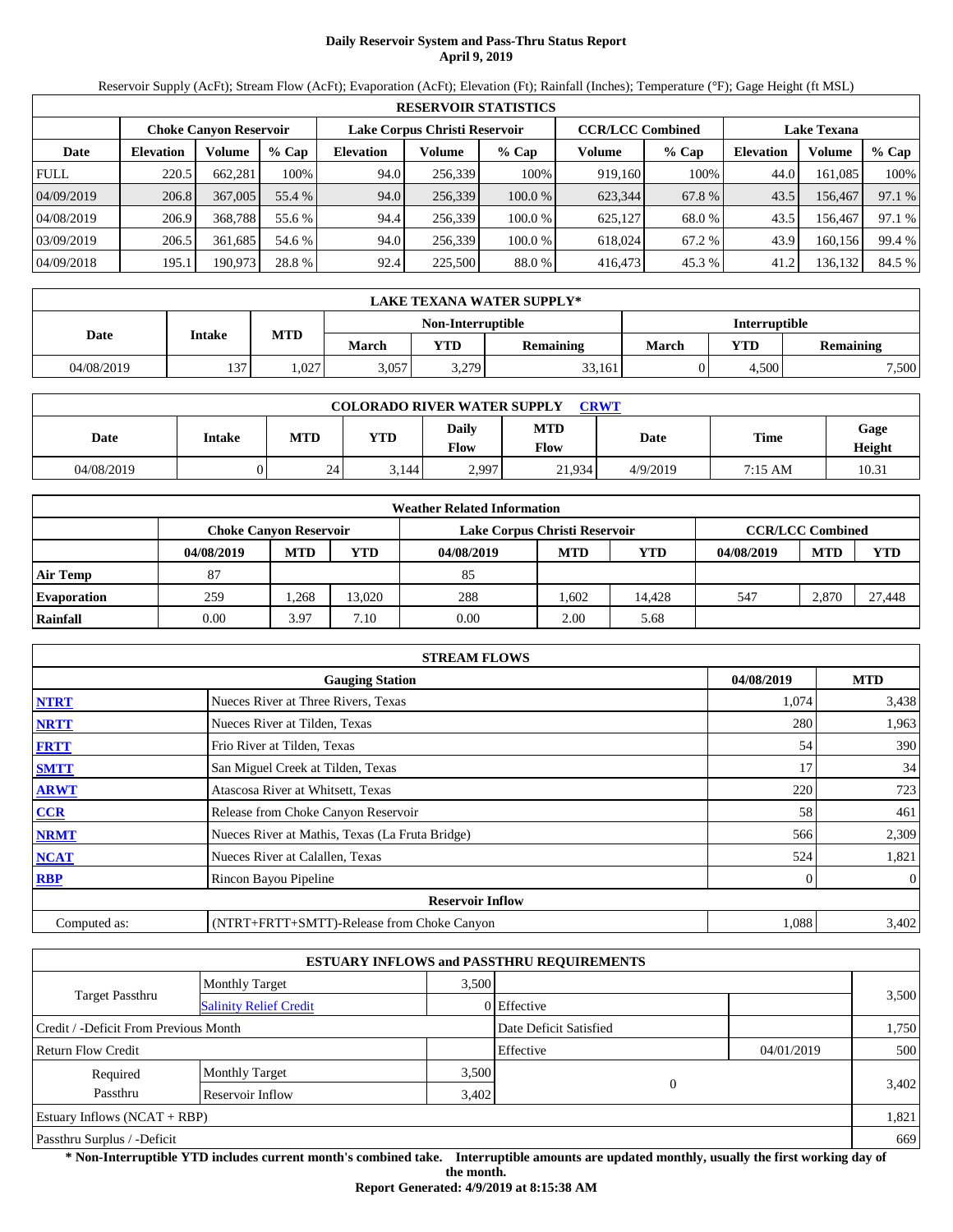# Daily Reservoir System and Pass-Thru Status Report
## April 9, 2019

Reservoir Supply (AcFt); Stream Flow (AcFt); Evaporation (AcFt); Elevation (Ft); Rainfall (Inches); Temperature (°F); Gage Height (ft MSL)

| RESERVOIR STATISTICS | | | | | | | | | | | |
|---|---|---|---|---|---|---|---|---|---|---|---|
| | Choke Canyon Reservoir | | | Lake Corpus Christi Reservoir | | | CCR/LCC Combined | | Lake Texana | | |
| Date | Elevation | Volume | % Cap | Elevation | Volume | % Cap | Volume | % Cap | Elevation | Volume | % Cap |
| FULL | 220.5 | 662,281 | 100% | 94.0 | 256,339 | 100% | 919,160 | 100% | 44.0 | 161,085 | 100% |
| 04/09/2019 | 206.8 | 367,005 | 55.4 % | 94.0 | 256,339 | 100.0 % | 623,344 | 67.8 % | 43.5 | 156,467 | 97.1 % |
| 04/08/2019 | 206.9 | 368,788 | 55.6 % | 94.4 | 256,339 | 100.0 % | 625,127 | 68.0 % | 43.5 | 156,467 | 97.1 % |
| 03/09/2019 | 206.5 | 361,685 | 54.6 % | 94.0 | 256,339 | 100.0 % | 618,024 | 67.2 % | 43.9 | 160,156 | 99.4 % |
| 04/09/2018 | 195.1 | 190,973 | 28.8 % | 92.4 | 225,500 | 88.0 % | 416,473 | 45.3 % | 41.2 | 136,132 | 84.5 % |

| LAKE TEXANA WATER SUPPLY* | | | | | | | | |
|---|---|---|---|---|---|---|---|---|
| Date | Intake | MTD | Non-Interruptible | | | Interruptible | | |
| | | | March | YTD | Remaining | March | YTD | Remaining |
| 04/08/2019 | 137 | 1,027 | 3,057 | 3,279 | 33,161 | 0 | 4,500 | 7,500 |

| COLORADO RIVER WATER SUPPLY CRWT | | | | | | | | |
|---|---|---|---|---|---|---|---|---|
| Date | Intake | MTD | YTD | Daily Flow | MTD Flow | Date | Time | Gage Height |
| 04/08/2019 | 0 | 24 | 3,144 | 2,997 | 21,934 | 4/9/2019 | 7:15 AM | 10.31 |

| Weather Related Information | | | | | | | | | |
|---|---|---|---|---|---|---|---|---|---|
| | Choke Canyon Reservoir | | | Lake Corpus Christi Reservoir | | | CCR/LCC Combined | | |
| | 04/08/2019 | MTD | YTD | 04/08/2019 | MTD | YTD | 04/08/2019 | MTD | YTD |
| Air Temp | 87 | | | 85 | | | | | |
| Evaporation | 259 | 1,268 | 13,020 | 288 | 1,602 | 14,428 | 547 | 2,870 | 27,448 |
| Rainfall | 0.00 | 3.97 | 7.10 | 0.00 | 2.00 | 5.68 | | | |

| STREAM FLOWS | | | |
|---|---|---|---|
| | Gauging Station | 04/08/2019 | MTD |
| NTRT | Nueces River at Three Rivers, Texas | 1,074 | 3,438 |
| NRTT | Nueces River at Tilden, Texas | 280 | 1,963 |
| FRTT | Frio River at Tilden, Texas | 54 | 390 |
| SMTT | San Miguel Creek at Tilden, Texas | 17 | 34 |
| ARWT | Atascosa River at Whitsett, Texas | 220 | 723 |
| CCR | Release from Choke Canyon Reservoir | 58 | 461 |
| NRMT | Nueces River at Mathis, Texas (La Fruta Bridge) | 566 | 2,309 |
| NCAT | Nueces River at Calallen, Texas | 524 | 1,821 |
| RBP | Rincon Bayou Pipeline | 0 | 0 |
| **Reservoir Inflow** | | | |
| Computed as: | (NTRT+FRTT+SMTT)-Release from Choke Canyon | 1,088 | 3,402 |

| ESTUARY INFLOWS and PASSTHRU REQUIREMENTS | | | | | |
|---|---|---|---|---|---|
| Target Passthru | Monthly Target | 3,500 | | | 3,500 |
| | Salinity Relief Credit | 0 | Effective | | |
| Credit / -Deficit From Previous Month | | | Date Deficit Satisfied | | 1,750 |
| Return Flow Credit | | | Effective | 04/01/2019 | 500 |
| Required Passthru | Monthly Target | 3,500 | 0 | | 3,402 |
| | Reservoir Inflow | 3,402 | | | |
| Estuary Inflows (NCAT + RBP) | | | | | 1,821 |
| Passthru Surplus / -Deficit | | | | | 669 |

**\* Non-Interruptible YTD includes current month's combined take. Interruptible amounts are updated monthly, usually the first working day of the month.**

**Report Generated: 4/9/2019 at 8:15:38 AM**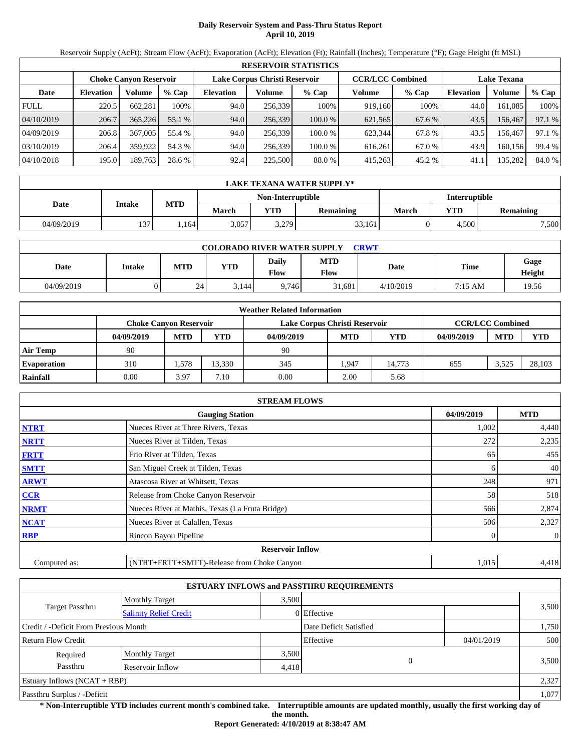# Daily Reservoir System and Pass-Thru Status Report
## April 10, 2019

Reservoir Supply (AcFt); Stream Flow (AcFt); Evaporation (AcFt); Elevation (Ft); Rainfall (Inches); Temperature (°F); Gage Height (ft MSL)

| RESERVOIR STATISTICS | | | | | | | | | | | |
|---|---|---|---|---|---|---|---|---|---|---|---|
| | Choke Canyon Reservoir | | | Lake Corpus Christi Reservoir | | | CCR/LCC Combined | | Lake Texana | | |
| Date | Elevation | Volume | % Cap | Elevation | Volume | % Cap | Volume | % Cap | Elevation | Volume | % Cap |
| FULL | 220.5 | 662,281 | 100% | 94.0 | 256,339 | 100% | 919,160 | 100% | 44.0 | 161,085 | 100% |
| 04/10/2019 | 206.7 | 365,226 | 55.1 % | 94.0 | 256,339 | 100.0 % | 621,565 | 67.6 % | 43.5 | 156,467 | 97.1 % |
| 04/09/2019 | 206.8 | 367,005 | 55.4 % | 94.0 | 256,339 | 100.0 % | 623,344 | 67.8 % | 43.5 | 156,467 | 97.1 % |
| 03/10/2019 | 206.4 | 359,922 | 54.3 % | 94.0 | 256,339 | 100.0 % | 616,261 | 67.0 % | 43.9 | 160,156 | 99.4 % |
| 04/10/2018 | 195.0 | 189,763 | 28.6 % | 92.4 | 225,500 | 88.0 % | 415,263 | 45.2 % | 41.1 | 135,282 | 84.0 % |

| LAKE TEXANA WATER SUPPLY* | | | | | | | | |
|---|---|---|---|---|---|---|---|---|
| Date | Intake | MTD | Non-Interruptible | | | Interruptible | | |
| | | | March | YTD | Remaining | March | YTD | Remaining |
| 04/09/2019 | 137 | 1,164 | 3,057 | 3,279 | 33,161 | 0 | 4,500 | 7,500 |

| COLORADO RIVER WATER SUPPLY CRWT | | | | | | | | |
|---|---|---|---|---|---|---|---|---|
| Date | Intake | MTD | YTD | Daily Flow | MTD Flow | Date | Time | Gage Height |
| 04/09/2019 | 0 | 24 | 3,144 | 9,746 | 31,681 | 4/10/2019 | 7:15 AM | 19.56 |

| Weather Related Information | | | | | | | | | |
|---|---|---|---|---|---|---|---|---|---|
| | Choke Canyon Reservoir | | | Lake Corpus Christi Reservoir | | | CCR/LCC Combined | | |
| | 04/09/2019 | MTD | YTD | 04/09/2019 | MTD | YTD | 04/09/2019 | MTD | YTD |
| Air Temp | 90 | | | 90 | | | | | |
| Evaporation | 310 | 1,578 | 13,330 | 345 | 1,947 | 14,773 | 655 | 3,525 | 28,103 |
| Rainfall | 0.00 | 3.97 | 7.10 | 0.00 | 2.00 | 5.68 | | | |

| STREAM FLOWS | | | |
|---|---|---|---|
| | Gauging Station | 04/09/2019 | MTD |
| NTRT | Nueces River at Three Rivers, Texas | 1,002 | 4,440 |
| NRTT | Nueces River at Tilden, Texas | 272 | 2,235 |
| FRTT | Frio River at Tilden, Texas | 65 | 455 |
| SMTT | San Miguel Creek at Tilden, Texas | 6 | 40 |
| ARWT | Atascosa River at Whitsett, Texas | 248 | 971 |
| CCR | Release from Choke Canyon Reservoir | 58 | 518 |
| NRMT | Nueces River at Mathis, Texas (La Fruta Bridge) | 566 | 2,874 |
| NCAT | Nueces River at Calallen, Texas | 506 | 2,327 |
| RBP | Rincon Bayou Pipeline | 0 | 0 |
| | **Reservoir Inflow** | | |
| Computed as: | (NTRT+FRTT+SMTT)-Release from Choke Canyon | 1,015 | 4,418 |

| ESTUARY INFLOWS and PASSTHRU REQUIREMENTS | | | | | |
|---|---|---|---|---|---|
| Target Passthru | Monthly Target | 3,500 | | | 3,500 |
| | Salinity Relief Credit | 0 | Effective | | |
| Credit / -Deficit From Previous Month | | | Date Deficit Satisfied | | 1,750 |
| Return Flow Credit | | | Effective | 04/01/2019 | 500 |
| Required Passthru | Monthly Target | 3,500 | 0 | | 3,500 |
| | Reservoir Inflow | 4,418 | | | |
| Estuary Inflows (NCAT + RBP) | | | | | 2,327 |
| Passthru Surplus / -Deficit | | | | | 1,077 |

**\* Non-Interruptible YTD includes current month's combined take. Interruptible amounts are updated monthly, usually the first working day of the month.**

**Report Generated: 4/10/2019 at 8:38:47 AM**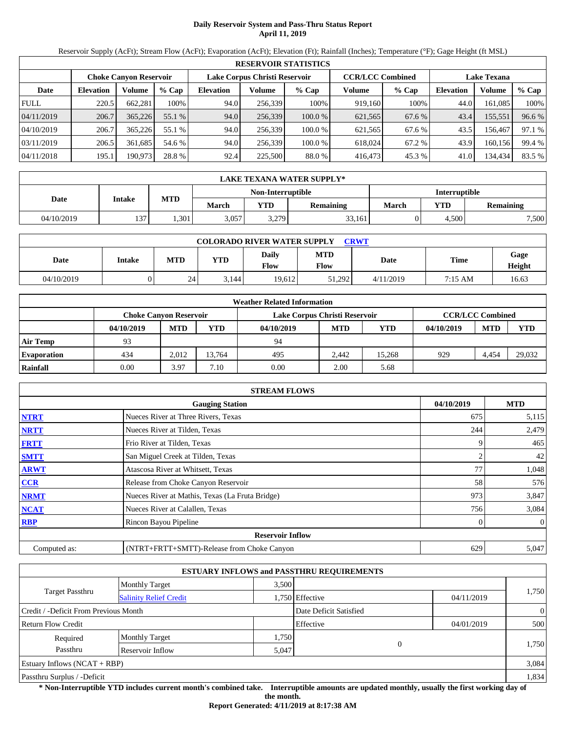# Daily Reservoir System and Pass-Thru Status Report
## April 11, 2019

Reservoir Supply (AcFt); Stream Flow (AcFt); Evaporation (AcFt); Elevation (Ft); Rainfall (Inches); Temperature (°F); Gage Height (ft MSL)

| RESERVOIR STATISTICS | | | | | | | | | | | |
|---|---|---|---|---|---|---|---|---|---|---|---|
| | Choke Canyon Reservoir | | | Lake Corpus Christi Reservoir | | | CCR/LCC Combined | | Lake Texana | | |
| Date | Elevation | Volume | % Cap | Elevation | Volume | % Cap | Volume | % Cap | Elevation | Volume | % Cap |
| FULL | 220.5 | 662,281 | 100% | 94.0 | 256,339 | 100% | 919,160 | 100% | 44.0 | 161,085 | 100% |
| 04/11/2019 | 206.7 | 365,226 | 55.1 % | 94.0 | 256,339 | 100.0 % | 621,565 | 67.6 % | 43.4 | 155,551 | 96.6 % |
| 04/10/2019 | 206.7 | 365,226 | 55.1 % | 94.0 | 256,339 | 100.0 % | 621,565 | 67.6 % | 43.5 | 156,467 | 97.1 % |
| 03/11/2019 | 206.5 | 361,685 | 54.6 % | 94.0 | 256,339 | 100.0 % | 618,024 | 67.2 % | 43.9 | 160,156 | 99.4 % |
| 04/11/2018 | 195.1 | 190,973 | 28.8 % | 92.4 | 225,500 | 88.0 % | 416,473 | 45.3 % | 41.0 | 134,434 | 83.5 % |

| LAKE TEXANA WATER SUPPLY* | | | | | | | | |
|---|---|---|---|---|---|---|---|---|
| Date | Intake | MTD | Non-Interruptible | | | Interruptible | | |
| | | | March | YTD | Remaining | March | YTD | Remaining |
| 04/10/2019 | 137 | 1,301 | 3,057 | 3,279 | 33,161 | 0 | 4,500 | 7,500 |

| COLORADO RIVER WATER SUPPLY CRWT | | | | | | | | |
|---|---|---|---|---|---|---|---|---|
| Date | Intake | MTD | YTD | Daily Flow | MTD Flow | Date | Time | Gage Height |
| 04/10/2019 | 0 | 24 | 3,144 | 19,612 | 51,292 | 4/11/2019 | 7:15 AM | 16.63 |

| Weather Related Information | | | | | | | | | |
|---|---|---|---|---|---|---|---|---|---|
| | Choke Canyon Reservoir | | | Lake Corpus Christi Reservoir | | | CCR/LCC Combined | | |
| | 04/10/2019 | MTD | YTD | 04/10/2019 | MTD | YTD | 04/10/2019 | MTD | YTD |
| Air Temp | 93 | | | 94 | | | | | |
| Evaporation | 434 | 2,012 | 13,764 | 495 | 2,442 | 15,268 | 929 | 4,454 | 29,032 |
| Rainfall | 0.00 | 3.97 | 7.10 | 0.00 | 2.00 | 5.68 | | | |

| STREAM FLOWS | | | |
|---|---|---|---|
| | Gauging Station | 04/10/2019 | MTD |
| NTRT | Nueces River at Three Rivers, Texas | 675 | 5,115 |
| NRTT | Nueces River at Tilden, Texas | 244 | 2,479 |
| FRTT | Frio River at Tilden, Texas | 9 | 465 |
| SMTT | San Miguel Creek at Tilden, Texas | 2 | 42 |
| ARWT | Atascosa River at Whitsett, Texas | 77 | 1,048 |
| CCR | Release from Choke Canyon Reservoir | 58 | 576 |
| NRMT | Nueces River at Mathis, Texas (La Fruta Bridge) | 973 | 3,847 |
| NCAT | Nueces River at Calallen, Texas | 756 | 3,084 |
| RBP | Rincon Bayou Pipeline | 0 | 0 |
| Reservoir Inflow | | | |
| Computed as: | (NTRT+FRTT+SMTT)-Release from Choke Canyon | 629 | 5,047 |

| ESTUARY INFLOWS and PASSTHRU REQUIREMENTS | | | | | |
|---|---|---|---|---|---|
| Target Passthru | Monthly Target | 3,500 | | | 1,750 |
| | Salinity Relief Credit | 1,750 | Effective | 04/11/2019 | |
| Credit / -Deficit From Previous Month | | | Date Deficit Satisfied | | 0 |
| Return Flow Credit | | | Effective | 04/01/2019 | 500 |
| Required Passthru | Monthly Target | 1,750 | 0 | | 1,750 |
| | Reservoir Inflow | 5,047 | | | |
| Estuary Inflows (NCAT + RBP) | | | | | 3,084 |
| Passthru Surplus / -Deficit | | | | | 1,834 |

**\* Non-Interruptible YTD includes current month's combined take. Interruptible amounts are updated monthly, usually the first working day of the month.**

**Report Generated: 4/11/2019 at 8:17:38 AM**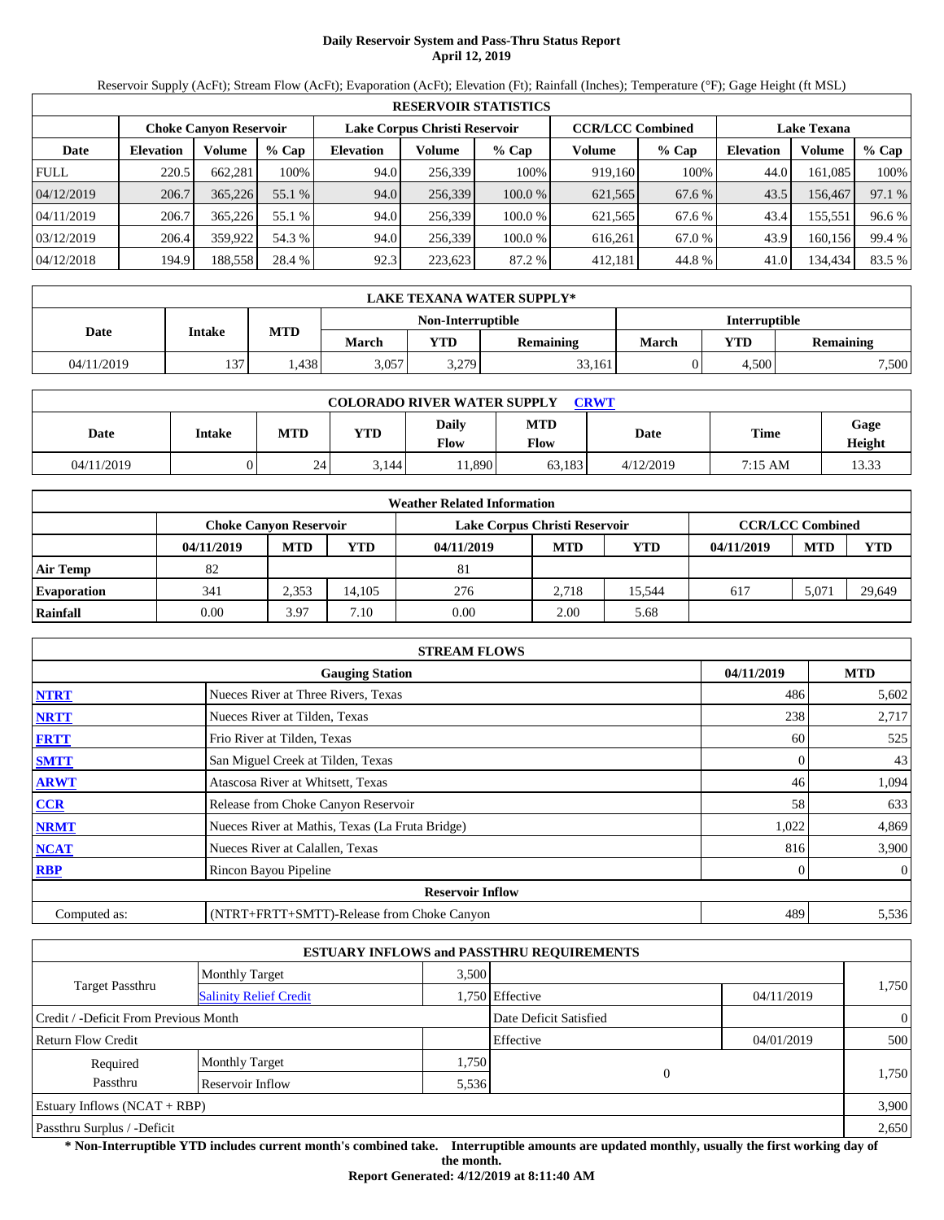# Daily Reservoir System and Pass-Thru Status Report
## April 12, 2019

Reservoir Supply (AcFt); Stream Flow (AcFt); Evaporation (AcFt); Elevation (Ft); Rainfall (Inches); Temperature (°F); Gage Height (ft MSL)

| RESERVOIR STATISTICS | | | | | | | | | | | |
|---|---|---|---|---|---|---|---|---|---|---|---|
| | Choke Canyon Reservoir | | | Lake Corpus Christi Reservoir | | | CCR/LCC Combined | | Lake Texana | | |
| Date | Elevation | Volume | % Cap | Elevation | Volume | % Cap | Volume | % Cap | Elevation | Volume | % Cap |
| FULL | 220.5 | 662,281 | 100% | 94.0 | 256,339 | 100% | 919,160 | 100% | 44.0 | 161,085 | 100% |
| 04/12/2019 | 206.7 | 365,226 | 55.1 % | 94.0 | 256,339 | 100.0 % | 621,565 | 67.6 % | 43.5 | 156,467 | 97.1 % |
| 04/11/2019 | 206.7 | 365,226 | 55.1 % | 94.0 | 256,339 | 100.0 % | 621,565 | 67.6 % | 43.4 | 155,551 | 96.6 % |
| 03/12/2019 | 206.4 | 359,922 | 54.3 % | 94.0 | 256,339 | 100.0 % | 616,261 | 67.0 % | 43.9 | 160,156 | 99.4 % |
| 04/12/2018 | 194.9 | 188,558 | 28.4 % | 92.3 | 223,623 | 87.2 % | 412,181 | 44.8 % | 41.0 | 134,434 | 83.5 % |

| LAKE TEXANA WATER SUPPLY* | | | | | | | | |
|---|---|---|---|---|---|---|---|---|
| Date | Intake | MTD | Non-Interruptible | | | Interruptible | | |
| | | | March | YTD | Remaining | March | YTD | Remaining |
| 04/11/2019 | 137 | 1,438 | 3,057 | 3,279 | 33,161 | 0 | 4,500 | 7,500 |

| COLORADO RIVER WATER SUPPLY CRWT | | | | | | | | |
|---|---|---|---|---|---|---|---|---|
| Date | Intake | MTD | YTD | Daily Flow | MTD Flow | Date | Time | Gage Height |
| 04/11/2019 | 0 | 24 | 3,144 | 11,890 | 63,183 | 4/12/2019 | 7:15 AM | 13.33 |

| Weather Related Information | | | | | | | | | |
|---|---|---|---|---|---|---|---|---|---|
| | Choke Canyon Reservoir | | | Lake Corpus Christi Reservoir | | | CCR/LCC Combined | | |
| | 04/11/2019 | MTD | YTD | 04/11/2019 | MTD | YTD | 04/11/2019 | MTD | YTD |
| Air Temp | 82 | | | 81 | | | | | |
| Evaporation | 341 | 2,353 | 14,105 | 276 | 2,718 | 15,544 | 617 | 5,071 | 29,649 |
| Rainfall | 0.00 | 3.97 | 7.10 | 0.00 | 2.00 | 5.68 | | | |

| STREAM FLOWS | | | |
|---|---|---|---|
| | Gauging Station | 04/11/2019 | MTD |
| NTRT | Nueces River at Three Rivers, Texas | 486 | 5,602 |
| NRTT | Nueces River at Tilden, Texas | 238 | 2,717 |
| FRTT | Frio River at Tilden, Texas | 60 | 525 |
| SMTT | San Miguel Creek at Tilden, Texas | 0 | 43 |
| ARWT | Atascosa River at Whitsett, Texas | 46 | 1,094 |
| CCR | Release from Choke Canyon Reservoir | 58 | 633 |
| NRMT | Nueces River at Mathis, Texas (La Fruta Bridge) | 1,022 | 4,869 |
| NCAT | Nueces River at Calallen, Texas | 816 | 3,900 |
| RBP | Rincon Bayou Pipeline | 0 | 0 |
| | Reservoir Inflow | | |
| Computed as: | (NTRT+FRTT+SMTT)-Release from Choke Canyon | 489 | 5,536 |

| ESTUARY INFLOWS and PASSTHRU REQUIREMENTS | | | | | |
|---|---|---|---|---|---|
| Target Passthru | Monthly Target | 3,500 | | | 1,750 |
| | Salinity Relief Credit | 1,750 | Effective | 04/11/2019 | |
| Credit / -Deficit From Previous Month | | | Date Deficit Satisfied | | 0 |
| Return Flow Credit | | | Effective | 04/01/2019 | 500 |
| Required Passthru | Monthly Target | 1,750 | 0 | | 1,750 |
| | Reservoir Inflow | 5,536 | | | |
| Estuary Inflows (NCAT + RBP) | | | | | 3,900 |
| Passthru Surplus / -Deficit | | | | | 2,650 |

**\* Non-Interruptible YTD includes current month's combined take. Interruptible amounts are updated monthly, usually the first working day of the month.**

**Report Generated: 4/12/2019 at 8:11:40 AM**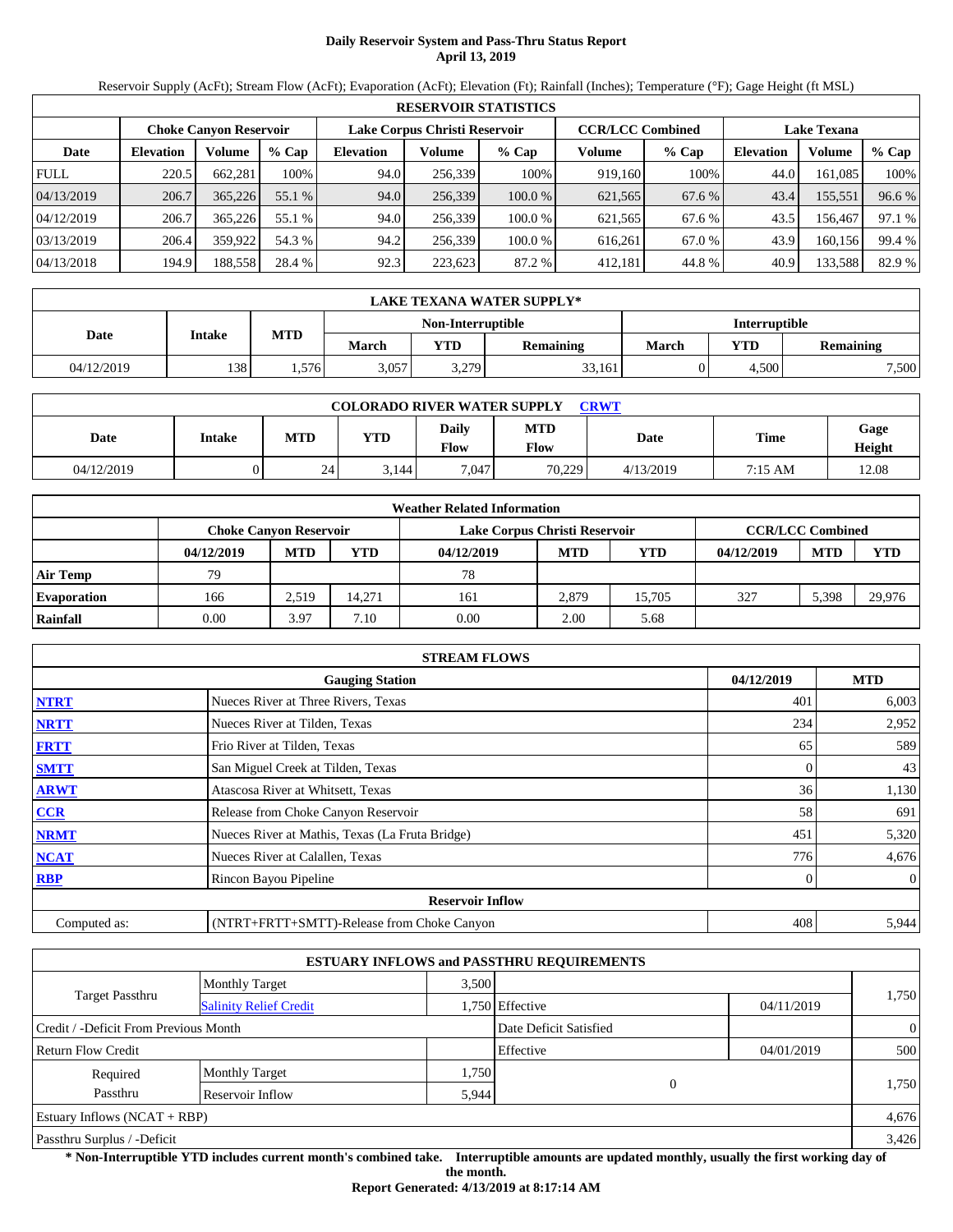# Daily Reservoir System and Pass-Thru Status Report
## April 13, 2019

Reservoir Supply (AcFt); Stream Flow (AcFt); Evaporation (AcFt); Elevation (Ft); Rainfall (Inches); Temperature (°F); Gage Height (ft MSL)

| RESERVOIR STATISTICS | | | | | | | | | | | |
|---|---|---|---|---|---|---|---|---|---|---|---|
| | Choke Canyon Reservoir | | | Lake Corpus Christi Reservoir | | | CCR/LCC Combined | | Lake Texana | | |
| Date | Elevation | Volume | % Cap | Elevation | Volume | % Cap | Volume | % Cap | Elevation | Volume | % Cap |
| FULL | 220.5 | 662,281 | 100% | 94.0 | 256,339 | 100% | 919,160 | 100% | 44.0 | 161,085 | 100% |
| 04/13/2019 | 206.7 | 365,226 | 55.1 % | 94.0 | 256,339 | 100.0 % | 621,565 | 67.6 % | 43.4 | 155,551 | 96.6 % |
| 04/12/2019 | 206.7 | 365,226 | 55.1 % | 94.0 | 256,339 | 100.0 % | 621,565 | 67.6 % | 43.5 | 156,467 | 97.1 % |
| 03/13/2019 | 206.4 | 359,922 | 54.3 % | 94.2 | 256,339 | 100.0 % | 616,261 | 67.0 % | 43.9 | 160,156 | 99.4 % |
| 04/13/2018 | 194.9 | 188,558 | 28.4 % | 92.3 | 223,623 | 87.2 % | 412,181 | 44.8 % | 40.9 | 133,588 | 82.9 % |

| LAKE TEXANA WATER SUPPLY* | | | | | | | | |
|---|---|---|---|---|---|---|---|---|
| Date | Intake | MTD | Non-Interruptible | | | Interruptible | | |
| | | | March | YTD | Remaining | March | YTD | Remaining |
| 04/12/2019 | 138 | 1,576 | 3,057 | 3,279 | 33,161 | 0 | 4,500 | 7,500 |

| COLORADO RIVER WATER SUPPLY CRWT | | | | | | | | |
|---|---|---|---|---|---|---|---|---|
| Date | Intake | MTD | YTD | Daily Flow | MTD Flow | Date | Time | Gage Height |
| 04/12/2019 | 0 | 24 | 3,144 | 7,047 | 70,229 | 4/13/2019 | 7:15 AM | 12.08 |

| Weather Related Information | | | | | | | | | |
|---|---|---|---|---|---|---|---|---|---|
| | Choke Canyon Reservoir | | | Lake Corpus Christi Reservoir | | | CCR/LCC Combined | | |
| | 04/12/2019 | MTD | YTD | 04/12/2019 | MTD | YTD | 04/12/2019 | MTD | YTD |
| Air Temp | 79 | | | 78 | | | | | |
| Evaporation | 166 | 2,519 | 14,271 | 161 | 2,879 | 15,705 | 327 | 5,398 | 29,976 |
| Rainfall | 0.00 | 3.97 | 7.10 | 0.00 | 2.00 | 5.68 | | | |

| STREAM FLOWS | | | |
|---|---|---|---|
| | Gauging Station | 04/12/2019 | MTD |
| NTRT | Nueces River at Three Rivers, Texas | 401 | 6,003 |
| NRTT | Nueces River at Tilden, Texas | 234 | 2,952 |
| FRTT | Frio River at Tilden, Texas | 65 | 589 |
| SMTT | San Miguel Creek at Tilden, Texas | 0 | 43 |
| ARWT | Atascosa River at Whitsett, Texas | 36 | 1,130 |
| CCR | Release from Choke Canyon Reservoir | 58 | 691 |
| NRMT | Nueces River at Mathis, Texas (La Fruta Bridge) | 451 | 5,320 |
| NCAT | Nueces River at Calallen, Texas | 776 | 4,676 |
| RBP | Rincon Bayou Pipeline | 0 | 0 |
| | Reservoir Inflow | | |
| Computed as: | (NTRT+FRTT+SMTT)-Release from Choke Canyon | 408 | 5,944 |

| ESTUARY INFLOWS and PASSTHRU REQUIREMENTS | | | | | |
|---|---|---|---|---|---|
| Target Passthru | Monthly Target | 3,500 | | | 1,750 |
| | Salinity Relief Credit | 1,750 | Effective | 04/11/2019 | |
| Credit / -Deficit From Previous Month | | | Date Deficit Satisfied | | 0 |
| Return Flow Credit | | | Effective | 04/01/2019 | 500 |
| Required Passthru | Monthly Target | 1,750 | 0 | | 1,750 |
| | Reservoir Inflow | 5,944 | | | |
| Estuary Inflows (NCAT + RBP) | | | | | 4,676 |
| Passthru Surplus / -Deficit | | | | | 3,426 |

**\* Non-Interruptible YTD includes current month's combined take. Interruptible amounts are updated monthly, usually the first working day of the month.**

**Report Generated: 4/13/2019 at 8:17:14 AM**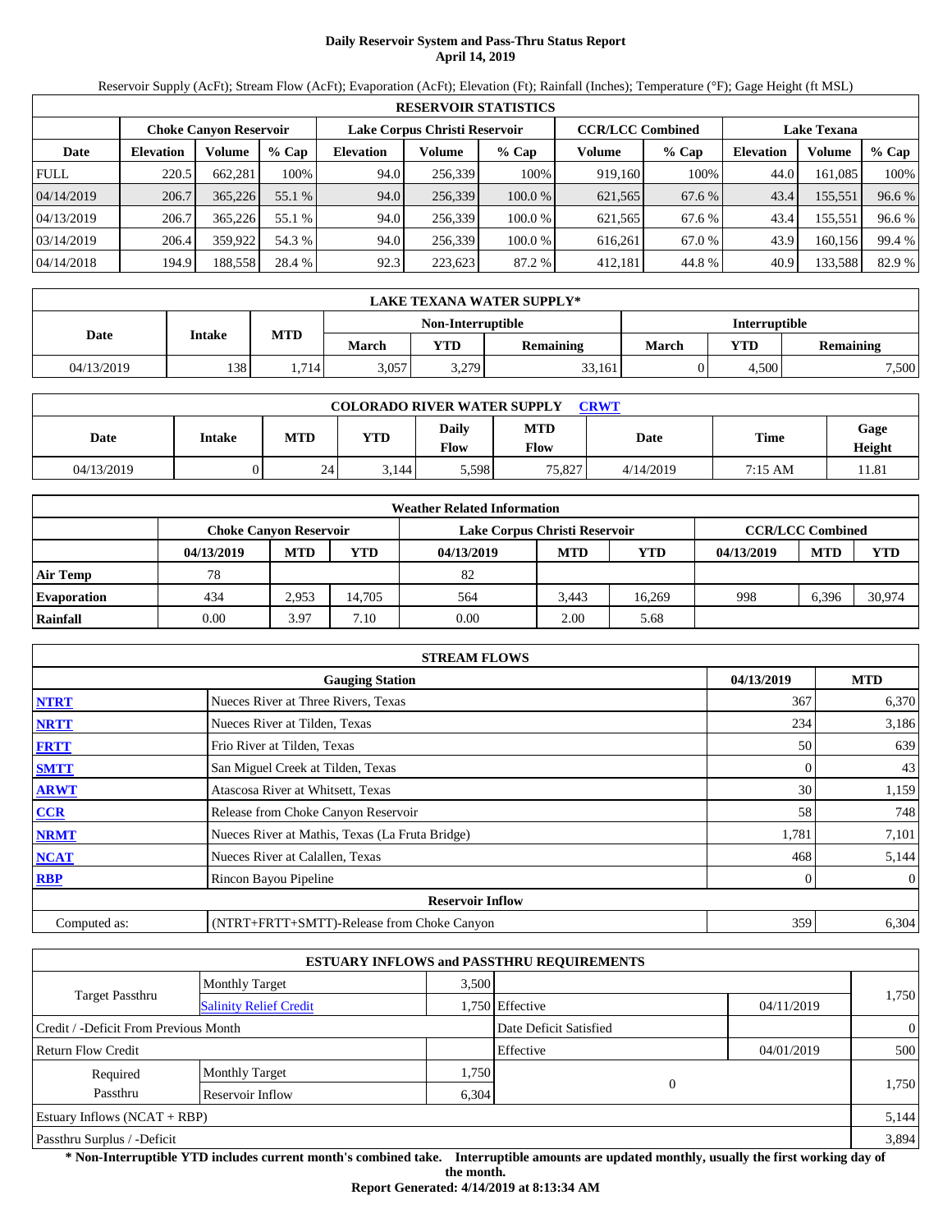# Daily Reservoir System and Pass-Thru Status Report
## April 14, 2019

Reservoir Supply (AcFt); Stream Flow (AcFt); Evaporation (AcFt); Elevation (Ft); Rainfall (Inches); Temperature (°F); Gage Height (ft MSL)

| RESERVOIR STATISTICS | | | | | | | | | | | |
|---|---|---|---|---|---|---|---|---|---|---|---|
| | Choke Canyon Reservoir | | | Lake Corpus Christi Reservoir | | | CCR/LCC Combined | | Lake Texana | | |
| Date | Elevation | Volume | % Cap | Elevation | Volume | % Cap | Volume | % Cap | Elevation | Volume | % Cap |
| FULL | 220.5 | 662,281 | 100% | 94.0 | 256,339 | 100% | 919,160 | 100% | 44.0 | 161,085 | 100% |
| 04/14/2019 | 206.7 | 365,226 | 55.1 % | 94.0 | 256,339 | 100.0 % | 621,565 | 67.6 % | 43.4 | 155,551 | 96.6 % |
| 04/13/2019 | 206.7 | 365,226 | 55.1 % | 94.0 | 256,339 | 100.0 % | 621,565 | 67.6 % | 43.4 | 155,551 | 96.6 % |
| 03/14/2019 | 206.4 | 359,922 | 54.3 % | 94.0 | 256,339 | 100.0 % | 616,261 | 67.0 % | 43.9 | 160,156 | 99.4 % |
| 04/14/2018 | 194.9 | 188,558 | 28.4 % | 92.3 | 223,623 | 87.2 % | 412,181 | 44.8 % | 40.9 | 133,588 | 82.9 % |

| LAKE TEXANA WATER SUPPLY* | | | | | | | | |
|---|---|---|---|---|---|---|---|---|
| Date | Intake | MTD | Non-Interruptible | | | Interruptible | | |
| | | | March | YTD | Remaining | March | YTD | Remaining |
| 04/13/2019 | 138 | 1,714 | 3,057 | 3,279 | 33,161 | 0 | 4,500 | 7,500 |

| COLORADO RIVER WATER SUPPLY CRWT | | | | | | | | |
|---|---|---|---|---|---|---|---|---|
| Date | Intake | MTD | YTD | Daily Flow | MTD Flow | Date | Time | Gage Height |
| 04/13/2019 | 0 | 24 | 3,144 | 5,598 | 75,827 | 4/14/2019 | 7:15 AM | 11.81 |

| Weather Related Information | | | | | | | | | |
|---|---|---|---|---|---|---|---|---|---|
| | Choke Canyon Reservoir | | | Lake Corpus Christi Reservoir | | | CCR/LCC Combined | | |
| | 04/13/2019 | MTD | YTD | 04/13/2019 | MTD | YTD | 04/13/2019 | MTD | YTD |
| Air Temp | 78 | | | 82 | | | | | |
| Evaporation | 434 | 2,953 | 14,705 | 564 | 3,443 | 16,269 | 998 | 6,396 | 30,974 |
| Rainfall | 0.00 | 3.97 | 7.10 | 0.00 | 2.00 | 5.68 | | | |

| STREAM FLOWS | | | |
|---|---|---|---|
| | Gauging Station | 04/13/2019 | MTD |
| NTRT | Nueces River at Three Rivers, Texas | 367 | 6,370 |
| NRTT | Nueces River at Tilden, Texas | 234 | 3,186 |
| FRTT | Frio River at Tilden, Texas | 50 | 639 |
| SMTT | San Miguel Creek at Tilden, Texas | 0 | 43 |
| ARWT | Atascosa River at Whitsett, Texas | 30 | 1,159 |
| CCR | Release from Choke Canyon Reservoir | 58 | 748 |
| NRMT | Nueces River at Mathis, Texas (La Fruta Bridge) | 1,781 | 7,101 |
| NCAT | Nueces River at Calallen, Texas | 468 | 5,144 |
| RBP | Rincon Bayou Pipeline | 0 | 0 |
| **Reservoir Inflow** | | | |
| Computed as: | (NTRT+FRTT+SMTT)-Release from Choke Canyon | 359 | 6,304 |

| ESTUARY INFLOWS and PASSTHRU REQUIREMENTS | | | | | |
|---|---|---|---|---|---|
| Target Passthru | Monthly Target | 3,500 | | | 1,750 |
| | Salinity Relief Credit | 1,750 | Effective | 04/11/2019 | |
| Credit / -Deficit From Previous Month | | | Date Deficit Satisfied | | 0 |
| Return Flow Credit | | | Effective | 04/01/2019 | 500 |
| Required Passthru | Monthly Target | 1,750 | 0 | | 1,750 |
| | Reservoir Inflow | 6,304 | | | |
| Estuary Inflows (NCAT + RBP) | | | | | 5,144 |
| Passthru Surplus / -Deficit | | | | | 3,894 |

**\* Non-Interruptible YTD includes current month's combined take. Interruptible amounts are updated monthly, usually the first working day of the month.**

**Report Generated: 4/14/2019 at 8:13:34 AM**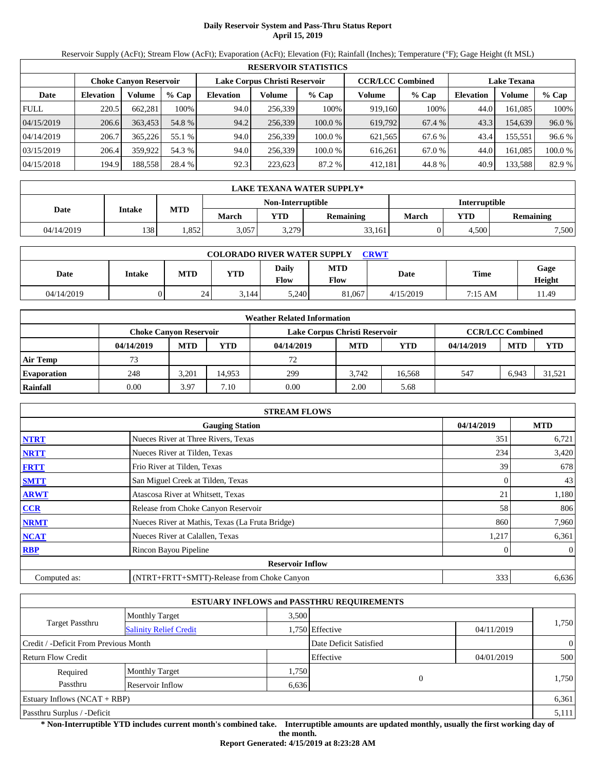# Daily Reservoir System and Pass-Thru Status Report
## April 15, 2019

Reservoir Supply (AcFt); Stream Flow (AcFt); Evaporation (AcFt); Elevation (Ft); Rainfall (Inches); Temperature (°F); Gage Height (ft MSL)

| RESERVOIR STATISTICS | | | | | | | | | | | |
|---|---|---|---|---|---|---|---|---|---|---|---|
| | Choke Canyon Reservoir | | | Lake Corpus Christi Reservoir | | | CCR/LCC Combined | | Lake Texana | | |
| Date | Elevation | Volume | % Cap | Elevation | Volume | % Cap | Volume | % Cap | Elevation | Volume | % Cap |
| FULL | 220.5 | 662,281 | 100% | 94.0 | 256,339 | 100% | 919,160 | 100% | 44.0 | 161,085 | 100% |
| 04/15/2019 | 206.6 | 363,453 | 54.8 % | 94.2 | 256,339 | 100.0 % | 619,792 | 67.4 % | 43.3 | 154,639 | 96.0 % |
| 04/14/2019 | 206.7 | 365,226 | 55.1 % | 94.0 | 256,339 | 100.0 % | 621,565 | 67.6 % | 43.4 | 155,551 | 96.6 % |
| 03/15/2019 | 206.4 | 359,922 | 54.3 % | 94.0 | 256,339 | 100.0 % | 616,261 | 67.0 % | 44.0 | 161,085 | 100.0 % |
| 04/15/2018 | 194.9 | 188,558 | 28.4 % | 92.3 | 223,623 | 87.2 % | 412,181 | 44.8 % | 40.9 | 133,588 | 82.9 % |

| LAKE TEXANA WATER SUPPLY* | | | | | | | | |
|---|---|---|---|---|---|---|---|---|
| Date | Intake | MTD | Non-Interruptible | | | Interruptible | | |
| | | | March | YTD | Remaining | March | YTD | Remaining |
| 04/14/2019 | 138 | 1,852 | 3,057 | 3,279 | 33,161 | 0 | 4,500 | 7,500 |

| COLORADO RIVER WATER SUPPLY CRWT | | | | | | | | |
|---|---|---|---|---|---|---|---|---|
| Date | Intake | MTD | YTD | Daily Flow | MTD Flow | Date | Time | Gage Height |
| 04/14/2019 | 0 | 24 | 3,144 | 5,240 | 81,067 | 4/15/2019 | 7:15 AM | 11.49 |

| Weather Related Information | | | | | | | | | |
|---|---|---|---|---|---|---|---|---|---|
| | Choke Canyon Reservoir | | | Lake Corpus Christi Reservoir | | | CCR/LCC Combined | | |
| | 04/14/2019 | MTD | YTD | 04/14/2019 | MTD | YTD | 04/14/2019 | MTD | YTD |
| Air Temp | 73 | | | 72 | | | | | |
| Evaporation | 248 | 3,201 | 14,953 | 299 | 3,742 | 16,568 | 547 | 6,943 | 31,521 |
| Rainfall | 0.00 | 3.97 | 7.10 | 0.00 | 2.00 | 5.68 | | | |

| STREAM FLOWS | | | |
|---|---|---|---|
| | Gauging Station | 04/14/2019 | MTD |
| NTRT | Nueces River at Three Rivers, Texas | 351 | 6,721 |
| NRTT | Nueces River at Tilden, Texas | 234 | 3,420 |
| FRTT | Frio River at Tilden, Texas | 39 | 678 |
| SMTT | San Miguel Creek at Tilden, Texas | 0 | 43 |
| ARWT | Atascosa River at Whitsett, Texas | 21 | 1,180 |
| CCR | Release from Choke Canyon Reservoir | 58 | 806 |
| NRMT | Nueces River at Mathis, Texas (La Fruta Bridge) | 860 | 7,960 |
| NCAT | Nueces River at Calallen, Texas | 1,217 | 6,361 |
| RBP | Rincon Bayou Pipeline | 0 | 0 |
| Reservoir Inflow | | | |
| Computed as: | (NTRT+FRTT+SMTT)-Release from Choke Canyon | 333 | 6,636 |

| ESTUARY INFLOWS and PASSTHRU REQUIREMENTS | | | | | |
|---|---|---|---|---|---|
| Target Passthru | Monthly Target | 3,500 | | | 1,750 |
| | Salinity Relief Credit | 1,750 | Effective | 04/11/2019 | |
| Credit / -Deficit From Previous Month | | | Date Deficit Satisfied | | 0 |
| Return Flow Credit | | | Effective | 04/01/2019 | 500 |
| Required Passthru | Monthly Target | 1,750 | 0 | | 1,750 |
| | Reservoir Inflow | 6,636 | | | |
| Estuary Inflows (NCAT + RBP) | | | | | 6,361 |
| Passthru Surplus / -Deficit | | | | | 5,111 |

**\* Non-Interruptible YTD includes current month's combined take. Interruptible amounts are updated monthly, usually the first working day of the month.**

**Report Generated: 4/15/2019 at 8:23:28 AM**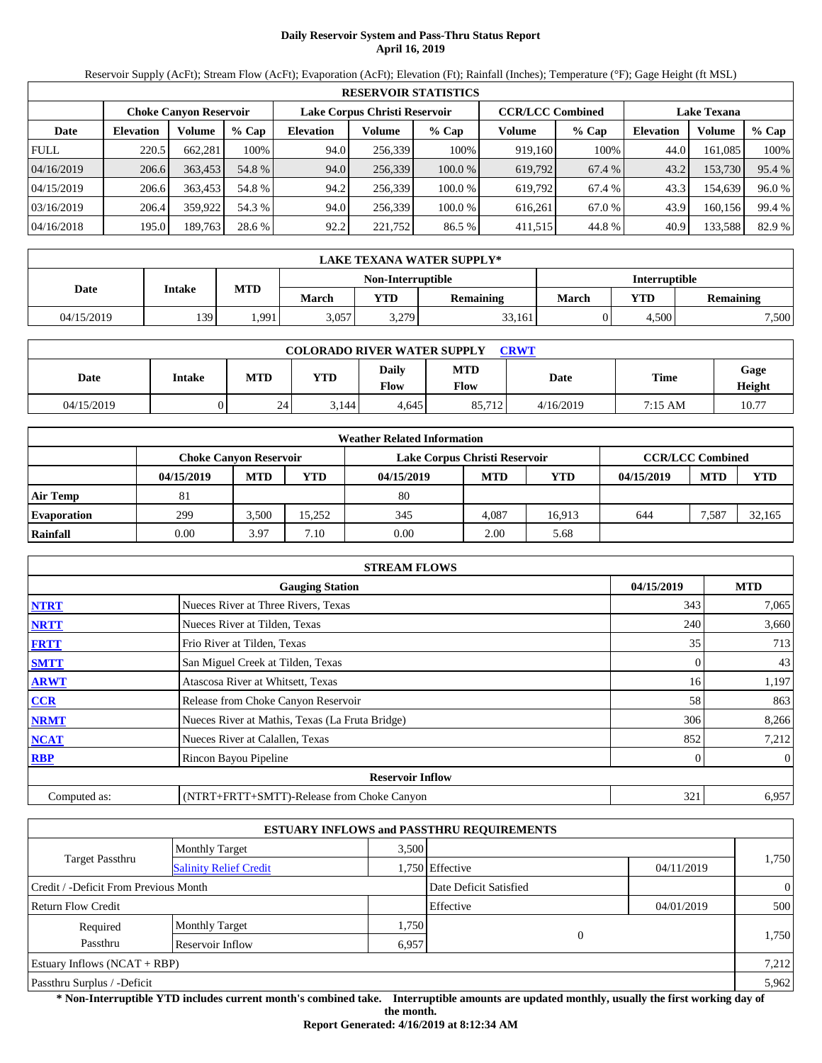# Daily Reservoir System and Pass-Thru Status Report
## April 16, 2019

Reservoir Supply (AcFt); Stream Flow (AcFt); Evaporation (AcFt); Elevation (Ft); Rainfall (Inches); Temperature (°F); Gage Height (ft MSL)

| RESERVOIR STATISTICS | | | | | | | | | | | |
|---|---|---|---|---|---|---|---|---|---|---|---|
| | Choke Canyon Reservoir | | | Lake Corpus Christi Reservoir | | | CCR/LCC Combined | | Lake Texana | | |
| Date | Elevation | Volume | % Cap | Elevation | Volume | % Cap | Volume | % Cap | Elevation | Volume | % Cap |
| FULL | 220.5 | 662,281 | 100% | 94.0 | 256,339 | 100% | 919,160 | 100% | 44.0 | 161,085 | 100% |
| 04/16/2019 | 206.6 | 363,453 | 54.8 % | 94.0 | 256,339 | 100.0 % | 619,792 | 67.4 % | 43.2 | 153,730 | 95.4 % |
| 04/15/2019 | 206.6 | 363,453 | 54.8 % | 94.2 | 256,339 | 100.0 % | 619,792 | 67.4 % | 43.3 | 154,639 | 96.0 % |
| 03/16/2019 | 206.4 | 359,922 | 54.3 % | 94.0 | 256,339 | 100.0 % | 616,261 | 67.0 % | 43.9 | 160,156 | 99.4 % |
| 04/16/2018 | 195.0 | 189,763 | 28.6 % | 92.2 | 221,752 | 86.5 % | 411,515 | 44.8 % | 40.9 | 133,588 | 82.9 % |

| LAKE TEXANA WATER SUPPLY* | | | | | | | | |
|---|---|---|---|---|---|---|---|---|
| Date | Intake | MTD | Non-Interruptible | | | Interruptible | | |
| | | | March | YTD | Remaining | March | YTD | Remaining |
| 04/15/2019 | 139 | 1,991 | 3,057 | 3,279 | 33,161 | 0 | 4,500 | 7,500 |

| COLORADO RIVER WATER SUPPLY CRWT | | | | | | | | |
|---|---|---|---|---|---|---|---|---|
| Date | Intake | MTD | YTD | Daily Flow | MTD Flow | Date | Time | Gage Height |
| 04/15/2019 | 0 | 24 | 3,144 | 4,645 | 85,712 | 4/16/2019 | 7:15 AM | 10.77 |

| Weather Related Information | | | | | | | | | |
|---|---|---|---|---|---|---|---|---|---|
| | Choke Canyon Reservoir | | | Lake Corpus Christi Reservoir | | | CCR/LCC Combined | | |
| | 04/15/2019 | MTD | YTD | 04/15/2019 | MTD | YTD | 04/15/2019 | MTD | YTD |
| Air Temp | 81 | | | 80 | | | | | |
| Evaporation | 299 | 3,500 | 15,252 | 345 | 4,087 | 16,913 | 644 | 7,587 | 32,165 |
| Rainfall | 0.00 | 3.97 | 7.10 | 0.00 | 2.00 | 5.68 | | | |

| STREAM FLOWS | | | |
|---|---|---|---|
| | Gauging Station | 04/15/2019 | MTD |
| NTRT | Nueces River at Three Rivers, Texas | 343 | 7,065 |
| NRTT | Nueces River at Tilden, Texas | 240 | 3,660 |
| FRTT | Frio River at Tilden, Texas | 35 | 713 |
| SMTT | San Miguel Creek at Tilden, Texas | 0 | 43 |
| ARWT | Atascosa River at Whitsett, Texas | 16 | 1,197 |
| CCR | Release from Choke Canyon Reservoir | 58 | 863 |
| NRMT | Nueces River at Mathis, Texas (La Fruta Bridge) | 306 | 8,266 |
| NCAT | Nueces River at Calallen, Texas | 852 | 7,212 |
| RBP | Rincon Bayou Pipeline | 0 | 0 |
| | Reservoir Inflow | | |
| Computed as: | (NTRT+FRTT+SMTT)-Release from Choke Canyon | 321 | 6,957 |

| ESTUARY INFLOWS and PASSTHRU REQUIREMENTS | | | | | |
|---|---|---|---|---|---|
| Target Passthru | Monthly Target | 3,500 | | | 1,750 |
| | Salinity Relief Credit | 1,750 | Effective | 04/11/2019 | |
| Credit / -Deficit From Previous Month | | | Date Deficit Satisfied | | 0 |
| Return Flow Credit | | | Effective | 04/01/2019 | 500 |
| Required Passthru | Monthly Target | 1,750 | 0 | | 1,750 |
| | Reservoir Inflow | 6,957 | | | |
| Estuary Inflows (NCAT + RBP) | | | | | 7,212 |
| Passthru Surplus / -Deficit | | | | | 5,962 |

**\* Non-Interruptible YTD includes current month's combined take. Interruptible amounts are updated monthly, usually the first working day of the month.**

**Report Generated: 4/16/2019 at 8:12:34 AM**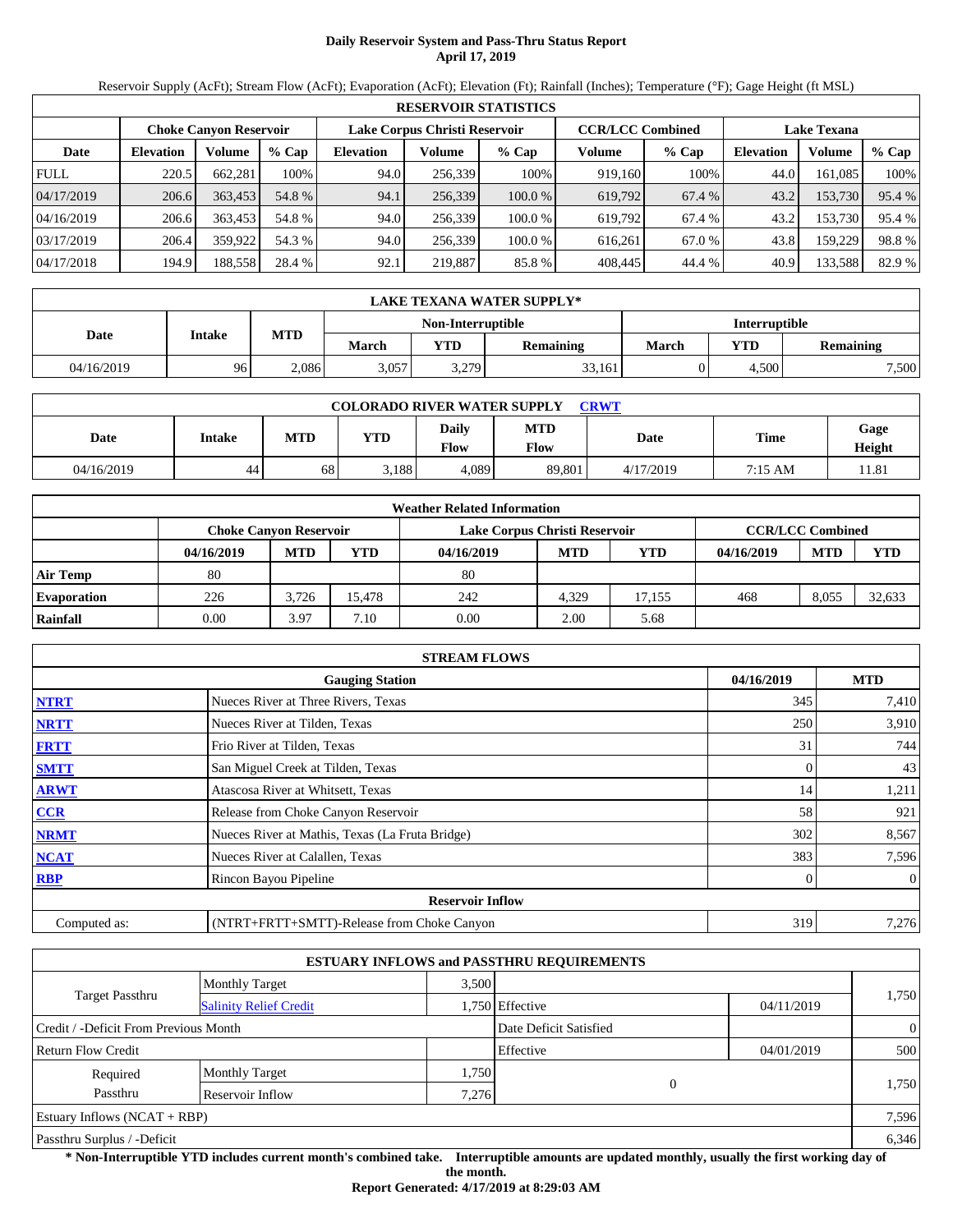# Daily Reservoir System and Pass-Thru Status Report
## April 17, 2019

Reservoir Supply (AcFt); Stream Flow (AcFt); Evaporation (AcFt); Elevation (Ft); Rainfall (Inches); Temperature (°F); Gage Height (ft MSL)

| RESERVOIR STATISTICS | | | | | | | | | | | |
|---|---|---|---|---|---|---|---|---|---|---|---|
| | Choke Canyon Reservoir | | | Lake Corpus Christi Reservoir | | | CCR/LCC Combined | | Lake Texana | | |
| Date | Elevation | Volume | % Cap | Elevation | Volume | % Cap | Volume | % Cap | Elevation | Volume | % Cap |
| FULL | 220.5 | 662,281 | 100% | 94.0 | 256,339 | 100% | 919,160 | 100% | 44.0 | 161,085 | 100% |
| 04/17/2019 | 206.6 | 363,453 | 54.8 % | 94.1 | 256,339 | 100.0 % | 619,792 | 67.4 % | 43.2 | 153,730 | 95.4 % |
| 04/16/2019 | 206.6 | 363,453 | 54.8 % | 94.0 | 256,339 | 100.0 % | 619,792 | 67.4 % | 43.2 | 153,730 | 95.4 % |
| 03/17/2019 | 206.4 | 359,922 | 54.3 % | 94.0 | 256,339 | 100.0 % | 616,261 | 67.0 % | 43.8 | 159,229 | 98.8 % |
| 04/17/2018 | 194.9 | 188,558 | 28.4 % | 92.1 | 219,887 | 85.8 % | 408,445 | 44.4 % | 40.9 | 133,588 | 82.9 % |

| LAKE TEXANA WATER SUPPLY* | | | | | | | | |
|---|---|---|---|---|---|---|---|---|
| Date | Intake | MTD | Non-Interruptible | | | Interruptible | | |
| | | | March | YTD | Remaining | March | YTD | Remaining |
| 04/16/2019 | 96 | 2,086 | 3,057 | 3,279 | 33,161 | 0 | 4,500 | 7,500 |

| COLORADO RIVER WATER SUPPLY CRWT | | | | | | | | |
|---|---|---|---|---|---|---|---|---|
| Date | Intake | MTD | YTD | Daily Flow | MTD Flow | Date | Time | Gage Height |
| 04/16/2019 | 44 | 68 | 3,188 | 4,089 | 89,801 | 4/17/2019 | 7:15 AM | 11.81 |

| Weather Related Information | | | | | | | | | |
|---|---|---|---|---|---|---|---|---|---|
| | Choke Canyon Reservoir | | | Lake Corpus Christi Reservoir | | | CCR/LCC Combined | | |
| | 04/16/2019 | MTD | YTD | 04/16/2019 | MTD | YTD | 04/16/2019 | MTD | YTD |
| Air Temp | 80 | | | 80 | | | | | |
| Evaporation | 226 | 3,726 | 15,478 | 242 | 4,329 | 17,155 | 468 | 8,055 | 32,633 |
| Rainfall | 0.00 | 3.97 | 7.10 | 0.00 | 2.00 | 5.68 | | | |

| STREAM FLOWS | | | |
|---|---|---|---|
| | Gauging Station | 04/16/2019 | MTD |
| NTRT | Nueces River at Three Rivers, Texas | 345 | 7,410 |
| NRTT | Nueces River at Tilden, Texas | 250 | 3,910 |
| FRTT | Frio River at Tilden, Texas | 31 | 744 |
| SMTT | San Miguel Creek at Tilden, Texas | 0 | 43 |
| ARWT | Atascosa River at Whitsett, Texas | 14 | 1,211 |
| CCR | Release from Choke Canyon Reservoir | 58 | 921 |
| NRMT | Nueces River at Mathis, Texas (La Fruta Bridge) | 302 | 8,567 |
| NCAT | Nueces River at Calallen, Texas | 383 | 7,596 |
| RBP | Rincon Bayou Pipeline | 0 | 0 |
| **Reservoir Inflow** | | | |
| Computed as: | (NTRT+FRTT+SMTT)-Release from Choke Canyon | 319 | 7,276 |

| ESTUARY INFLOWS and PASSTHRU REQUIREMENTS | | | | | |
|---|---|---|---|---|---|
| Target Passthru | Monthly Target | 3,500 | | | 1,750 |
| | Salinity Relief Credit | 1,750 | Effective | 04/11/2019 | |
| Credit / -Deficit From Previous Month | | | Date Deficit Satisfied | | 0 |
| Return Flow Credit | | | Effective | 04/01/2019 | 500 |
| Required Passthru | Monthly Target | 1,750 | 0 | | 1,750 |
| | Reservoir Inflow | 7,276 | | | |
| Estuary Inflows (NCAT + RBP) | | | | | 7,596 |
| Passthru Surplus / -Deficit | | | | | 6,346 |

**\* Non-Interruptible YTD includes current month's combined take. Interruptible amounts are updated monthly, usually the first working day of the month.**

**Report Generated: 4/17/2019 at 8:29:03 AM**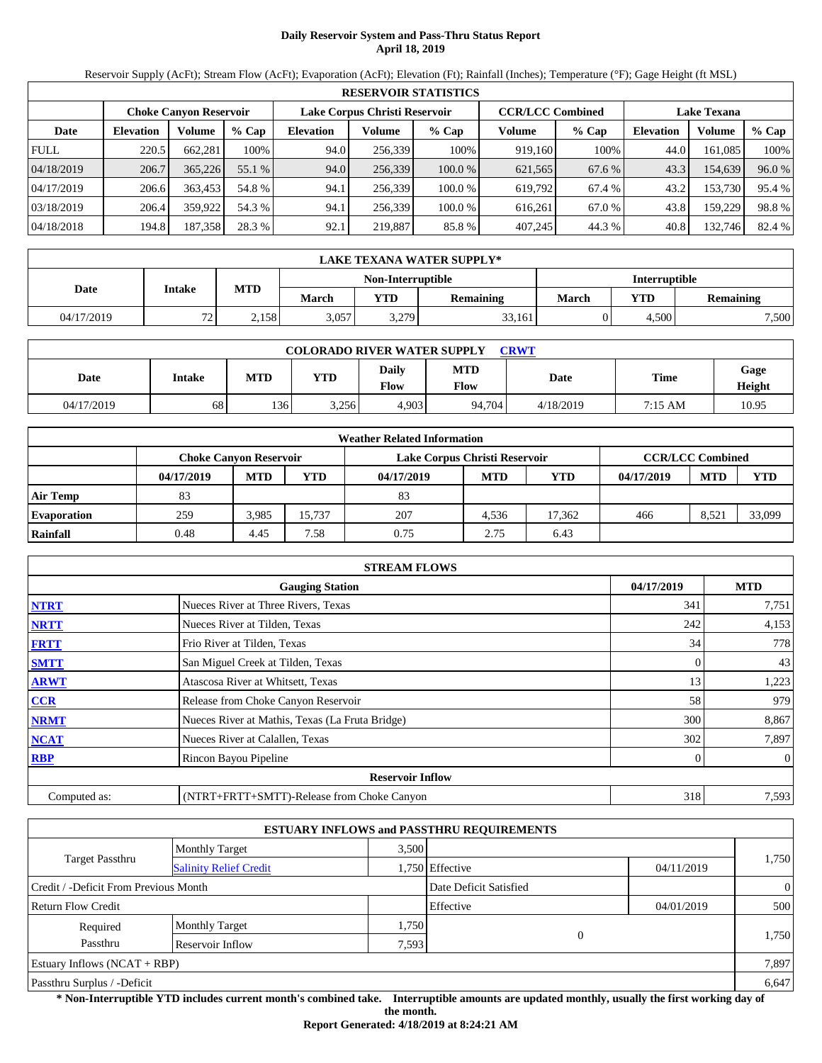# Daily Reservoir System and Pass-Thru Status Report
## April 18, 2019

Reservoir Supply (AcFt); Stream Flow (AcFt); Evaporation (AcFt); Elevation (Ft); Rainfall (Inches); Temperature (°F); Gage Height (ft MSL)

| RESERVOIR STATISTICS | | | | | | | | | | | |
|---|---|---|---|---|---|---|---|---|---|---|---|
| | Choke Canyon Reservoir | | | Lake Corpus Christi Reservoir | | | CCR/LCC Combined | | Lake Texana | | |
| Date | Elevation | Volume | % Cap | Elevation | Volume | % Cap | Volume | % Cap | Elevation | Volume | % Cap |
| FULL | 220.5 | 662,281 | 100% | 94.0 | 256,339 | 100% | 919,160 | 100% | 44.0 | 161,085 | 100% |
| 04/18/2019 | 206.7 | 365,226 | 55.1 % | 94.0 | 256,339 | 100.0 % | 621,565 | 67.6 % | 43.3 | 154,639 | 96.0 % |
| 04/17/2019 | 206.6 | 363,453 | 54.8 % | 94.1 | 256,339 | 100.0 % | 619,792 | 67.4 % | 43.2 | 153,730 | 95.4 % |
| 03/18/2019 | 206.4 | 359,922 | 54.3 % | 94.1 | 256,339 | 100.0 % | 616,261 | 67.0 % | 43.8 | 159,229 | 98.8 % |
| 04/18/2018 | 194.8 | 187,358 | 28.3 % | 92.1 | 219,887 | 85.8 % | 407,245 | 44.3 % | 40.8 | 132,746 | 82.4 % |

| LAKE TEXANA WATER SUPPLY* | | | | | | | |
|---|---|---|---|---|---|---|---|
| Date | Intake | MTD | Non-Interruptible | | | Interruptible | | |
| | | | March | YTD | Remaining | March | YTD | Remaining |
| 04/17/2019 | 72 | 2,158 | 3,057 | 3,279 | 33,161 | 0 | 4,500 | 7,500 |

| COLORADO RIVER WATER SUPPLY CRWT | | | | | | | | |
|---|---|---|---|---|---|---|---|---|
| Date | Intake | MTD | YTD | Daily Flow | MTD Flow | Date | Time | Gage Height |
| 04/17/2019 | 68 | 136 | 3,256 | 4,903 | 94,704 | 4/18/2019 | 7:15 AM | 10.95 |

| Weather Related Information | | | | | | | | | |
|---|---|---|---|---|---|---|---|---|---|
| | Choke Canyon Reservoir | | | Lake Corpus Christi Reservoir | | | CCR/LCC Combined | | |
| | 04/17/2019 | MTD | YTD | 04/17/2019 | MTD | YTD | 04/17/2019 | MTD | YTD |
| Air Temp | 83 | | | 83 | | | | | |
| Evaporation | 259 | 3,985 | 15,737 | 207 | 4,536 | 17,362 | 466 | 8,521 | 33,099 |
| Rainfall | 0.48 | 4.45 | 7.58 | 0.75 | 2.75 | 6.43 | | | |

| STREAM FLOWS | | | |
|---|---|---|---|
| | Gauging Station | 04/17/2019 | MTD |
| NTRT | Nueces River at Three Rivers, Texas | 341 | 7,751 |
| NRTT | Nueces River at Tilden, Texas | 242 | 4,153 |
| FRTT | Frio River at Tilden, Texas | 34 | 778 |
| SMTT | San Miguel Creek at Tilden, Texas | 0 | 43 |
| ARWT | Atascosa River at Whitsett, Texas | 13 | 1,223 |
| CCR | Release from Choke Canyon Reservoir | 58 | 979 |
| NRMT | Nueces River at Mathis, Texas (La Fruta Bridge) | 300 | 8,867 |
| NCAT | Nueces River at Calallen, Texas | 302 | 7,897 |
| RBP | Rincon Bayou Pipeline | 0 | 0 |
| **Reservoir Inflow** | | | |
| Computed as: | (NTRT+FRTT+SMTT)-Release from Choke Canyon | 318 | 7,593 |

| ESTUARY INFLOWS and PASSTHRU REQUIREMENTS | | | | | |
|---|---|---|---|---|---|
| Target Passthru | Monthly Target | 3,500 | | | 1,750 |
| | Salinity Relief Credit | 1,750 | Effective | 04/11/2019 | |
| Credit / -Deficit From Previous Month | | | Date Deficit Satisfied | | 0 |
| Return Flow Credit | | | Effective | 04/01/2019 | 500 |
| Required Passthru | Monthly Target | 1,750 | 0 | | 1,750 |
| | Reservoir Inflow | 7,593 | | | |
| Estuary Inflows (NCAT + RBP) | | | | | 7,897 |
| Passthru Surplus / -Deficit | | | | | 6,647 |

**\* Non-Interruptible YTD includes current month's combined take. Interruptible amounts are updated monthly, usually the first working day of the month.**

**Report Generated: 4/18/2019 at 8:24:21 AM**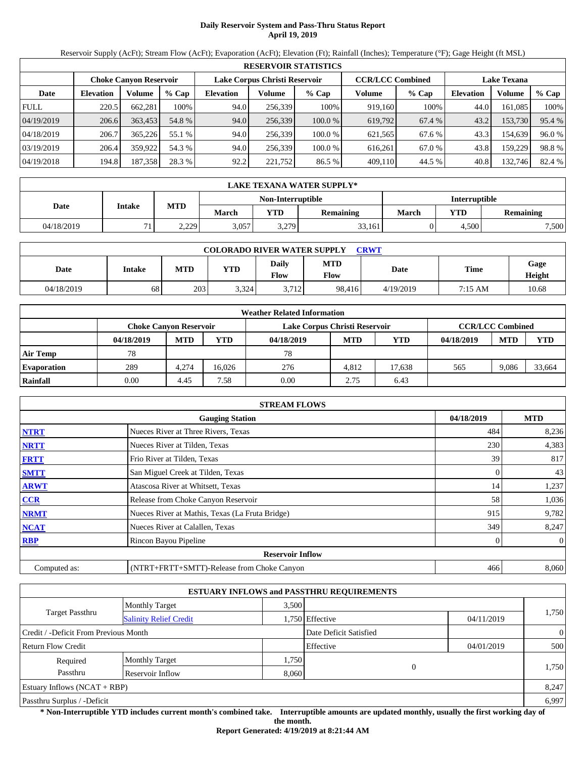# Daily Reservoir System and Pass-Thru Status Report
## April 19, 2019

Reservoir Supply (AcFt); Stream Flow (AcFt); Evaporation (AcFt); Elevation (Ft); Rainfall (Inches); Temperature (°F); Gage Height (ft MSL)

| RESERVOIR STATISTICS | | | | | | | | | | | |
|---|---|---|---|---|---|---|---|---|---|---|---|
| | Choke Canyon Reservoir | | | Lake Corpus Christi Reservoir | | | CCR/LCC Combined | | Lake Texana | | |
| Date | Elevation | Volume | % Cap | Elevation | Volume | % Cap | Volume | % Cap | Elevation | Volume | % Cap |
| FULL | 220.5 | 662,281 | 100% | 94.0 | 256,339 | 100% | 919,160 | 100% | 44.0 | 161,085 | 100% |
| 04/19/2019 | 206.6 | 363,453 | 54.8 % | 94.0 | 256,339 | 100.0 % | 619,792 | 67.4 % | 43.2 | 153,730 | 95.4 % |
| 04/18/2019 | 206.7 | 365,226 | 55.1 % | 94.0 | 256,339 | 100.0 % | 621,565 | 67.6 % | 43.3 | 154,639 | 96.0 % |
| 03/19/2019 | 206.4 | 359,922 | 54.3 % | 94.0 | 256,339 | 100.0 % | 616,261 | 67.0 % | 43.8 | 159,229 | 98.8 % |
| 04/19/2018 | 194.8 | 187,358 | 28.3 % | 92.2 | 221,752 | 86.5 % | 409,110 | 44.5 % | 40.8 | 132,746 | 82.4 % |

| LAKE TEXANA WATER SUPPLY* | | | | | | | | |
|---|---|---|---|---|---|---|---|---|
| Date | Intake | MTD | Non-Interruptible | | | Interruptible | | |
| | | | March | YTD | Remaining | March | YTD | Remaining |
| 04/18/2019 | 71 | 2,229 | 3,057 | 3,279 | 33,161 | 0 | 4,500 | 7,500 |

| COLORADO RIVER WATER SUPPLY CRWT | | | | | | | | |
|---|---|---|---|---|---|---|---|---|
| Date | Intake | MTD | YTD | Daily Flow | MTD Flow | Date | Time | Gage Height |
| 04/18/2019 | 68 | 203 | 3,324 | 3,712 | 98,416 | 4/19/2019 | 7:15 AM | 10.68 |

| Weather Related Information | | | | | | | | | |
|---|---|---|---|---|---|---|---|---|---|
| | Choke Canyon Reservoir | | | Lake Corpus Christi Reservoir | | | CCR/LCC Combined | | |
| | 04/18/2019 | MTD | YTD | 04/18/2019 | MTD | YTD | 04/18/2019 | MTD | YTD |
| Air Temp | 78 | | | 78 | | | | | |
| Evaporation | 289 | 4,274 | 16,026 | 276 | 4,812 | 17,638 | 565 | 9,086 | 33,664 |
| Rainfall | 0.00 | 4.45 | 7.58 | 0.00 | 2.75 | 6.43 | | | |

| STREAM FLOWS | | | |
|---|---|---|---|
| | Gauging Station | 04/18/2019 | MTD |
| NTRT | Nueces River at Three Rivers, Texas | 484 | 8,236 |
| NRTT | Nueces River at Tilden, Texas | 230 | 4,383 |
| FRTT | Frio River at Tilden, Texas | 39 | 817 |
| SMTT | San Miguel Creek at Tilden, Texas | 0 | 43 |
| ARWT | Atascosa River at Whitsett, Texas | 14 | 1,237 |
| CCR | Release from Choke Canyon Reservoir | 58 | 1,036 |
| NRMT | Nueces River at Mathis, Texas (La Fruta Bridge) | 915 | 9,782 |
| NCAT | Nueces River at Calallen, Texas | 349 | 8,247 |
| RBP | Rincon Bayou Pipeline | 0 | 0 |
| **Reservoir Inflow** | | | |
| Computed as: | (NTRT+FRTT+SMTT)-Release from Choke Canyon | 466 | 8,060 |

| ESTUARY INFLOWS and PASSTHRU REQUIREMENTS | | | | | |
|---|---|---|---|---|---|
| Target Passthru | Monthly Target | 3,500 | | | 1,750 |
| | Salinity Relief Credit | 1,750 | Effective | 04/11/2019 | |
| Credit / -Deficit From Previous Month | | | Date Deficit Satisfied | | 0 |
| Return Flow Credit | | | Effective | 04/01/2019 | 500 |
| Required Passthru | Monthly Target | 1,750 | 0 | | 1,750 |
| | Reservoir Inflow | 8,060 | | | |
| Estuary Inflows (NCAT + RBP) | | | | | 8,247 |
| Passthru Surplus / -Deficit | | | | | 6,997 |

**\* Non-Interruptible YTD includes current month's combined take. Interruptible amounts are updated monthly, usually the first working day of the month.**

**Report Generated: 4/19/2019 at 8:21:44 AM**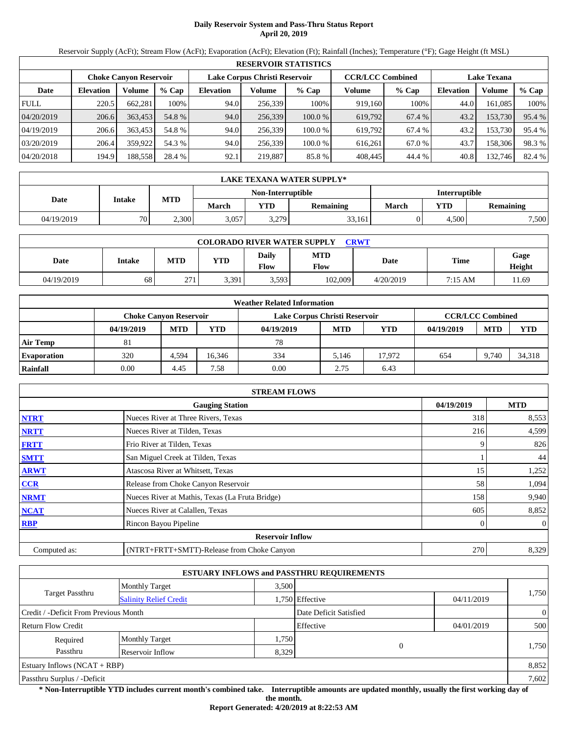# Daily Reservoir System and Pass-Thru Status Report
## April 20, 2019

Reservoir Supply (AcFt); Stream Flow (AcFt); Evaporation (AcFt); Elevation (Ft); Rainfall (Inches); Temperature (°F); Gage Height (ft MSL)

| RESERVOIR STATISTICS | | | | | | | | | | | |
|---|---|---|---|---|---|---|---|---|---|---|---|
| | Choke Canyon Reservoir | | | Lake Corpus Christi Reservoir | | | CCR/LCC Combined | | Lake Texana | | |
| Date | Elevation | Volume | % Cap | Elevation | Volume | % Cap | Volume | % Cap | Elevation | Volume | % Cap |
| FULL | 220.5 | 662,281 | 100% | 94.0 | 256,339 | 100% | 919,160 | 100% | 44.0 | 161,085 | 100% |
| 04/20/2019 | 206.6 | 363,453 | 54.8 % | 94.0 | 256,339 | 100.0 % | 619,792 | 67.4 % | 43.2 | 153,730 | 95.4 % |
| 04/19/2019 | 206.6 | 363,453 | 54.8 % | 94.0 | 256,339 | 100.0 % | 619,792 | 67.4 % | 43.2 | 153,730 | 95.4 % |
| 03/20/2019 | 206.4 | 359,922 | 54.3 % | 94.0 | 256,339 | 100.0 % | 616,261 | 67.0 % | 43.7 | 158,306 | 98.3 % |
| 04/20/2018 | 194.9 | 188,558 | 28.4 % | 92.1 | 219,887 | 85.8 % | 408,445 | 44.4 % | 40.8 | 132,746 | 82.4 % |

| LAKE TEXANA WATER SUPPLY* | | | | | | | | |
|---|---|---|---|---|---|---|---|---|
| Date | Intake | MTD | Non-Interruptible | | | Interruptible | | |
| | | | March | YTD | Remaining | March | YTD | Remaining |
| 04/19/2019 | 70 | 2,300 | 3,057 | 3,279 | 33,161 | 0 | 4,500 | 7,500 |

| COLORADO RIVER WATER SUPPLY CRWT | | | | | | | | |
|---|---|---|---|---|---|---|---|---|
| Date | Intake | MTD | YTD | Daily Flow | MTD Flow | Date | Time | Gage Height |
| 04/19/2019 | 68 | 271 | 3,391 | 3,593 | 102,009 | 4/20/2019 | 7:15 AM | 11.69 |

| Weather Related Information | | | | | | | | | |
|---|---|---|---|---|---|---|---|---|---|
| | Choke Canyon Reservoir | | | Lake Corpus Christi Reservoir | | | CCR/LCC Combined | | |
| | 04/19/2019 | MTD | YTD | 04/19/2019 | MTD | YTD | 04/19/2019 | MTD | YTD |
| Air Temp | 81 | | | 78 | | | | | |
| Evaporation | 320 | 4,594 | 16,346 | 334 | 5,146 | 17,972 | 654 | 9,740 | 34,318 |
| Rainfall | 0.00 | 4.45 | 7.58 | 0.00 | 2.75 | 6.43 | | | |

| STREAM FLOWS | | | |
|---|---|---|---|
| | Gauging Station | 04/19/2019 | MTD |
| NTRT | Nueces River at Three Rivers, Texas | 318 | 8,553 |
| NRTT | Nueces River at Tilden, Texas | 216 | 4,599 |
| FRTT | Frio River at Tilden, Texas | 9 | 826 |
| SMTT | San Miguel Creek at Tilden, Texas | 1 | 44 |
| ARWT | Atascosa River at Whitsett, Texas | 15 | 1,252 |
| CCR | Release from Choke Canyon Reservoir | 58 | 1,094 |
| NRMT | Nueces River at Mathis, Texas (La Fruta Bridge) | 158 | 9,940 |
| NCAT | Nueces River at Calallen, Texas | 605 | 8,852 |
| RBP | Rincon Bayou Pipeline | 0 | 0 |
| | Reservoir Inflow | | |
| Computed as: | (NTRT+FRTT+SMTT)-Release from Choke Canyon | 270 | 8,329 |

| ESTUARY INFLOWS and PASSTHRU REQUIREMENTS | | | | | |
|---|---|---|---|---|---|
| Target Passthru | Monthly Target | 3,500 | | | 1,750 |
| | Salinity Relief Credit | 1,750 | Effective | 04/11/2019 | |
| Credit / -Deficit From Previous Month | | | Date Deficit Satisfied | | 0 |
| Return Flow Credit | | | Effective | 04/01/2019 | 500 |
| Required Passthru | Monthly Target | 1,750 | 0 | | 1,750 |
| | Reservoir Inflow | 8,329 | | | |
| Estuary Inflows (NCAT + RBP) | | | | | 8,852 |
| Passthru Surplus / -Deficit | | | | | 7,602 |

**\* Non-Interruptible YTD includes current month's combined take. Interruptible amounts are updated monthly, usually the first working day of the month.**

**Report Generated: 4/20/2019 at 8:22:53 AM**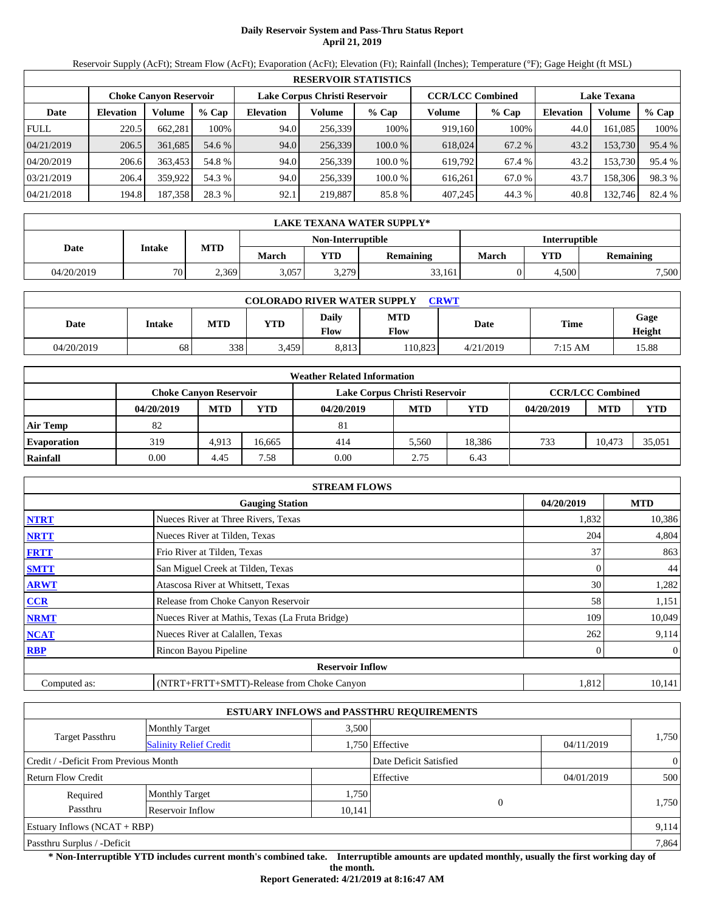# Daily Reservoir System and Pass-Thru Status Report
## April 21, 2019

Reservoir Supply (AcFt); Stream Flow (AcFt); Evaporation (AcFt); Elevation (Ft); Rainfall (Inches); Temperature (°F); Gage Height (ft MSL)

| RESERVOIR STATISTICS | | | | | | | | | | | |
|---|---|---|---|---|---|---|---|---|---|---|---|
| | Choke Canyon Reservoir | | | Lake Corpus Christi Reservoir | | | CCR/LCC Combined | | Lake Texana | | |
| Date | Elevation | Volume | % Cap | Elevation | Volume | % Cap | Volume | % Cap | Elevation | Volume | % Cap |
| FULL | 220.5 | 662,281 | 100% | 94.0 | 256,339 | 100% | 919,160 | 100% | 44.0 | 161,085 | 100% |
| 04/21/2019 | 206.5 | 361,685 | 54.6 % | 94.0 | 256,339 | 100.0 % | 618,024 | 67.2 % | 43.2 | 153,730 | 95.4 % |
| 04/20/2019 | 206.6 | 363,453 | 54.8 % | 94.0 | 256,339 | 100.0 % | 619,792 | 67.4 % | 43.2 | 153,730 | 95.4 % |
| 03/21/2019 | 206.4 | 359,922 | 54.3 % | 94.0 | 256,339 | 100.0 % | 616,261 | 67.0 % | 43.7 | 158,306 | 98.3 % |
| 04/21/2018 | 194.8 | 187,358 | 28.3 % | 92.1 | 219,887 | 85.8 % | 407,245 | 44.3 % | 40.8 | 132,746 | 82.4 % |

| LAKE TEXANA WATER SUPPLY* | | | | | | | | |
|---|---|---|---|---|---|---|---|---|
| Date | Intake | MTD | Non-Interruptible | | | Interruptible | | |
| | | | March | YTD | Remaining | March | YTD | Remaining |
| 04/20/2019 | 70 | 2,369 | 3,057 | 3,279 | 33,161 | 0 | 4,500 | 7,500 |

| COLORADO RIVER WATER SUPPLY CRWT | | | | | | | | |
|---|---|---|---|---|---|---|---|---|
| Date | Intake | MTD | YTD | Daily Flow | MTD Flow | Date | Time | Gage Height |
| 04/20/2019 | 68 | 338 | 3,459 | 8,813 | 110,823 | 4/21/2019 | 7:15 AM | 15.88 |

| Weather Related Information | | | | | | | | | |
|---|---|---|---|---|---|---|---|---|---|
| | Choke Canyon Reservoir | | | Lake Corpus Christi Reservoir | | | CCR/LCC Combined | | |
| | 04/20/2019 | MTD | YTD | 04/20/2019 | MTD | YTD | 04/20/2019 | MTD | YTD |
| Air Temp | 82 | | | 81 | | | | | |
| Evaporation | 319 | 4,913 | 16,665 | 414 | 5,560 | 18,386 | 733 | 10,473 | 35,051 |
| Rainfall | 0.00 | 4.45 | 7.58 | 0.00 | 2.75 | 6.43 | | | |

| STREAM FLOWS | | | |
|---|---|---|---|
| | Gauging Station | 04/20/2019 | MTD |
| NTRT | Nueces River at Three Rivers, Texas | 1,832 | 10,386 |
| NRTT | Nueces River at Tilden, Texas | 204 | 4,804 |
| FRTT | Frio River at Tilden, Texas | 37 | 863 |
| SMTT | San Miguel Creek at Tilden, Texas | 0 | 44 |
| ARWT | Atascosa River at Whitsett, Texas | 30 | 1,282 |
| CCR | Release from Choke Canyon Reservoir | 58 | 1,151 |
| NRMT | Nueces River at Mathis, Texas (La Fruta Bridge) | 109 | 10,049 |
| NCAT | Nueces River at Calallen, Texas | 262 | 9,114 |
| RBP | Rincon Bayou Pipeline | 0 | 0 |
| | **Reservoir Inflow** | | |
| Computed as: | (NTRT+FRTT+SMTT)-Release from Choke Canyon | 1,812 | 10,141 |

| ESTUARY INFLOWS and PASSTHRU REQUIREMENTS | | | | | |
|---|---|---|---|---|---|
| Target Passthru | Monthly Target | 3,500 | | | 1,750 |
| | Salinity Relief Credit | 1,750 | Effective | 04/11/2019 | |
| Credit / -Deficit From Previous Month | | | Date Deficit Satisfied | | 0 |
| Return Flow Credit | | | Effective | 04/01/2019 | 500 |
| Required Passthru | Monthly Target | 1,750 | 0 | | 1,750 |
| | Reservoir Inflow | 10,141 | | | |
| Estuary Inflows (NCAT + RBP) | | | | | 9,114 |
| Passthru Surplus / -Deficit | | | | | 7,864 |

**\* Non-Interruptible YTD includes current month's combined take. Interruptible amounts are updated monthly, usually the first working day of the month.**

**Report Generated: 4/21/2019 at 8:16:47 AM**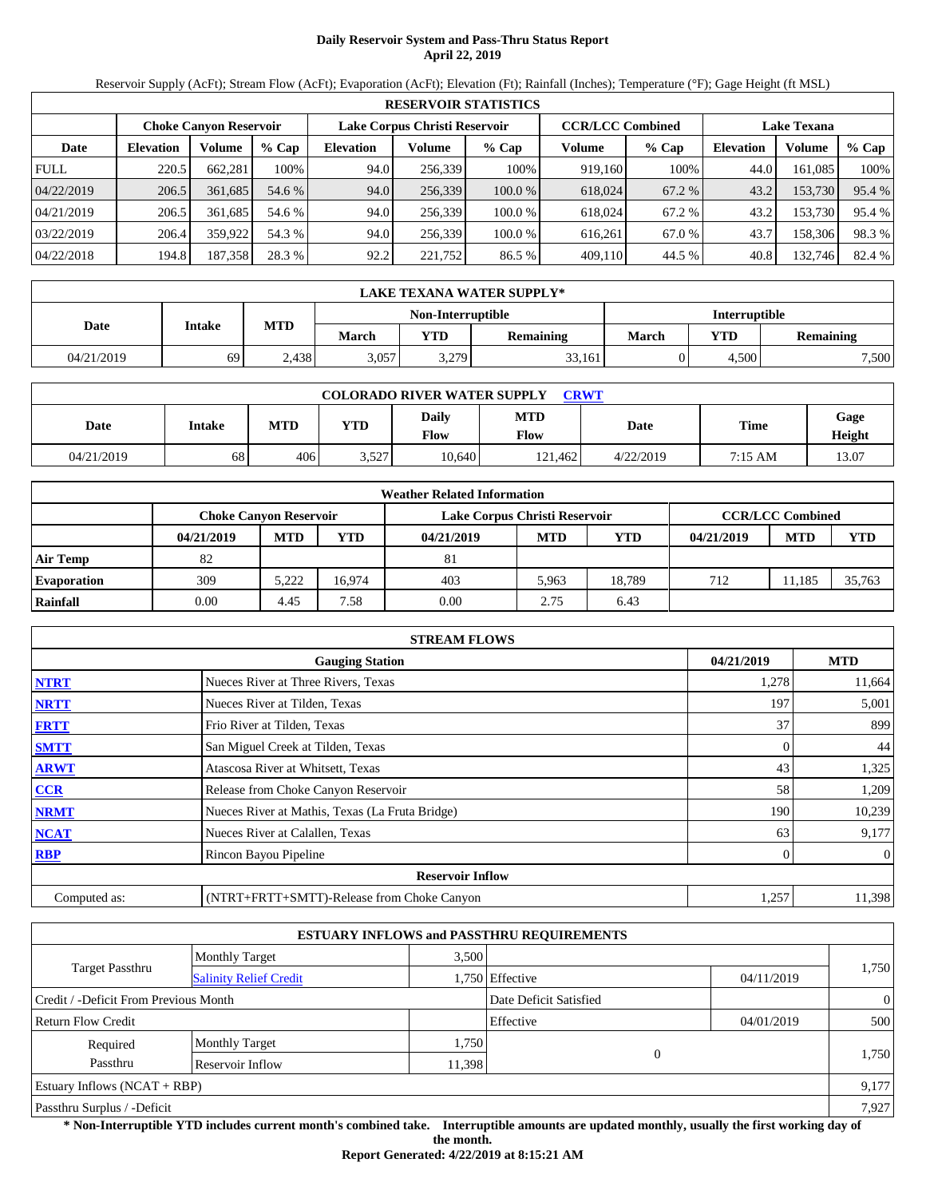# Daily Reservoir System and Pass-Thru Status Report
## April 22, 2019

Reservoir Supply (AcFt); Stream Flow (AcFt); Evaporation (AcFt); Elevation (Ft); Rainfall (Inches); Temperature (°F); Gage Height (ft MSL)

| RESERVOIR STATISTICS | | | | | | | | | | | |
|---|---|---|---|---|---|---|---|---|---|---|---|
| | Choke Canyon Reservoir | | | Lake Corpus Christi Reservoir | | | CCR/LCC Combined | | Lake Texana | | |
| Date | Elevation | Volume | % Cap | Elevation | Volume | % Cap | Volume | % Cap | Elevation | Volume | % Cap |
| FULL | 220.5 | 662,281 | 100% | 94.0 | 256,339 | 100% | 919,160 | 100% | 44.0 | 161,085 | 100% |
| 04/22/2019 | 206.5 | 361,685 | 54.6 % | 94.0 | 256,339 | 100.0 % | 618,024 | 67.2 % | 43.2 | 153,730 | 95.4 % |
| 04/21/2019 | 206.5 | 361,685 | 54.6 % | 94.0 | 256,339 | 100.0 % | 618,024 | 67.2 % | 43.2 | 153,730 | 95.4 % |
| 03/22/2019 | 206.4 | 359,922 | 54.3 % | 94.0 | 256,339 | 100.0 % | 616,261 | 67.0 % | 43.7 | 158,306 | 98.3 % |
| 04/22/2018 | 194.8 | 187,358 | 28.3 % | 92.2 | 221,752 | 86.5 % | 409,110 | 44.5 % | 40.8 | 132,746 | 82.4 % |

| LAKE TEXANA WATER SUPPLY* | | | | | | | |
|---|---|---|---|---|---|---|---|
| Date | Intake | MTD | Non-Interruptible | | | Interruptible | | |
| | | | March | YTD | Remaining | March | YTD | Remaining |
| 04/21/2019 | 69 | 2,438 | 3,057 | 3,279 | 33,161 | 0 | 4,500 | 7,500 |

| COLORADO RIVER WATER SUPPLY CRWT | | | | | | | | |
|---|---|---|---|---|---|---|---|---|
| Date | Intake | MTD | YTD | Daily Flow | MTD Flow | Date | Time | Gage Height |
| 04/21/2019 | 68 | 406 | 3,527 | 10,640 | 121,462 | 4/22/2019 | 7:15 AM | 13.07 |

| Weather Related Information | | | | | | | | | |
|---|---|---|---|---|---|---|---|---|---|
| | Choke Canyon Reservoir | | | Lake Corpus Christi Reservoir | | | CCR/LCC Combined | | |
| | 04/21/2019 | MTD | YTD | 04/21/2019 | MTD | YTD | 04/21/2019 | MTD | YTD |
| Air Temp | 82 | | | 81 | | | | | |
| Evaporation | 309 | 5,222 | 16,974 | 403 | 5,963 | 18,789 | 712 | 11,185 | 35,763 |
| Rainfall | 0.00 | 4.45 | 7.58 | 0.00 | 2.75 | 6.43 | | | |

| STREAM FLOWS | | | |
|---|---|---|---|
| | Gauging Station | 04/21/2019 | MTD |
| NTRT | Nueces River at Three Rivers, Texas | 1,278 | 11,664 |
| NRTT | Nueces River at Tilden, Texas | 197 | 5,001 |
| FRTT | Frio River at Tilden, Texas | 37 | 899 |
| SMTT | San Miguel Creek at Tilden, Texas | 0 | 44 |
| ARWT | Atascosa River at Whitsett, Texas | 43 | 1,325 |
| CCR | Release from Choke Canyon Reservoir | 58 | 1,209 |
| NRMT | Nueces River at Mathis, Texas (La Fruta Bridge) | 190 | 10,239 |
| NCAT | Nueces River at Calallen, Texas | 63 | 9,177 |
| RBP | Rincon Bayou Pipeline | 0 | 0 |
| | Reservoir Inflow | | |
| Computed as: | (NTRT+FRTT+SMTT)-Release from Choke Canyon | 1,257 | 11,398 |

| ESTUARY INFLOWS and PASSTHRU REQUIREMENTS | | | | | |
|---|---|---|---|---|---|
| Target Passthru | Monthly Target | 3,500 | | | 1,750 |
| | Salinity Relief Credit | 1,750 | Effective | 04/11/2019 | |
| Credit / -Deficit From Previous Month | | | Date Deficit Satisfied | | 0 |
| Return Flow Credit | | | Effective | 04/01/2019 | 500 |
| Required Passthru | Monthly Target | 1,750 | 0 | | 1,750 |
| | Reservoir Inflow | 11,398 | | | |
| Estuary Inflows (NCAT + RBP) | | | | | 9,177 |
| Passthru Surplus / -Deficit | | | | | 7,927 |

**\* Non-Interruptible YTD includes current month's combined take. Interruptible amounts are updated monthly, usually the first working day of the month.**

**Report Generated: 4/22/2019 at 8:15:21 AM**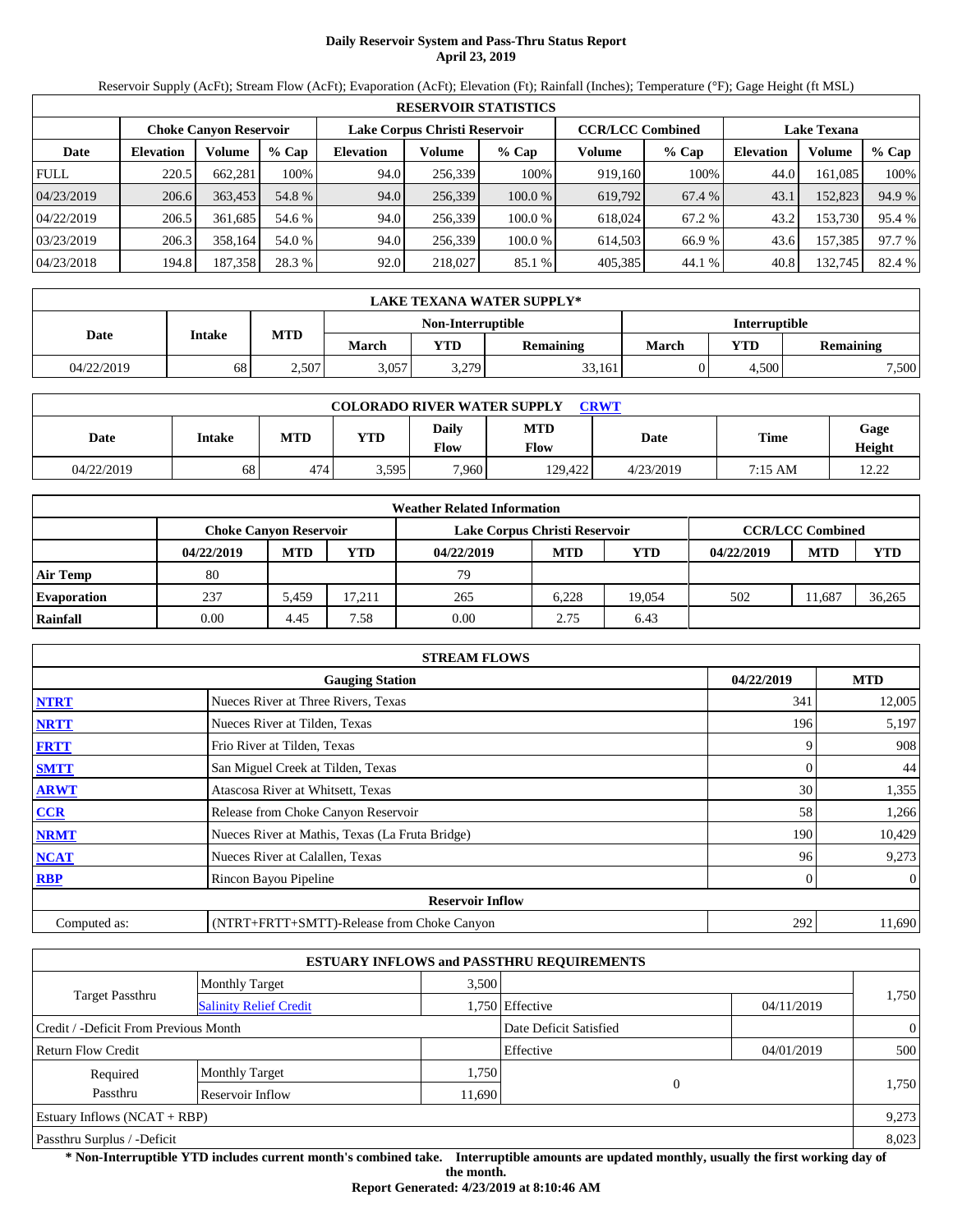# Daily Reservoir System and Pass-Thru Status Report
## April 23, 2019

Reservoir Supply (AcFt); Stream Flow (AcFt); Evaporation (AcFt); Elevation (Ft); Rainfall (Inches); Temperature (°F); Gage Height (ft MSL)

| RESERVOIR STATISTICS | | | | | | | | | | | |
|---|---|---|---|---|---|---|---|---|---|---|---|
| | Choke Canyon Reservoir | | | Lake Corpus Christi Reservoir | | | CCR/LCC Combined | | Lake Texana | | |
| Date | Elevation | Volume | % Cap | Elevation | Volume | % Cap | Volume | % Cap | Elevation | Volume | % Cap |
| FULL | 220.5 | 662,281 | 100% | 94.0 | 256,339 | 100% | 919,160 | 100% | 44.0 | 161,085 | 100% |
| 04/23/2019 | 206.6 | 363,453 | 54.8 % | 94.0 | 256,339 | 100.0 % | 619,792 | 67.4 % | 43.1 | 152,823 | 94.9 % |
| 04/22/2019 | 206.5 | 361,685 | 54.6 % | 94.0 | 256,339 | 100.0 % | 618,024 | 67.2 % | 43.2 | 153,730 | 95.4 % |
| 03/23/2019 | 206.3 | 358,164 | 54.0 % | 94.0 | 256,339 | 100.0 % | 614,503 | 66.9 % | 43.6 | 157,385 | 97.7 % |
| 04/23/2018 | 194.8 | 187,358 | 28.3 % | 92.0 | 218,027 | 85.1 % | 405,385 | 44.1 % | 40.8 | 132,745 | 82.4 % |

| LAKE TEXANA WATER SUPPLY* | | | | | | | | |
|---|---|---|---|---|---|---|---|---|
| Date | Intake | MTD | Non-Interruptible | | | Interruptible | | |
| | | | March | YTD | Remaining | March | YTD | Remaining |
| 04/22/2019 | 68 | 2,507 | 3,057 | 3,279 | 33,161 | 0 | 4,500 | 7,500 |

| COLORADO RIVER WATER SUPPLY CRWT | | | | | | | | |
|---|---|---|---|---|---|---|---|---|
| Date | Intake | MTD | YTD | Daily Flow | MTD Flow | Date | Time | Gage Height |
| 04/22/2019 | 68 | 474 | 3,595 | 7,960 | 129,422 | 4/23/2019 | 7:15 AM | 12.22 |

| Weather Related Information | | | | | | | | | |
|---|---|---|---|---|---|---|---|---|---|
| | Choke Canyon Reservoir | | | Lake Corpus Christi Reservoir | | | CCR/LCC Combined | | |
| | 04/22/2019 | MTD | YTD | 04/22/2019 | MTD | YTD | 04/22/2019 | MTD | YTD |
| Air Temp | 80 | | | 79 | | | | | |
| Evaporation | 237 | 5,459 | 17,211 | 265 | 6,228 | 19,054 | 502 | 11,687 | 36,265 |
| Rainfall | 0.00 | 4.45 | 7.58 | 0.00 | 2.75 | 6.43 | | | |

| STREAM FLOWS | | | |
|---|---|---|---|
| | Gauging Station | 04/22/2019 | MTD |
| NTRT | Nueces River at Three Rivers, Texas | 341 | 12,005 |
| NRTT | Nueces River at Tilden, Texas | 196 | 5,197 |
| FRTT | Frio River at Tilden, Texas | 9 | 908 |
| SMTT | San Miguel Creek at Tilden, Texas | 0 | 44 |
| ARWT | Atascosa River at Whitsett, Texas | 30 | 1,355 |
| CCR | Release from Choke Canyon Reservoir | 58 | 1,266 |
| NRMT | Nueces River at Mathis, Texas (La Fruta Bridge) | 190 | 10,429 |
| NCAT | Nueces River at Calallen, Texas | 96 | 9,273 |
| RBP | Rincon Bayou Pipeline | 0 | 0 |
| Reservoir Inflow | | | |
| Computed as: | (NTRT+FRTT+SMTT)-Release from Choke Canyon | 292 | 11,690 |

| ESTUARY INFLOWS and PASSTHRU REQUIREMENTS | | | | | |
|---|---|---|---|---|---|
| Target Passthru | Monthly Target | 3,500 | | | 1,750 |
| | Salinity Relief Credit | 1,750 | Effective | 04/11/2019 | |
| Credit / -Deficit From Previous Month | | | Date Deficit Satisfied | | 0 |
| Return Flow Credit | | | Effective | 04/01/2019 | 500 |
| Required Passthru | Monthly Target | 1,750 | 0 | | 1,750 |
| | Reservoir Inflow | 11,690 | | | |
| Estuary Inflows (NCAT + RBP) | | | | | 9,273 |
| Passthru Surplus / -Deficit | | | | | 8,023 |

**\* Non-Interruptible YTD includes current month's combined take. Interruptible amounts are updated monthly, usually the first working day of the month.**

**Report Generated: 4/23/2019 at 8:10:46 AM**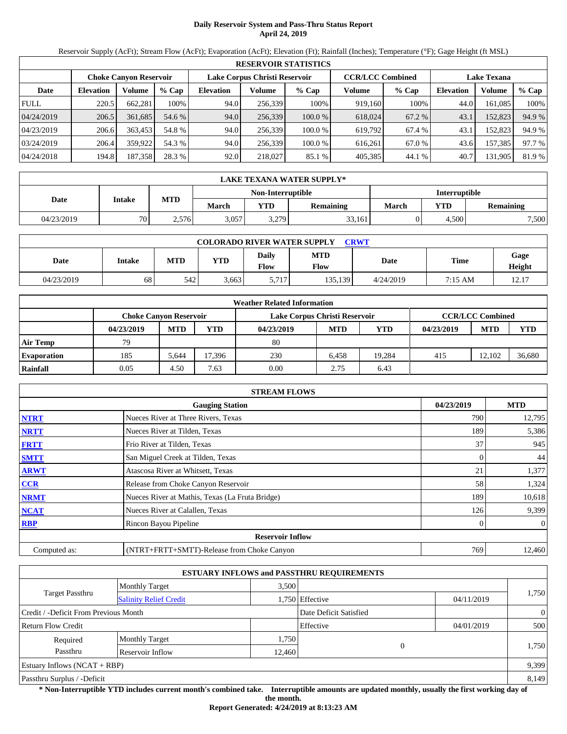# Daily Reservoir System and Pass-Thru Status Report
## April 24, 2019

Reservoir Supply (AcFt); Stream Flow (AcFt); Evaporation (AcFt); Elevation (Ft); Rainfall (Inches); Temperature (°F); Gage Height (ft MSL)

| RESERVOIR STATISTICS | | | | | | | | | | | |
|---|---|---|---|---|---|---|---|---|---|---|---|
| | Choke Canyon Reservoir | | | Lake Corpus Christi Reservoir | | | CCR/LCC Combined | | Lake Texana | | |
| Date | Elevation | Volume | % Cap | Elevation | Volume | % Cap | Volume | % Cap | Elevation | Volume | % Cap |
| FULL | 220.5 | 662,281 | 100% | 94.0 | 256,339 | 100% | 919,160 | 100% | 44.0 | 161,085 | 100% |
| 04/24/2019 | 206.5 | 361,685 | 54.6 % | 94.0 | 256,339 | 100.0 % | 618,024 | 67.2 % | 43.1 | 152,823 | 94.9 % |
| 04/23/2019 | 206.6 | 363,453 | 54.8 % | 94.0 | 256,339 | 100.0 % | 619,792 | 67.4 % | 43.1 | 152,823 | 94.9 % |
| 03/24/2019 | 206.4 | 359,922 | 54.3 % | 94.0 | 256,339 | 100.0 % | 616,261 | 67.0 % | 43.6 | 157,385 | 97.7 % |
| 04/24/2018 | 194.8 | 187,358 | 28.3 % | 92.0 | 218,027 | 85.1 % | 405,385 | 44.1 % | 40.7 | 131,905 | 81.9 % |

| LAKE TEXANA WATER SUPPLY* | | | | | | | | |
|---|---|---|---|---|---|---|---|---|
| Date | Intake | MTD | Non-Interruptible | | | Interruptible | | |
| | | | March | YTD | Remaining | March | YTD | Remaining |
| 04/23/2019 | 70 | 2,576 | 3,057 | 3,279 | 33,161 | 0 | 4,500 | 7,500 |

| COLORADO RIVER WATER SUPPLY CRWT | | | | | | | | |
|---|---|---|---|---|---|---|---|---|
| Date | Intake | MTD | YTD | Daily Flow | MTD Flow | Date | Time | Gage Height |
| 04/23/2019 | 68 | 542 | 3,663 | 5,717 | 135,139 | 4/24/2019 | 7:15 AM | 12.17 |

| Weather Related Information | | | | | | | | | |
|---|---|---|---|---|---|---|---|---|---|
| | Choke Canyon Reservoir | | | Lake Corpus Christi Reservoir | | | CCR/LCC Combined | | |
| | 04/23/2019 | MTD | YTD | 04/23/2019 | MTD | YTD | 04/23/2019 | MTD | YTD |
| Air Temp | 79 | | | 80 | | | | | |
| Evaporation | 185 | 5,644 | 17,396 | 230 | 6,458 | 19,284 | 415 | 12,102 | 36,680 |
| Rainfall | 0.05 | 4.50 | 7.63 | 0.00 | 2.75 | 6.43 | | | |

| STREAM FLOWS | | | |
|---|---|---|---|
| | Gauging Station | 04/23/2019 | MTD |
| NTRT | Nueces River at Three Rivers, Texas | 790 | 12,795 |
| NRTT | Nueces River at Tilden, Texas | 189 | 5,386 |
| FRTT | Frio River at Tilden, Texas | 37 | 945 |
| SMTT | San Miguel Creek at Tilden, Texas | 0 | 44 |
| ARWT | Atascosa River at Whitsett, Texas | 21 | 1,377 |
| CCR | Release from Choke Canyon Reservoir | 58 | 1,324 |
| NRMT | Nueces River at Mathis, Texas (La Fruta Bridge) | 189 | 10,618 |
| NCAT | Nueces River at Calallen, Texas | 126 | 9,399 |
| RBP | Rincon Bayou Pipeline | 0 | 0 |
| | Reservoir Inflow | | |
| Computed as: | (NTRT+FRTT+SMTT)-Release from Choke Canyon | 769 | 12,460 |

| ESTUARY INFLOWS and PASSTHRU REQUIREMENTS | | | | | |
|---|---|---|---|---|---|
| Target Passthru | Monthly Target | 3,500 | | | 1,750 |
| | Salinity Relief Credit | 1,750 | Effective | 04/11/2019 | |
| Credit / -Deficit From Previous Month | | | Date Deficit Satisfied | | 0 |
| Return Flow Credit | | | Effective | 04/01/2019 | 500 |
| Required Passthru | Monthly Target | 1,750 | 0 | | 1,750 |
| | Reservoir Inflow | 12,460 | | | |
| Estuary Inflows (NCAT + RBP) | | | | | 9,399 |
| Passthru Surplus / -Deficit | | | | | 8,149 |

**\* Non-Interruptible YTD includes current month's combined take. Interruptible amounts are updated monthly, usually the first working day of the month.**

**Report Generated: 4/24/2019 at 8:13:23 AM**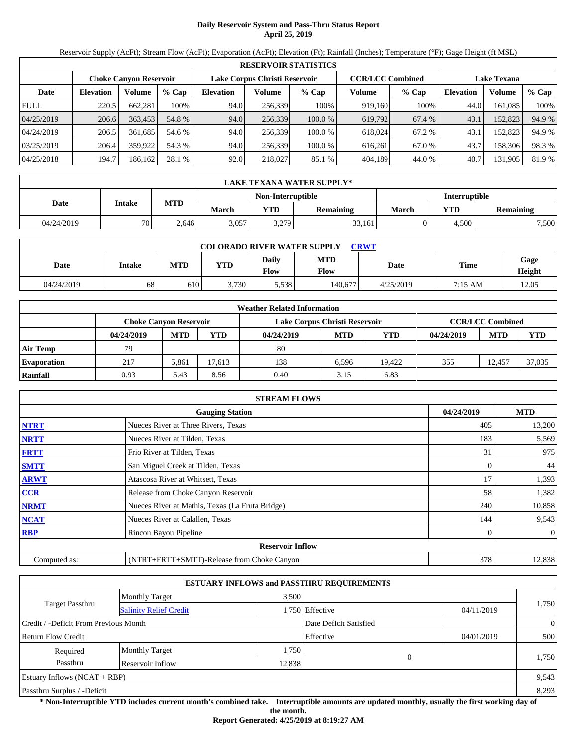# Daily Reservoir System and Pass-Thru Status Report
## April 25, 2019

Reservoir Supply (AcFt); Stream Flow (AcFt); Evaporation (AcFt); Elevation (Ft); Rainfall (Inches); Temperature (°F); Gage Height (ft MSL)

| RESERVOIR STATISTICS | | | | | | | | | | | |
|---|---|---|---|---|---|---|---|---|---|---|---|
| | Choke Canyon Reservoir | | | Lake Corpus Christi Reservoir | | | CCR/LCC Combined | | Lake Texana | | |
| Date | Elevation | Volume | % Cap | Elevation | Volume | % Cap | Volume | % Cap | Elevation | Volume | % Cap |
| FULL | 220.5 | 662,281 | 100% | 94.0 | 256,339 | 100% | 919,160 | 100% | 44.0 | 161,085 | 100% |
| 04/25/2019 | 206.6 | 363,453 | 54.8 % | 94.0 | 256,339 | 100.0 % | 619,792 | 67.4 % | 43.1 | 152,823 | 94.9 % |
| 04/24/2019 | 206.5 | 361,685 | 54.6 % | 94.0 | 256,339 | 100.0 % | 618,024 | 67.2 % | 43.1 | 152,823 | 94.9 % |
| 03/25/2019 | 206.4 | 359,922 | 54.3 % | 94.0 | 256,339 | 100.0 % | 616,261 | 67.0 % | 43.7 | 158,306 | 98.3 % |
| 04/25/2018 | 194.7 | 186,162 | 28.1 % | 92.0 | 218,027 | 85.1 % | 404,189 | 44.0 % | 40.7 | 131,905 | 81.9 % |

| LAKE TEXANA WATER SUPPLY* | | | | | | | | |
|---|---|---|---|---|---|---|---|---|
| Date | Intake | MTD | Non-Interruptible | | | Interruptible | | |
| | | | March | YTD | Remaining | March | YTD | Remaining |
| 04/24/2019 | 70 | 2,646 | 3,057 | 3,279 | 33,161 | 0 | 4,500 | 7,500 |

| COLORADO RIVER WATER SUPPLY CRWT | | | | | | | | |
|---|---|---|---|---|---|---|---|---|
| Date | Intake | MTD | YTD | Daily Flow | MTD Flow | Date | Time | Gage Height |
| 04/24/2019 | 68 | 610 | 3,730 | 5,538 | 140,677 | 4/25/2019 | 7:15 AM | 12.05 |

| Weather Related Information | | | | | | | | | |
|---|---|---|---|---|---|---|---|---|---|
| | Choke Canyon Reservoir | | | Lake Corpus Christi Reservoir | | | CCR/LCC Combined | | |
| | 04/24/2019 | MTD | YTD | 04/24/2019 | MTD | YTD | 04/24/2019 | MTD | YTD |
| Air Temp | 79 | | | 80 | | | | | |
| Evaporation | 217 | 5,861 | 17,613 | 138 | 6,596 | 19,422 | 355 | 12,457 | 37,035 |
| Rainfall | 0.93 | 5.43 | 8.56 | 0.40 | 3.15 | 6.83 | | | |

| STREAM FLOWS | | | |
|---|---|---|---|
| | Gauging Station | 04/24/2019 | MTD |
| NTRT | Nueces River at Three Rivers, Texas | 405 | 13,200 |
| NRTT | Nueces River at Tilden, Texas | 183 | 5,569 |
| FRTT | Frio River at Tilden, Texas | 31 | 975 |
| SMTT | San Miguel Creek at Tilden, Texas | 0 | 44 |
| ARWT | Atascosa River at Whitsett, Texas | 17 | 1,393 |
| CCR | Release from Choke Canyon Reservoir | 58 | 1,382 |
| NRMT | Nueces River at Mathis, Texas (La Fruta Bridge) | 240 | 10,858 |
| NCAT | Nueces River at Calallen, Texas | 144 | 9,543 |
| RBP | Rincon Bayou Pipeline | 0 | 0 |
| **Reservoir Inflow** | | | |
| Computed as: | (NTRT+FRTT+SMTT)-Release from Choke Canyon | 378 | 12,838 |

| ESTUARY INFLOWS and PASSTHRU REQUIREMENTS | | | | | |
|---|---|---|---|---|---|
| Target Passthru | Monthly Target | 3,500 | | | 1,750 |
| | Salinity Relief Credit | 1,750 | Effective | 04/11/2019 | |
| Credit / -Deficit From Previous Month | | | Date Deficit Satisfied | | 0 |
| Return Flow Credit | | | Effective | 04/01/2019 | 500 |
| Required Passthru | Monthly Target | 1,750 | 0 | | 1,750 |
| | Reservoir Inflow | 12,838 | | | |
| Estuary Inflows (NCAT + RBP) | | | | | 9,543 |
| Passthru Surplus / -Deficit | | | | | 8,293 |

**\* Non-Interruptible YTD includes current month's combined take. Interruptible amounts are updated monthly, usually the first working day of the month.**

**Report Generated: 4/25/2019 at 8:19:27 AM**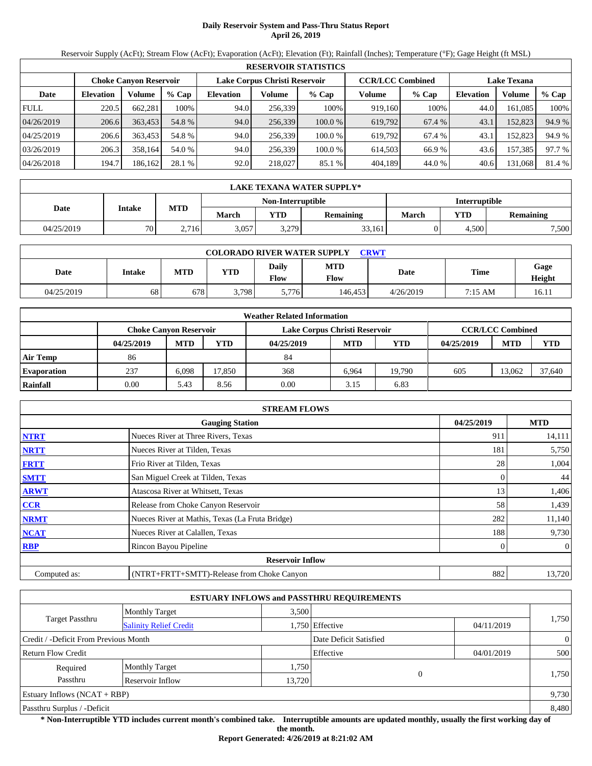# Daily Reservoir System and Pass-Thru Status Report
## April 26, 2019

Reservoir Supply (AcFt); Stream Flow (AcFt); Evaporation (AcFt); Elevation (Ft); Rainfall (Inches); Temperature (°F); Gage Height (ft MSL)

| RESERVOIR STATISTICS | | | | | | | | | | | |
|---|---|---|---|---|---|---|---|---|---|---|---|
| | Choke Canyon Reservoir | | | Lake Corpus Christi Reservoir | | | CCR/LCC Combined | | Lake Texana | | |
| Date | Elevation | Volume | % Cap | Elevation | Volume | % Cap | Volume | % Cap | Elevation | Volume | % Cap |
| FULL | 220.5 | 662,281 | 100% | 94.0 | 256,339 | 100% | 919,160 | 100% | 44.0 | 161,085 | 100% |
| 04/26/2019 | 206.6 | 363,453 | 54.8 % | 94.0 | 256,339 | 100.0 % | 619,792 | 67.4 % | 43.1 | 152,823 | 94.9 % |
| 04/25/2019 | 206.6 | 363,453 | 54.8 % | 94.0 | 256,339 | 100.0 % | 619,792 | 67.4 % | 43.1 | 152,823 | 94.9 % |
| 03/26/2019 | 206.3 | 358,164 | 54.0 % | 94.0 | 256,339 | 100.0 % | 614,503 | 66.9 % | 43.6 | 157,385 | 97.7 % |
| 04/26/2018 | 194.7 | 186,162 | 28.1 % | 92.0 | 218,027 | 85.1 % | 404,189 | 44.0 % | 40.6 | 131,068 | 81.4 % |

| LAKE TEXANA WATER SUPPLY* | | | | | | | | |
|---|---|---|---|---|---|---|---|---|
| Date | Intake | MTD | Non-Interruptible | | | Interruptible | | |
| | | | March | YTD | Remaining | March | YTD | Remaining |
| 04/25/2019 | 70 | 2,716 | 3,057 | 3,279 | 33,161 | 0 | 4,500 | 7,500 |

| COLORADO RIVER WATER SUPPLY CRWT | | | | | | | | |
|---|---|---|---|---|---|---|---|---|
| Date | Intake | MTD | YTD | Daily Flow | MTD Flow | Date | Time | Gage Height |
| 04/25/2019 | 68 | 678 | 3,798 | 5,776 | 146,453 | 4/26/2019 | 7:15 AM | 16.11 |

| Weather Related Information | | | | | | | | | |
|---|---|---|---|---|---|---|---|---|---|
| | Choke Canyon Reservoir | | | Lake Corpus Christi Reservoir | | | CCR/LCC Combined | | |
| | 04/25/2019 | MTD | YTD | 04/25/2019 | MTD | YTD | 04/25/2019 | MTD | YTD |
| Air Temp | 86 | | | 84 | | | | | |
| Evaporation | 237 | 6,098 | 17,850 | 368 | 6,964 | 19,790 | 605 | 13,062 | 37,640 |
| Rainfall | 0.00 | 5.43 | 8.56 | 0.00 | 3.15 | 6.83 | | | |

| STREAM FLOWS | | | |
|---|---|---|---|
| | Gauging Station | 04/25/2019 | MTD |
| NTRT | Nueces River at Three Rivers, Texas | 911 | 14,111 |
| NRTT | Nueces River at Tilden, Texas | 181 | 5,750 |
| FRTT | Frio River at Tilden, Texas | 28 | 1,004 |
| SMTT | San Miguel Creek at Tilden, Texas | 0 | 44 |
| ARWT | Atascosa River at Whitsett, Texas | 13 | 1,406 |
| CCR | Release from Choke Canyon Reservoir | 58 | 1,439 |
| NRMT | Nueces River at Mathis, Texas (La Fruta Bridge) | 282 | 11,140 |
| NCAT | Nueces River at Calallen, Texas | 188 | 9,730 |
| RBP | Rincon Bayou Pipeline | 0 | 0 |
| **Reservoir Inflow** | | | |
| Computed as: | (NTRT+FRTT+SMTT)-Release from Choke Canyon | 882 | 13,720 |

| ESTUARY INFLOWS and PASSTHRU REQUIREMENTS | | | | | |
|---|---|---|---|---|---|
| Target Passthru | Monthly Target | 3,500 | | | 1,750 |
| | Salinity Relief Credit | 1,750 | Effective | 04/11/2019 | |
| Credit / -Deficit From Previous Month | | | Date Deficit Satisfied | | 0 |
| Return Flow Credit | | | Effective | 04/01/2019 | 500 |
| Required Passthru | Monthly Target | 1,750 | 0 | | 1,750 |
| | Reservoir Inflow | 13,720 | | | |
| Estuary Inflows (NCAT + RBP) | | | | | 9,730 |
| Passthru Surplus / -Deficit | | | | | 8,480 |

**\* Non-Interruptible YTD includes current month's combined take. Interruptible amounts are updated monthly, usually the first working day of the month.**

**Report Generated: 4/26/2019 at 8:21:02 AM**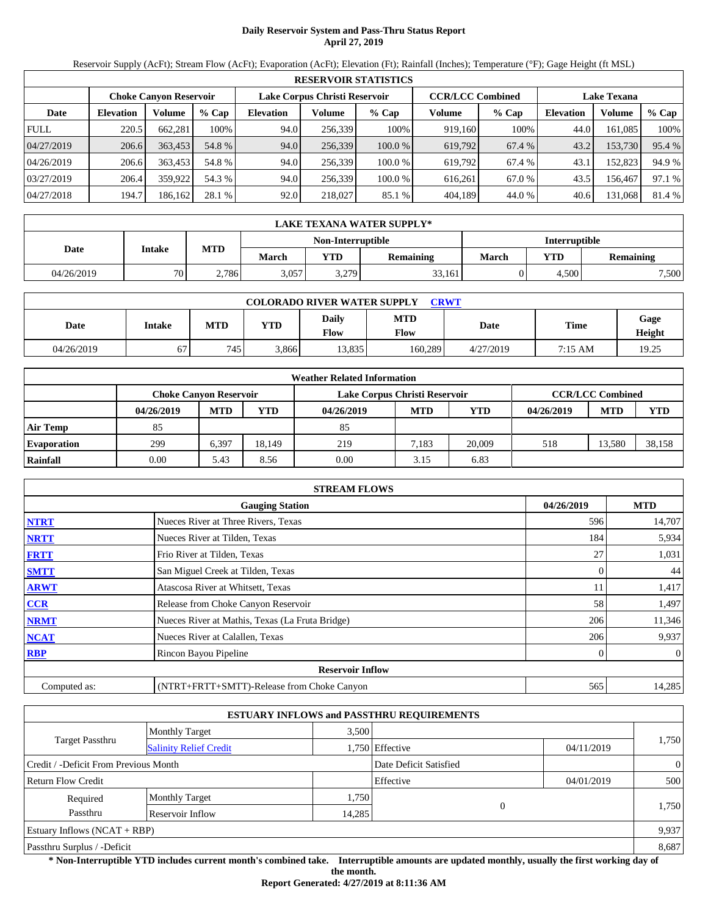# Daily Reservoir System and Pass-Thru Status Report
## April 27, 2019

Reservoir Supply (AcFt); Stream Flow (AcFt); Evaporation (AcFt); Elevation (Ft); Rainfall (Inches); Temperature (°F); Gage Height (ft MSL)

| RESERVOIR STATISTICS | | | | | | | | | | | |
|---|---|---|---|---|---|---|---|---|---|---|---|
| | Choke Canyon Reservoir | | | Lake Corpus Christi Reservoir | | | CCR/LCC Combined | | Lake Texana | | |
| Date | Elevation | Volume | % Cap | Elevation | Volume | % Cap | Volume | % Cap | Elevation | Volume | % Cap |
| FULL | 220.5 | 662,281 | 100% | 94.0 | 256,339 | 100% | 919,160 | 100% | 44.0 | 161,085 | 100% |
| 04/27/2019 | 206.6 | 363,453 | 54.8 % | 94.0 | 256,339 | 100.0 % | 619,792 | 67.4 % | 43.2 | 153,730 | 95.4 % |
| 04/26/2019 | 206.6 | 363,453 | 54.8 % | 94.0 | 256,339 | 100.0 % | 619,792 | 67.4 % | 43.1 | 152,823 | 94.9 % |
| 03/27/2019 | 206.4 | 359,922 | 54.3 % | 94.0 | 256,339 | 100.0 % | 616,261 | 67.0 % | 43.5 | 156,467 | 97.1 % |
| 04/27/2018 | 194.7 | 186,162 | 28.1 % | 92.0 | 218,027 | 85.1 % | 404,189 | 44.0 % | 40.6 | 131,068 | 81.4 % |

| LAKE TEXANA WATER SUPPLY* | | | | | | | | |
|---|---|---|---|---|---|---|---|---|
| Date | Intake | MTD | Non-Interruptible | | | Interruptible | | |
| | | | March | YTD | Remaining | March | YTD | Remaining |
| 04/26/2019 | 70 | 2,786 | 3,057 | 3,279 | 33,161 | 0 | 4,500 | 7,500 |

| COLORADO RIVER WATER SUPPLY CRWT | | | | | | | | |
|---|---|---|---|---|---|---|---|---|
| Date | Intake | MTD | YTD | Daily Flow | MTD Flow | Date | Time | Gage Height |
| 04/26/2019 | 67 | 745 | 3,866 | 13,835 | 160,289 | 4/27/2019 | 7:15 AM | 19.25 |

| Weather Related Information | | | | | | | | | |
|---|---|---|---|---|---|---|---|---|---|
| | Choke Canyon Reservoir | | | Lake Corpus Christi Reservoir | | | CCR/LCC Combined | | |
| | 04/26/2019 | MTD | YTD | 04/26/2019 | MTD | YTD | 04/26/2019 | MTD | YTD |
| Air Temp | 85 | | | 85 | | | | | |
| Evaporation | 299 | 6,397 | 18,149 | 219 | 7,183 | 20,009 | 518 | 13,580 | 38,158 |
| Rainfall | 0.00 | 5.43 | 8.56 | 0.00 | 3.15 | 6.83 | | | |

| STREAM FLOWS | | | |
|---|---|---|---|
| | Gauging Station | 04/26/2019 | MTD |
| NTRT | Nueces River at Three Rivers, Texas | 596 | 14,707 |
| NRTT | Nueces River at Tilden, Texas | 184 | 5,934 |
| FRTT | Frio River at Tilden, Texas | 27 | 1,031 |
| SMTT | San Miguel Creek at Tilden, Texas | 0 | 44 |
| ARWT | Atascosa River at Whitsett, Texas | 11 | 1,417 |
| CCR | Release from Choke Canyon Reservoir | 58 | 1,497 |
| NRMT | Nueces River at Mathis, Texas (La Fruta Bridge) | 206 | 11,346 |
| NCAT | Nueces River at Calallen, Texas | 206 | 9,937 |
| RBP | Rincon Bayou Pipeline | 0 | 0 |
| | Reservoir Inflow | | |
| Computed as: | (NTRT+FRTT+SMTT)-Release from Choke Canyon | 565 | 14,285 |

| ESTUARY INFLOWS and PASSTHRU REQUIREMENTS | | | | | |
|---|---|---|---|---|---|
| Target Passthru | Monthly Target | 3,500 | | | 1,750 |
| | Salinity Relief Credit | 1,750 | Effective | 04/11/2019 | |
| Credit / -Deficit From Previous Month | | | Date Deficit Satisfied | | 0 |
| Return Flow Credit | | | Effective | 04/01/2019 | 500 |
| Required Passthru | Monthly Target | 1,750 | 0 | | 1,750 |
| | Reservoir Inflow | 14,285 | | | |
| Estuary Inflows (NCAT + RBP) | | | | | 9,937 |
| Passthru Surplus / -Deficit | | | | | 8,687 |

**\* Non-Interruptible YTD includes current month's combined take. Interruptible amounts are updated monthly, usually the first working day of the month.**

**Report Generated: 4/27/2019 at 8:11:36 AM**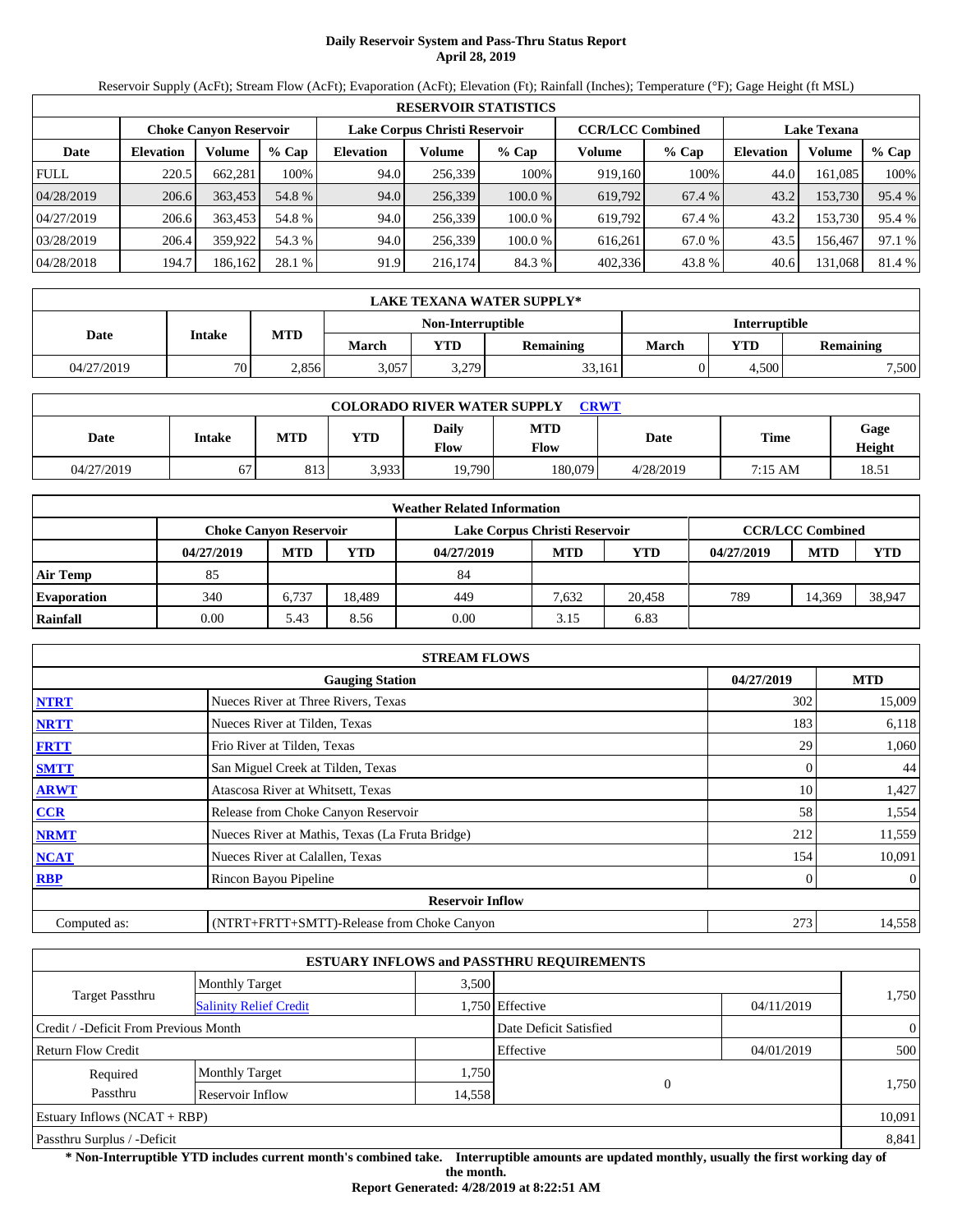# Daily Reservoir System and Pass-Thru Status Report
## April 28, 2019

Reservoir Supply (AcFt); Stream Flow (AcFt); Evaporation (AcFt); Elevation (Ft); Rainfall (Inches); Temperature (°F); Gage Height (ft MSL)

| RESERVOIR STATISTICS | | | | | | | | | | | |
|---|---|---|---|---|---|---|---|---|---|---|---|
| | Choke Canyon Reservoir | | | Lake Corpus Christi Reservoir | | | CCR/LCC Combined | | Lake Texana | | |
| Date | Elevation | Volume | % Cap | Elevation | Volume | % Cap | Volume | % Cap | Elevation | Volume | % Cap |
| FULL | 220.5 | 662,281 | 100% | 94.0 | 256,339 | 100% | 919,160 | 100% | 44.0 | 161,085 | 100% |
| 04/28/2019 | 206.6 | 363,453 | 54.8 % | 94.0 | 256,339 | 100.0 % | 619,792 | 67.4 % | 43.2 | 153,730 | 95.4 % |
| 04/27/2019 | 206.6 | 363,453 | 54.8 % | 94.0 | 256,339 | 100.0 % | 619,792 | 67.4 % | 43.2 | 153,730 | 95.4 % |
| 03/28/2019 | 206.4 | 359,922 | 54.3 % | 94.0 | 256,339 | 100.0 % | 616,261 | 67.0 % | 43.5 | 156,467 | 97.1 % |
| 04/28/2018 | 194.7 | 186,162 | 28.1 % | 91.9 | 216,174 | 84.3 % | 402,336 | 43.8 % | 40.6 | 131,068 | 81.4 % |

| LAKE TEXANA WATER SUPPLY* | | | | | | | | |
|---|---|---|---|---|---|---|---|---|
| Date | Intake | MTD | Non-Interruptible | | | Interruptible | | |
| | | | March | YTD | Remaining | March | YTD | Remaining |
| 04/27/2019 | 70 | 2,856 | 3,057 | 3,279 | 33,161 | 0 | 4,500 | 7,500 |

| COLORADO RIVER WATER SUPPLY CRWT | | | | | | | | |
|---|---|---|---|---|---|---|---|---|
| Date | Intake | MTD | YTD | Daily Flow | MTD Flow | Date | Time | Gage Height |
| 04/27/2019 | 67 | 813 | 3,933 | 19,790 | 180,079 | 4/28/2019 | 7:15 AM | 18.51 |

| Weather Related Information | | | | | | | | | |
|---|---|---|---|---|---|---|---|---|---|
| | Choke Canyon Reservoir | | | Lake Corpus Christi Reservoir | | | CCR/LCC Combined | | |
| | 04/27/2019 | MTD | YTD | 04/27/2019 | MTD | YTD | 04/27/2019 | MTD | YTD |
| Air Temp | 85 | | | 84 | | | | | |
| Evaporation | 340 | 6,737 | 18,489 | 449 | 7,632 | 20,458 | 789 | 14,369 | 38,947 |
| Rainfall | 0.00 | 5.43 | 8.56 | 0.00 | 3.15 | 6.83 | | | |

| STREAM FLOWS | | | |
|---|---|---|---|
| | Gauging Station | 04/27/2019 | MTD |
| NTRT | Nueces River at Three Rivers, Texas | 302 | 15,009 |
| NRTT | Nueces River at Tilden, Texas | 183 | 6,118 |
| FRTT | Frio River at Tilden, Texas | 29 | 1,060 |
| SMTT | San Miguel Creek at Tilden, Texas | 0 | 44 |
| ARWT | Atascosa River at Whitsett, Texas | 10 | 1,427 |
| CCR | Release from Choke Canyon Reservoir | 58 | 1,554 |
| NRMT | Nueces River at Mathis, Texas (La Fruta Bridge) | 212 | 11,559 |
| NCAT | Nueces River at Calallen, Texas | 154 | 10,091 |
| RBP | Rincon Bayou Pipeline | 0 | 0 |
| **Reservoir Inflow** | | | |
| Computed as: | (NTRT+FRTT+SMTT)-Release from Choke Canyon | 273 | 14,558 |

| ESTUARY INFLOWS and PASSTHRU REQUIREMENTS | | | | | |
|---|---|---|---|---|---|
| Target Passthru | Monthly Target | 3,500 | | | 1,750 |
| | Salinity Relief Credit | 1,750 | Effective | 04/11/2019 | |
| Credit / -Deficit From Previous Month | | | Date Deficit Satisfied | | 0 |
| Return Flow Credit | | | Effective | 04/01/2019 | 500 |
| Required Passthru | Monthly Target | 1,750 | 0 | | 1,750 |
| | Reservoir Inflow | 14,558 | | | |
| Estuary Inflows (NCAT + RBP) | | | | | 10,091 |
| Passthru Surplus / -Deficit | | | | | 8,841 |

**\* Non-Interruptible YTD includes current month's combined take. Interruptible amounts are updated monthly, usually the first working day of the month.**

**Report Generated: 4/28/2019 at 8:22:51 AM**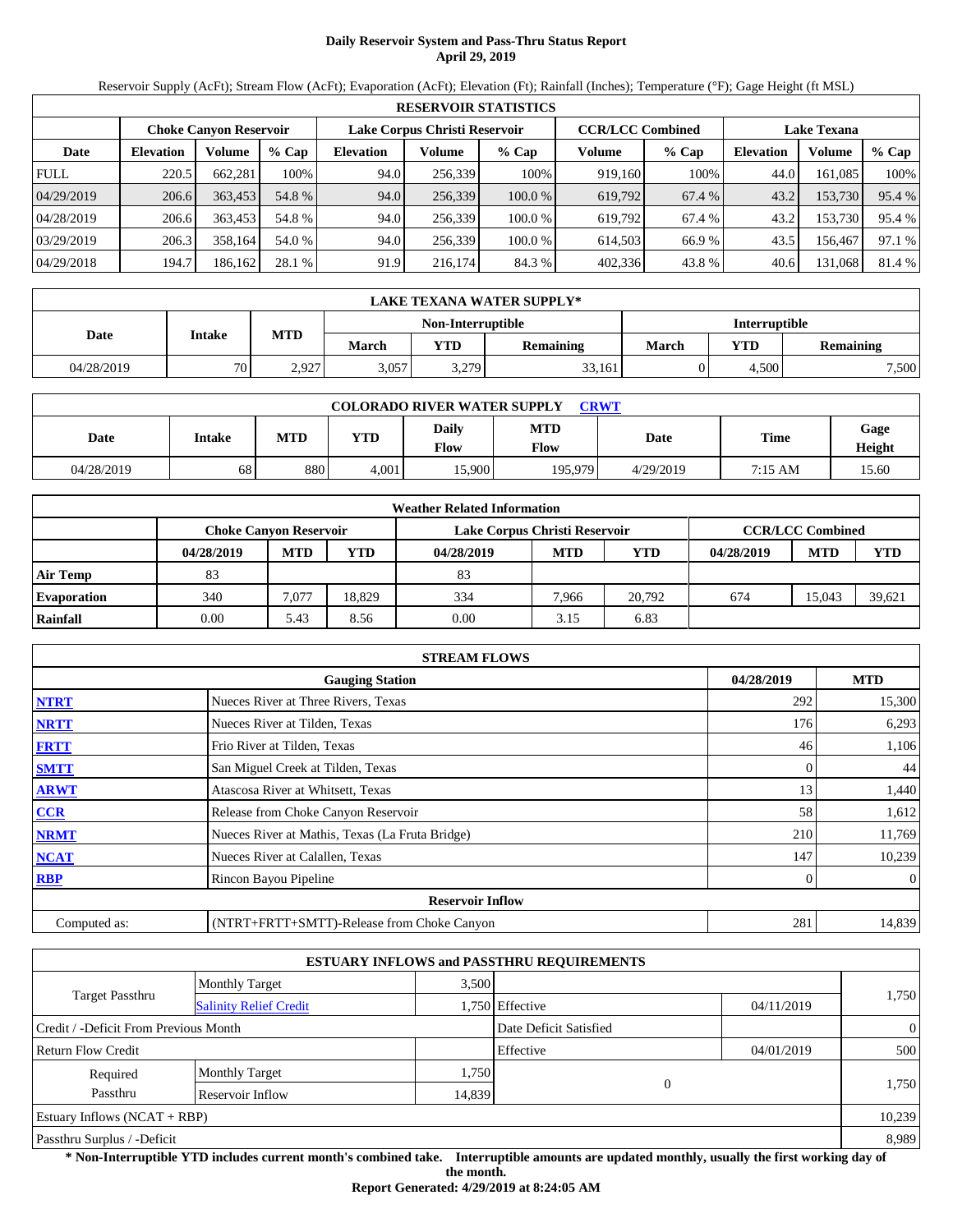# Daily Reservoir System and Pass-Thru Status Report
## April 29, 2019

Reservoir Supply (AcFt); Stream Flow (AcFt); Evaporation (AcFt); Elevation (Ft); Rainfall (Inches); Temperature (°F); Gage Height (ft MSL)

| RESERVOIR STATISTICS | | | | | | | | | | | |
|---|---|---|---|---|---|---|---|---|---|---|---|
| | Choke Canyon Reservoir | | | Lake Corpus Christi Reservoir | | | CCR/LCC Combined | | Lake Texana | | |
| Date | Elevation | Volume | % Cap | Elevation | Volume | % Cap | Volume | % Cap | Elevation | Volume | % Cap |
| FULL | 220.5 | 662,281 | 100% | 94.0 | 256,339 | 100% | 919,160 | 100% | 44.0 | 161,085 | 100% |
| 04/29/2019 | 206.6 | 363,453 | 54.8 % | 94.0 | 256,339 | 100.0 % | 619,792 | 67.4 % | 43.2 | 153,730 | 95.4 % |
| 04/28/2019 | 206.6 | 363,453 | 54.8 % | 94.0 | 256,339 | 100.0 % | 619,792 | 67.4 % | 43.2 | 153,730 | 95.4 % |
| 03/29/2019 | 206.3 | 358,164 | 54.0 % | 94.0 | 256,339 | 100.0 % | 614,503 | 66.9 % | 43.5 | 156,467 | 97.1 % |
| 04/29/2018 | 194.7 | 186,162 | 28.1 % | 91.9 | 216,174 | 84.3 % | 402,336 | 43.8 % | 40.6 | 131,068 | 81.4 % |

| LAKE TEXANA WATER SUPPLY* | | | | | | | | |
|---|---|---|---|---|---|---|---|---|
| Date | Intake | MTD | Non-Interruptible | | | Interruptible | | |
| | | | March | YTD | Remaining | March | YTD | Remaining |
| 04/28/2019 | 70 | 2,927 | 3,057 | 3,279 | 33,161 | 0 | 4,500 | 7,500 |

| COLORADO RIVER WATER SUPPLY CRWT | | | | | | | | |
|---|---|---|---|---|---|---|---|---|
| Date | Intake | MTD | YTD | Daily Flow | MTD Flow | Date | Time | Gage Height |
| 04/28/2019 | 68 | 880 | 4,001 | 15,900 | 195,979 | 4/29/2019 | 7:15 AM | 15.60 |

| Weather Related Information | | | | | | | | | |
|---|---|---|---|---|---|---|---|---|---|
| | Choke Canyon Reservoir | | | Lake Corpus Christi Reservoir | | | CCR/LCC Combined | | |
| | 04/28/2019 | MTD | YTD | 04/28/2019 | MTD | YTD | 04/28/2019 | MTD | YTD |
| Air Temp | 83 | | | 83 | | | | | |
| Evaporation | 340 | 7,077 | 18,829 | 334 | 7,966 | 20,792 | 674 | 15,043 | 39,621 |
| Rainfall | 0.00 | 5.43 | 8.56 | 0.00 | 3.15 | 6.83 | | | |

| STREAM FLOWS | | | |
|---|---|---|---|
| | Gauging Station | 04/28/2019 | MTD |
| NTRT | Nueces River at Three Rivers, Texas | 292 | 15,300 |
| NRTT | Nueces River at Tilden, Texas | 176 | 6,293 |
| FRTT | Frio River at Tilden, Texas | 46 | 1,106 |
| SMTT | San Miguel Creek at Tilden, Texas | 0 | 44 |
| ARWT | Atascosa River at Whitsett, Texas | 13 | 1,440 |
| CCR | Release from Choke Canyon Reservoir | 58 | 1,612 |
| NRMT | Nueces River at Mathis, Texas (La Fruta Bridge) | 210 | 11,769 |
| NCAT | Nueces River at Calallen, Texas | 147 | 10,239 |
| RBP | Rincon Bayou Pipeline | 0 | 0 |
| **Reservoir Inflow** | | | |
| Computed as: | (NTRT+FRTT+SMTT)-Release from Choke Canyon | 281 | 14,839 |

| ESTUARY INFLOWS and PASSTHRU REQUIREMENTS | | | | | |
|---|---|---|---|---|---|
| Target Passthru | Monthly Target | 3,500 | | | 1,750 |
| | Salinity Relief Credit | 1,750 | Effective | 04/11/2019 | |
| Credit / -Deficit From Previous Month | | | Date Deficit Satisfied | | 0 |
| Return Flow Credit | | | Effective | 04/01/2019 | 500 |
| Required Passthru | Monthly Target | 1,750 | 0 | | 1,750 |
| | Reservoir Inflow | 14,839 | | | |
| Estuary Inflows (NCAT + RBP) | | | | | 10,239 |
| Passthru Surplus / -Deficit | | | | | 8,989 |

**\* Non-Interruptible YTD includes current month's combined take. Interruptible amounts are updated monthly, usually the first working day of the month.**

**Report Generated: 4/29/2019 at 8:24:05 AM**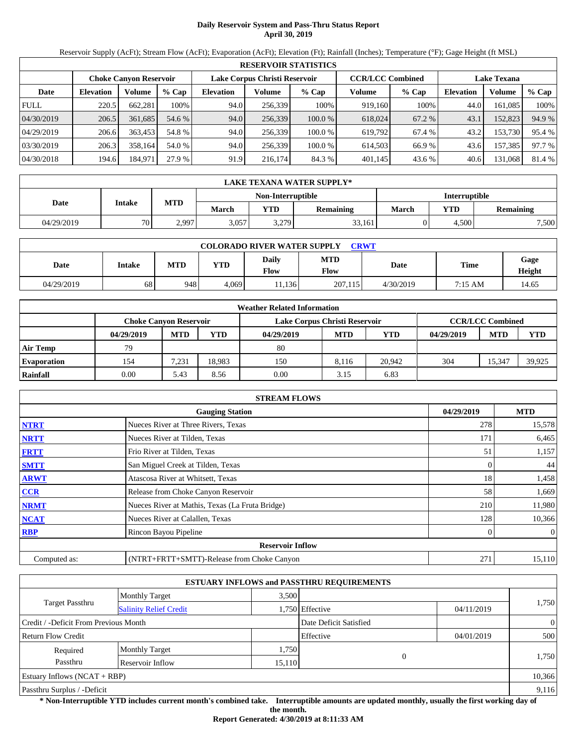# Daily Reservoir System and Pass-Thru Status Report
## April 30, 2019

Reservoir Supply (AcFt); Stream Flow (AcFt); Evaporation (AcFt); Elevation (Ft); Rainfall (Inches); Temperature (°F); Gage Height (ft MSL)

| RESERVOIR STATISTICS | | | | | | | | | | | |
|---|---|---|---|---|---|---|---|---|---|---|---|
| | Choke Canyon Reservoir | | | Lake Corpus Christi Reservoir | | | CCR/LCC Combined | | Lake Texana | | |
| Date | Elevation | Volume | % Cap | Elevation | Volume | % Cap | Volume | % Cap | Elevation | Volume | % Cap |
| FULL | 220.5 | 662,281 | 100% | 94.0 | 256,339 | 100% | 919,160 | 100% | 44.0 | 161,085 | 100% |
| 04/30/2019 | 206.5 | 361,685 | 54.6 % | 94.0 | 256,339 | 100.0 % | 618,024 | 67.2 % | 43.1 | 152,823 | 94.9 % |
| 04/29/2019 | 206.6 | 363,453 | 54.8 % | 94.0 | 256,339 | 100.0 % | 619,792 | 67.4 % | 43.2 | 153,730 | 95.4 % |
| 03/30/2019 | 206.3 | 358,164 | 54.0 % | 94.0 | 256,339 | 100.0 % | 614,503 | 66.9 % | 43.6 | 157,385 | 97.7 % |
| 04/30/2018 | 194.6 | 184,971 | 27.9 % | 91.9 | 216,174 | 84.3 % | 401,145 | 43.6 % | 40.6 | 131,068 | 81.4 % |

| LAKE TEXANA WATER SUPPLY* | | | | | | | | |
|---|---|---|---|---|---|---|---|---|
| Date | Intake | MTD | Non-Interruptible | | | Interruptible | | |
| | | | March | YTD | Remaining | March | YTD | Remaining |
| 04/29/2019 | 70 | 2,997 | 3,057 | 3,279 | 33,161 | 0 | 4,500 | 7,500 |

| COLORADO RIVER WATER SUPPLY CRWT | | | | | | | | |
|---|---|---|---|---|---|---|---|---|
| Date | Intake | MTD | YTD | Daily Flow | MTD Flow | Date | Time | Gage Height |
| 04/29/2019 | 68 | 948 | 4,069 | 11,136 | 207,115 | 4/30/2019 | 7:15 AM | 14.65 |

| Weather Related Information | | | | | | | | | |
|---|---|---|---|---|---|---|---|---|---|
| | Choke Canyon Reservoir | | | Lake Corpus Christi Reservoir | | | CCR/LCC Combined | | |
| | 04/29/2019 | MTD | YTD | 04/29/2019 | MTD | YTD | 04/29/2019 | MTD | YTD |
| Air Temp | 79 | | | 80 | | | | | |
| Evaporation | 154 | 7,231 | 18,983 | 150 | 8,116 | 20,942 | 304 | 15,347 | 39,925 |
| Rainfall | 0.00 | 5.43 | 8.56 | 0.00 | 3.15 | 6.83 | | | |

| STREAM FLOWS | | | |
|---|---|---|---|
| | Gauging Station | 04/29/2019 | MTD |
| NTRT | Nueces River at Three Rivers, Texas | 278 | 15,578 |
| NRTT | Nueces River at Tilden, Texas | 171 | 6,465 |
| FRTT | Frio River at Tilden, Texas | 51 | 1,157 |
| SMTT | San Miguel Creek at Tilden, Texas | 0 | 44 |
| ARWT | Atascosa River at Whitsett, Texas | 18 | 1,458 |
| CCR | Release from Choke Canyon Reservoir | 58 | 1,669 |
| NRMT | Nueces River at Mathis, Texas (La Fruta Bridge) | 210 | 11,980 |
| NCAT | Nueces River at Calallen, Texas | 128 | 10,366 |
| RBP | Rincon Bayou Pipeline | 0 | 0 |
| | **Reservoir Inflow** | | |
| Computed as: | (NTRT+FRTT+SMTT)-Release from Choke Canyon | 271 | 15,110 |

| ESTUARY INFLOWS and PASSTHRU REQUIREMENTS | | | | | |
|---|---|---|---|---|---|
| Target Passthru | Monthly Target | 3,500 | | | 1,750 |
| | Salinity Relief Credit | 1,750 | Effective | 04/11/2019 | |
| Credit / -Deficit From Previous Month | | | Date Deficit Satisfied | | 0 |
| Return Flow Credit | | | Effective | 04/01/2019 | 500 |
| Required Passthru | Monthly Target | 1,750 | 0 | | 1,750 |
| | Reservoir Inflow | 15,110 | | | |
| Estuary Inflows (NCAT + RBP) | | | | | 10,366 |
| Passthru Surplus / -Deficit | | | | | 9,116 |

**\* Non-Interruptible YTD includes current month's combined take. Interruptible amounts are updated monthly, usually the first working day of the month.**

**Report Generated: 4/30/2019 at 8:11:33 AM**